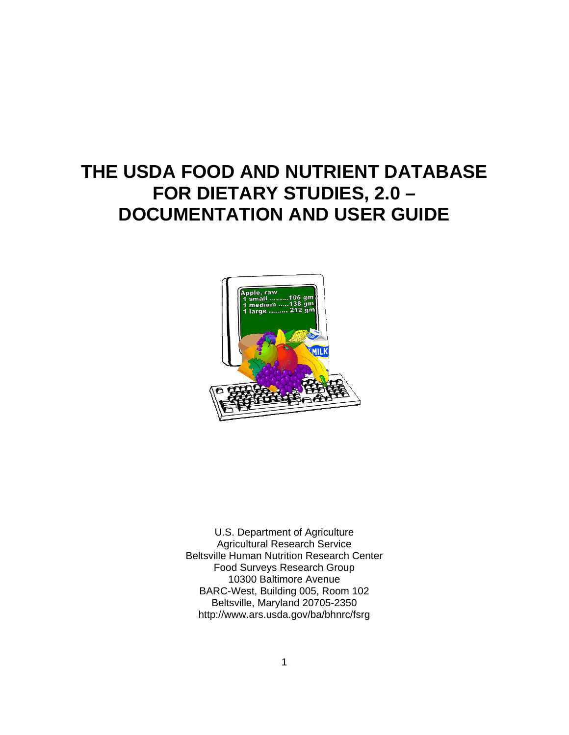# THE USDA FOOD AND NUTRIENT DATABASE FOR DIETARY STUDIES, 2.0 – DOCUMENTATION AND USER GUIDE

U.S. Department of Agriculture
Agricultural Research Service
Beltsville Human Nutrition Research Center
Food Surveys Research Group
10300 Baltimore Avenue
BARC-West, Building 005, Room 102
Beltsville, Maryland 20705-2350
http://www.ars.usda.gov/ba/bhnrc/fsrg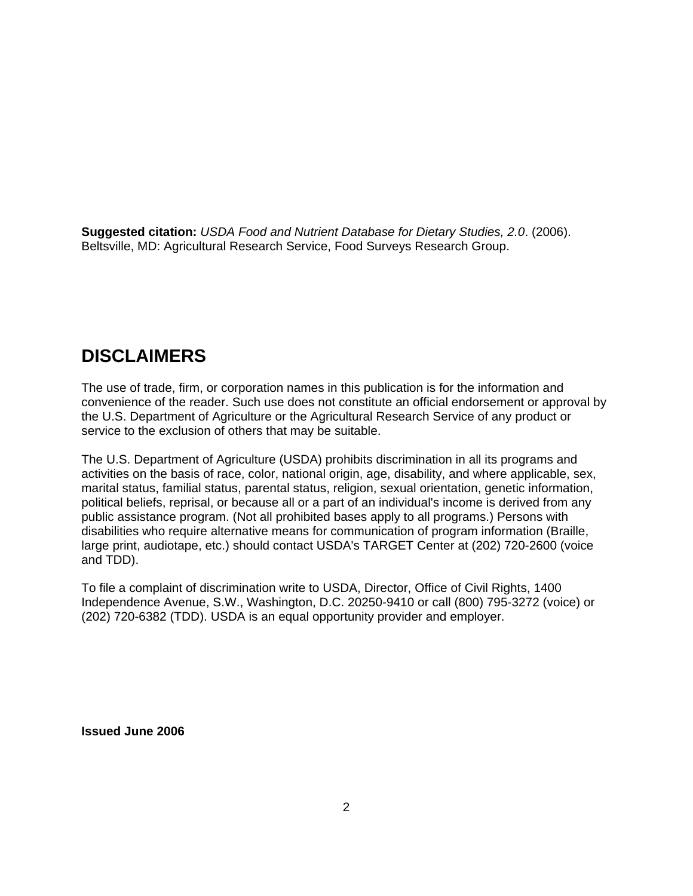**Suggested citation:** *USDA Food and Nutrient Database for Dietary Studies, 2.0*. (2006). Beltsville, MD: Agricultural Research Service, Food Surveys Research Group.

## DISCLAIMERS

The use of trade, firm, or corporation names in this publication is for the information and convenience of the reader. Such use does not constitute an official endorsement or approval by the U.S. Department of Agriculture or the Agricultural Research Service of any product or service to the exclusion of others that may be suitable.

The U.S. Department of Agriculture (USDA) prohibits discrimination in all its programs and activities on the basis of race, color, national origin, age, disability, and where applicable, sex, marital status, familial status, parental status, religion, sexual orientation, genetic information, political beliefs, reprisal, or because all or a part of an individual's income is derived from any public assistance program. (Not all prohibited bases apply to all programs.) Persons with disabilities who require alternative means for communication of program information (Braille, large print, audiotape, etc.) should contact USDA's TARGET Center at (202) 720-2600 (voice and TDD).

To file a complaint of discrimination write to USDA, Director, Office of Civil Rights, 1400 Independence Avenue, S.W., Washington, D.C. 20250-9410 or call (800) 795-3272 (voice) or (202) 720-6382 (TDD). USDA is an equal opportunity provider and employer.

**Issued June 2006**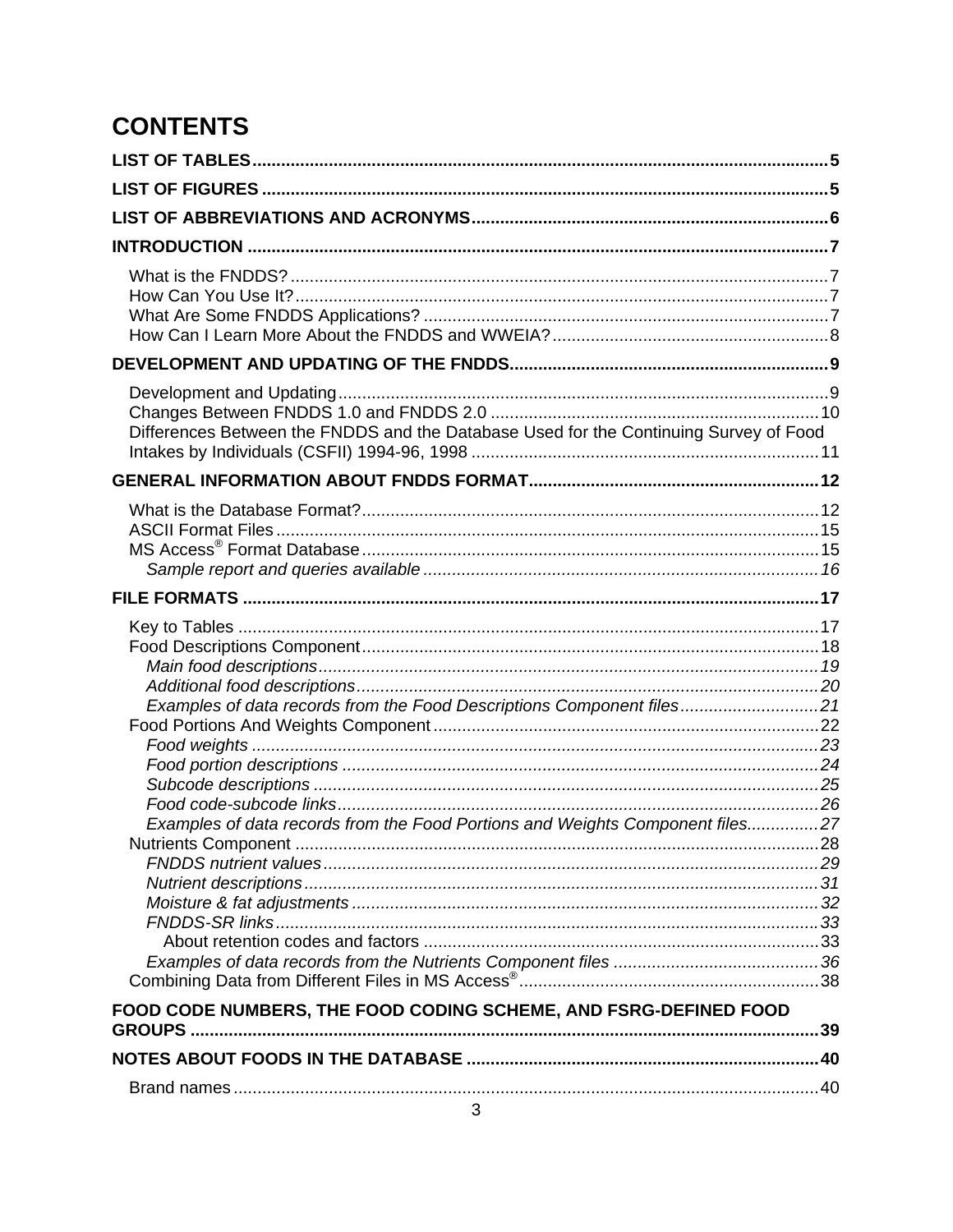# CONTENTS

**LIST OF TABLES** .......... 5

**LIST OF FIGURES** .......... 5

**LIST OF ABBREVIATIONS AND ACRONYMS** .......... 6

**INTRODUCTION** .......... 7

- What is the FNDDS? .......... 7
- How Can You Use It? .......... 7
- What Are Some FNDDS Applications? .......... 7
- How Can I Learn More About the FNDDS and WWEIA? .......... 8

**DEVELOPMENT AND UPDATING OF THE FNDDS** .......... 9

- Development and Updating .......... 9
- Changes Between FNDDS 1.0 and FNDDS 2.0 .......... 10
- Differences Between the FNDDS and the Database Used for the Continuing Survey of Food Intakes by Individuals (CSFII) 1994-96, 1998 .......... 11

**GENERAL INFORMATION ABOUT FNDDS FORMAT** .......... 12

- What is the Database Format? .......... 12
- ASCII Format Files .......... 15
- MS Access® Format Database .......... 15
  - *Sample report and queries available* .......... 16

**FILE FORMATS** .......... 17

- Key to Tables .......... 17
- Food Descriptions Component .......... 18
  - *Main food descriptions* .......... 19
  - *Additional food descriptions* .......... 20
  - *Examples of data records from the Food Descriptions Component files* .......... 21
- Food Portions And Weights Component .......... 22
  - *Food weights* .......... 23
  - *Food portion descriptions* .......... 24
  - *Subcode descriptions* .......... 25
  - *Food code-subcode links* .......... 26
  - *Examples of data records from the Food Portions and Weights Component files* .......... 27
- Nutrients Component .......... 28
  - *FNDDS nutrient values* .......... 29
  - *Nutrient descriptions* .......... 31
  - *Moisture & fat adjustments* .......... 32
  - *FNDDS-SR links* .......... 33
    - About retention codes and factors .......... 33
  - *Examples of data records from the Nutrients Component files* .......... 36
- Combining Data from Different Files in MS Access® .......... 38

**FOOD CODE NUMBERS, THE FOOD CODING SCHEME, AND FSRG-DEFINED FOOD GROUPS** .......... 39

**NOTES ABOUT FOODS IN THE DATABASE** .......... 40

- Brand names .......... 40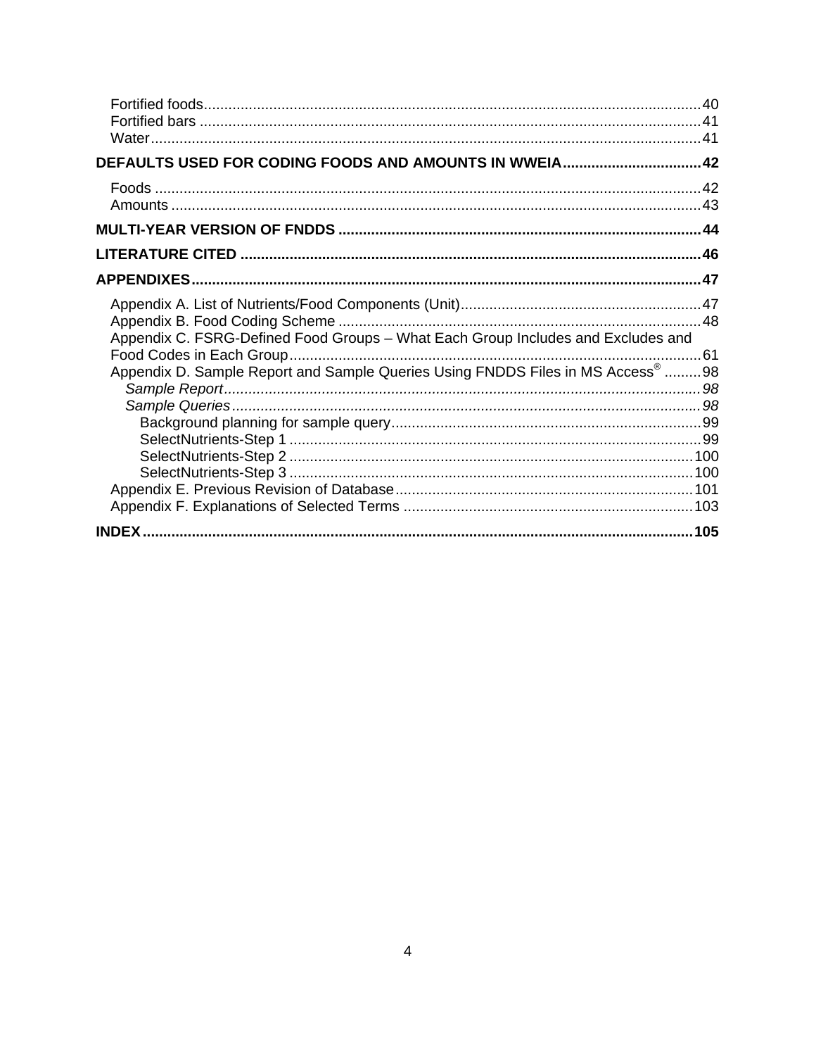Fortified foods ........................................ 40
Fortified bars ........................................ 41
Water ........................................ 41

**DEFAULTS USED FOR CODING FOODS AND AMOUNTS IN WWEIA ........................................ 42**

Foods ........................................ 42
Amounts ........................................ 43

**MULTI-YEAR VERSION OF FNDDS ........................................ 44**

**LITERATURE CITED ........................................ 46**

**APPENDIXES ........................................ 47**

Appendix A. List of Nutrients/Food Components (Unit) ........................................ 47
Appendix B. Food Coding Scheme ........................................ 48
Appendix C. FSRG-Defined Food Groups – What Each Group Includes and Excludes and Food Codes in Each Group ........................................ 61
Appendix D. Sample Report and Sample Queries Using FNDDS Files in MS Access® ........................................ 98
*Sample Report ........................................ 98*
*Sample Queries ........................................ 98*
Background planning for sample query ........................................ 99
SelectNutrients-Step 1 ........................................ 99
SelectNutrients-Step 2 ........................................ 100
SelectNutrients-Step 3 ........................................ 100
Appendix E. Previous Revision of Database ........................................ 101
Appendix F. Explanations of Selected Terms ........................................ 103

**INDEX ........................................ 105**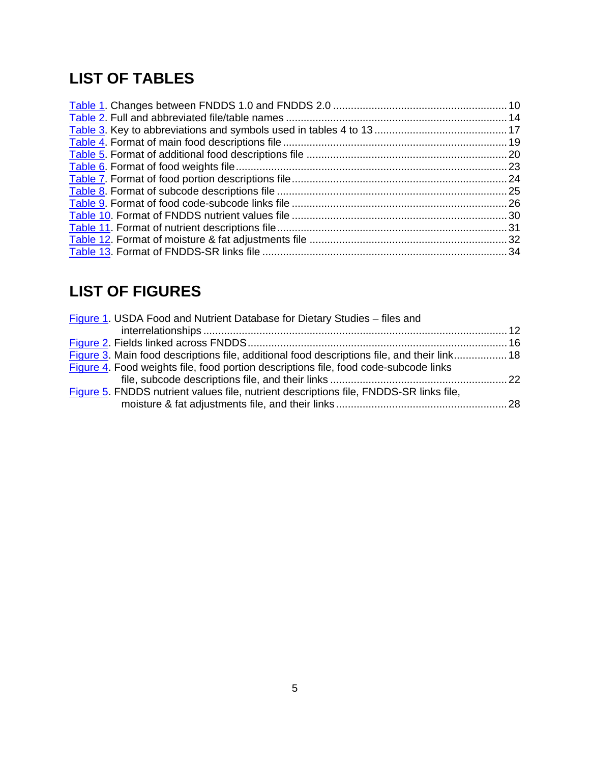# LIST OF TABLES

Table 1. Changes between FNDDS 1.0 and FNDDS 2.0 ........................................................... 10
Table 2. Full and abbreviated file/table names ........................................................................... 14
Table 3. Key to abbreviations and symbols used in tables 4 to 13 ............................................. 17
Table 4. Format of main food descriptions file ........................................................................... 19
Table 5. Format of additional food descriptions file ................................................................... 20
Table 6. Format of food weights file ........................................................................................... 23
Table 7. Format of food portion descriptions file ........................................................................ 24
Table 8. Format of subcode descriptions file ............................................................................. 25
Table 9. Format of food code-subcode links file ......................................................................... 26
Table 10. Format of FNDDS nutrient values file ......................................................................... 30
Table 11. Format of nutrient descriptions file .............................................................................. 31
Table 12. Format of moisture & fat adjustments file ................................................................... 32
Table 13. Format of FNDDS-SR links file ................................................................................... 34

# LIST OF FIGURES

Figure 1. USDA Food and Nutrient Database for Dietary Studies – files and interrelationships ....................................................................................................... 12
Figure 2. Fields linked across FNDDS ....................................................................................... 16
Figure 3. Main food descriptions file, additional food descriptions file, and their link .................. 18
Figure 4. Food weights file, food portion descriptions file, food code-subcode links file, subcode descriptions file, and their links ............................................................ 22
Figure 5. FNDDS nutrient values file, nutrient descriptions file, FNDDS-SR links file, moisture & fat adjustments file, and their links .......................................................... 28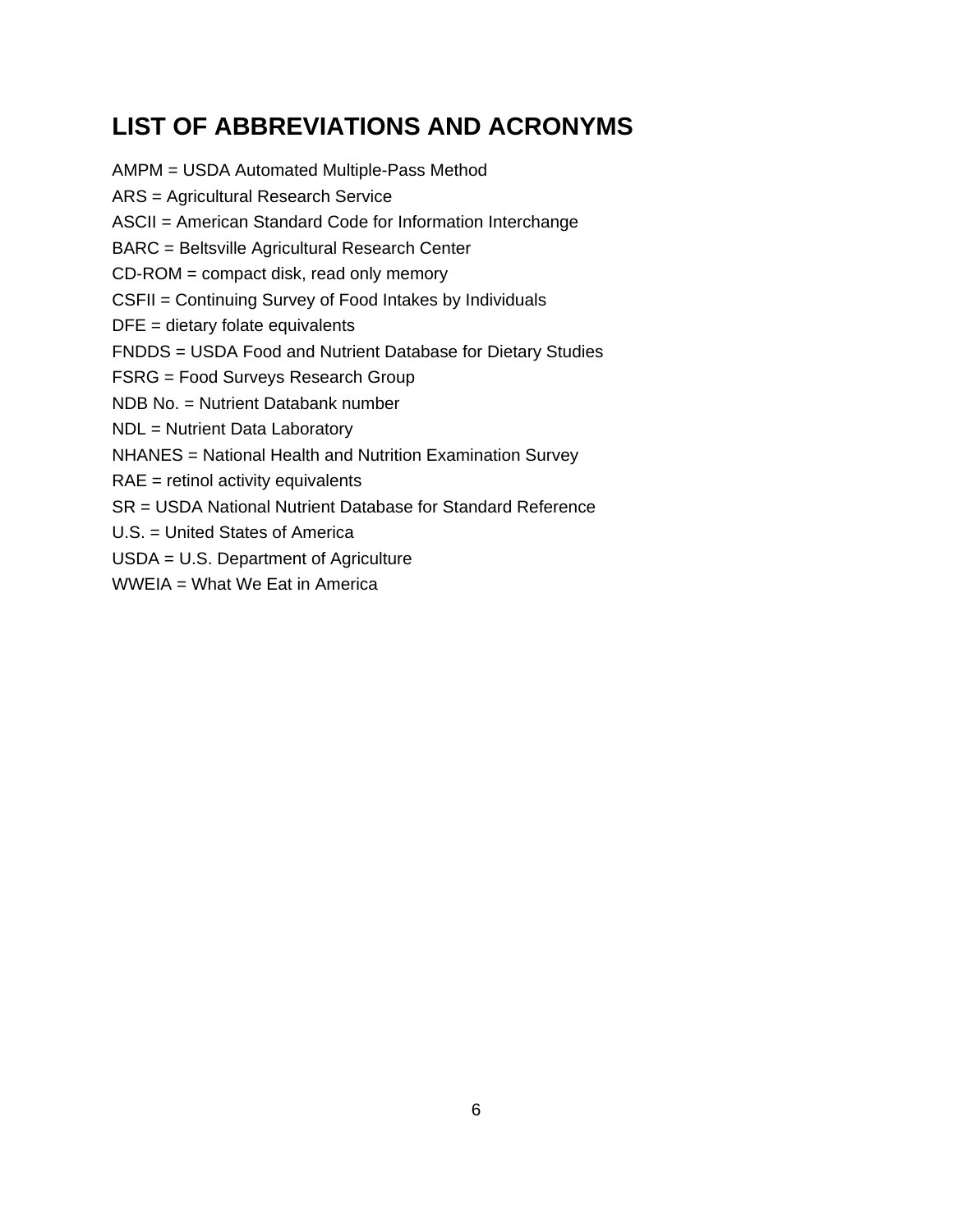# LIST OF ABBREVIATIONS AND ACRONYMS

AMPM = USDA Automated Multiple-Pass Method

ARS = Agricultural Research Service

ASCII = American Standard Code for Information Interchange

BARC = Beltsville Agricultural Research Center

CD-ROM = compact disk, read only memory

CSFII = Continuing Survey of Food Intakes by Individuals

DFE = dietary folate equivalents

FNDDS = USDA Food and Nutrient Database for Dietary Studies

FSRG = Food Surveys Research Group

NDB No. = Nutrient Databank number

NDL = Nutrient Data Laboratory

NHANES = National Health and Nutrition Examination Survey

RAE = retinol activity equivalents

SR = USDA National Nutrient Database for Standard Reference

U.S. = United States of America

USDA = U.S. Department of Agriculture

WWEIA = What We Eat in America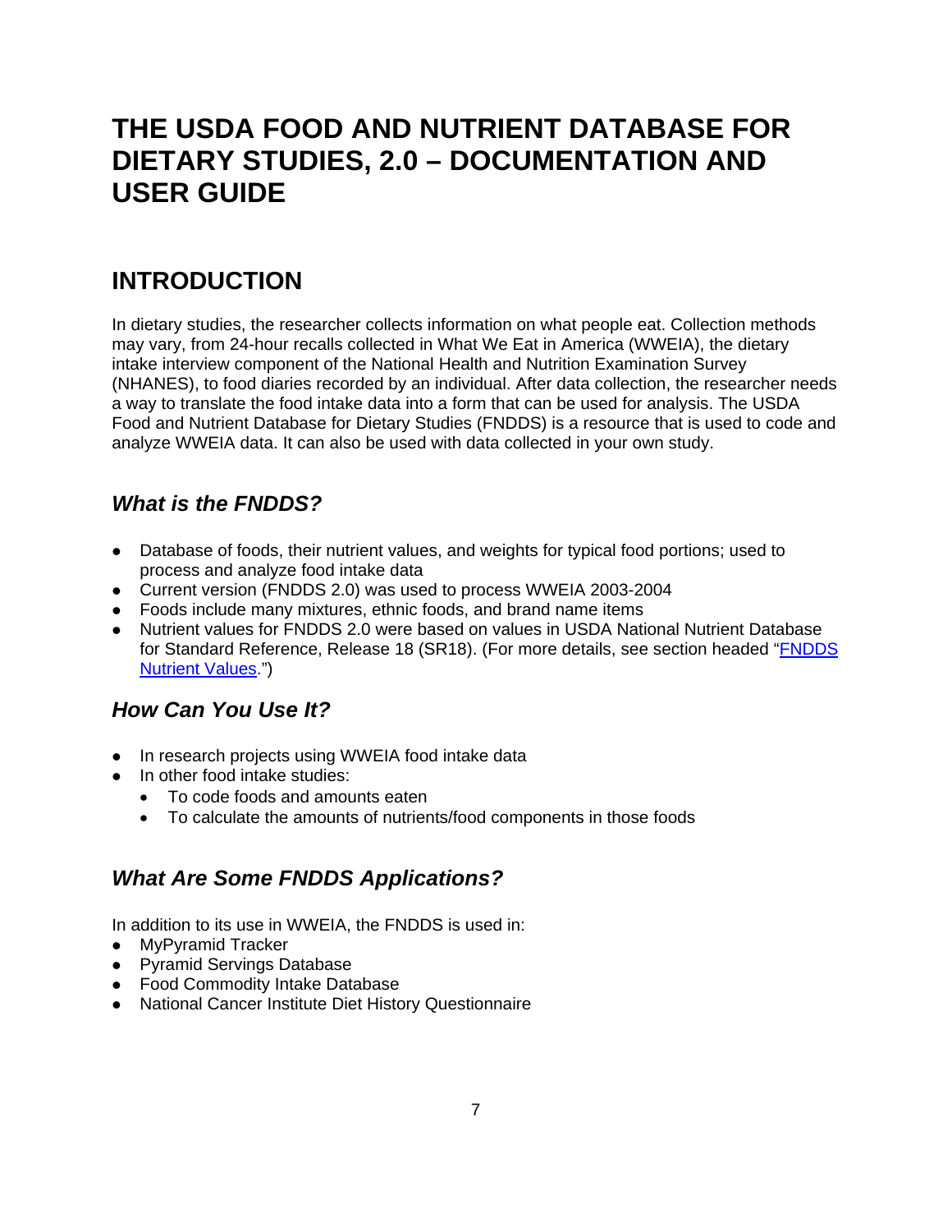# THE USDA FOOD AND NUTRIENT DATABASE FOR DIETARY STUDIES, 2.0 – DOCUMENTATION AND USER GUIDE

## INTRODUCTION

In dietary studies, the researcher collects information on what people eat. Collection methods may vary, from 24-hour recalls collected in What We Eat in America (WWEIA), the dietary intake interview component of the National Health and Nutrition Examination Survey (NHANES), to food diaries recorded by an individual. After data collection, the researcher needs a way to translate the food intake data into a form that can be used for analysis. The USDA Food and Nutrient Database for Dietary Studies (FNDDS) is a resource that is used to code and analyze WWEIA data. It can also be used with data collected in your own study.

### *What is the FNDDS?*

- Database of foods, their nutrient values, and weights for typical food portions; used to process and analyze food intake data
- Current version (FNDDS 2.0) was used to process WWEIA 2003-2004
- Foods include many mixtures, ethnic foods, and brand name items
- Nutrient values for FNDDS 2.0 were based on values in USDA National Nutrient Database for Standard Reference, Release 18 (SR18). (For more details, see section headed "FNDDS Nutrient Values.")

### *How Can You Use It?*

- In research projects using WWEIA food intake data
- In other food intake studies:
  - To code foods and amounts eaten
  - To calculate the amounts of nutrients/food components in those foods

### *What Are Some FNDDS Applications?*

In addition to its use in WWEIA, the FNDDS is used in:

- MyPyramid Tracker
- Pyramid Servings Database
- Food Commodity Intake Database
- National Cancer Institute Diet History Questionnaire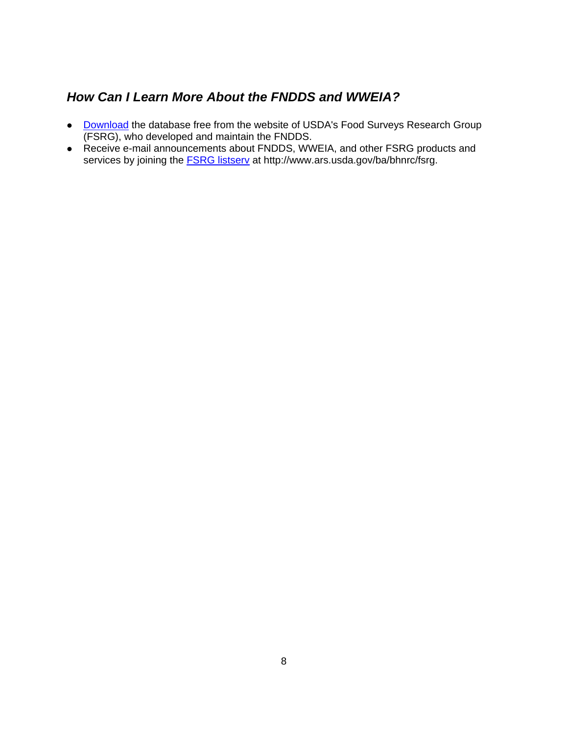### *How Can I Learn More About the FNDDS and WWEIA?*

- Download the database free from the website of USDA's Food Surveys Research Group (FSRG), who developed and maintain the FNDDS.
- Receive e-mail announcements about FNDDS, WWEIA, and other FSRG products and services by joining the FSRG listserv at http://www.ars.usda.gov/ba/bhnrc/fsrg.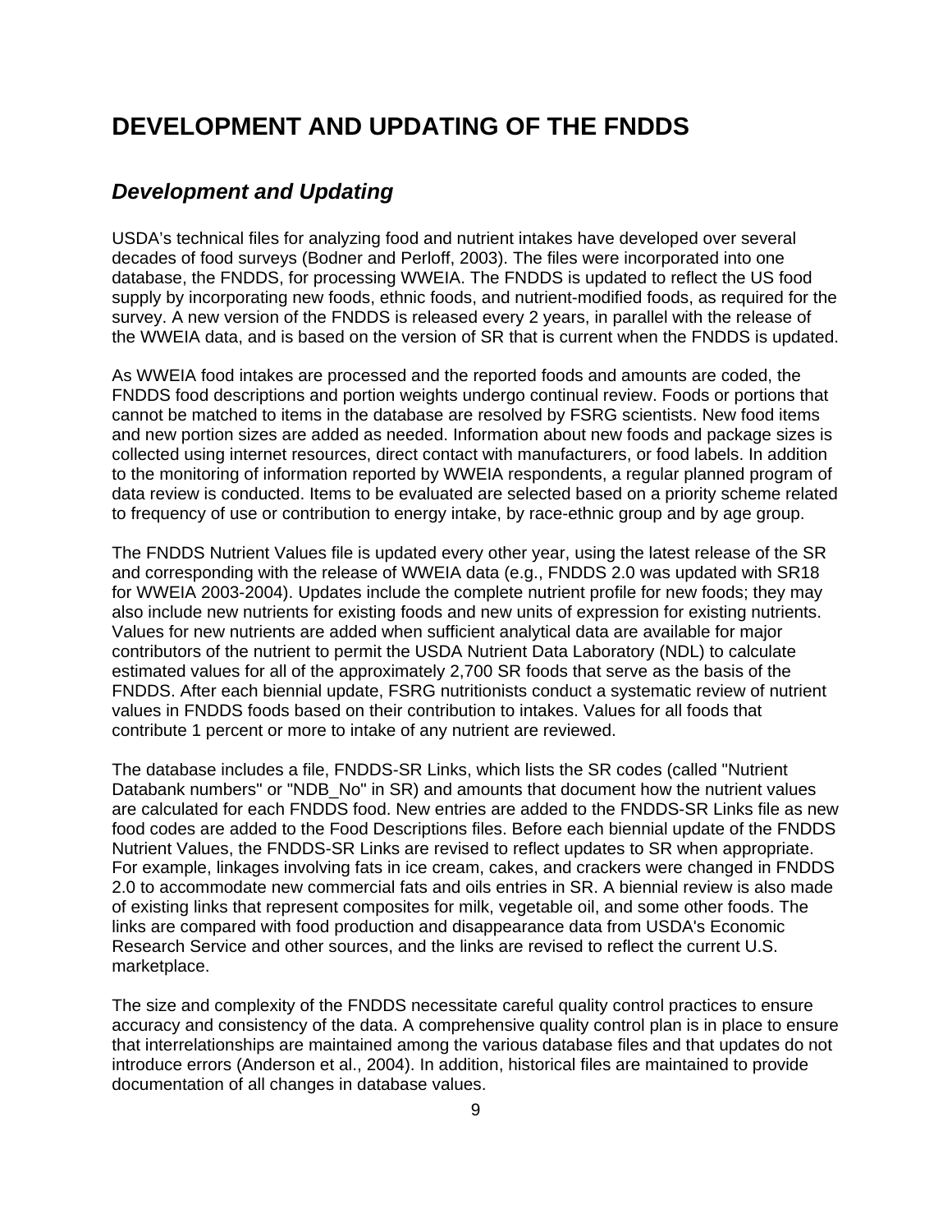# DEVELOPMENT AND UPDATING OF THE FNDDS

## *Development and Updating*

USDA's technical files for analyzing food and nutrient intakes have developed over several decades of food surveys (Bodner and Perloff, 2003). The files were incorporated into one database, the FNDDS, for processing WWEIA. The FNDDS is updated to reflect the US food supply by incorporating new foods, ethnic foods, and nutrient-modified foods, as required for the survey. A new version of the FNDDS is released every 2 years, in parallel with the release of the WWEIA data, and is based on the version of SR that is current when the FNDDS is updated.

As WWEIA food intakes are processed and the reported foods and amounts are coded, the FNDDS food descriptions and portion weights undergo continual review. Foods or portions that cannot be matched to items in the database are resolved by FSRG scientists. New food items and new portion sizes are added as needed. Information about new foods and package sizes is collected using internet resources, direct contact with manufacturers, or food labels. In addition to the monitoring of information reported by WWEIA respondents, a regular planned program of data review is conducted. Items to be evaluated are selected based on a priority scheme related to frequency of use or contribution to energy intake, by race-ethnic group and by age group.

The FNDDS Nutrient Values file is updated every other year, using the latest release of the SR and corresponding with the release of WWEIA data (e.g., FNDDS 2.0 was updated with SR18 for WWEIA 2003-2004). Updates include the complete nutrient profile for new foods; they may also include new nutrients for existing foods and new units of expression for existing nutrients. Values for new nutrients are added when sufficient analytical data are available for major contributors of the nutrient to permit the USDA Nutrient Data Laboratory (NDL) to calculate estimated values for all of the approximately 2,700 SR foods that serve as the basis of the FNDDS. After each biennial update, FSRG nutritionists conduct a systematic review of nutrient values in FNDDS foods based on their contribution to intakes. Values for all foods that contribute 1 percent or more to intake of any nutrient are reviewed.

The database includes a file, FNDDS-SR Links, which lists the SR codes (called "Nutrient Databank numbers" or "NDB_No" in SR) and amounts that document how the nutrient values are calculated for each FNDDS food. New entries are added to the FNDDS-SR Links file as new food codes are added to the Food Descriptions files. Before each biennial update of the FNDDS Nutrient Values, the FNDDS-SR Links are revised to reflect updates to SR when appropriate. For example, linkages involving fats in ice cream, cakes, and crackers were changed in FNDDS 2.0 to accommodate new commercial fats and oils entries in SR. A biennial review is also made of existing links that represent composites for milk, vegetable oil, and some other foods. The links are compared with food production and disappearance data from USDA's Economic Research Service and other sources, and the links are revised to reflect the current U.S. marketplace.

The size and complexity of the FNDDS necessitate careful quality control practices to ensure accuracy and consistency of the data. A comprehensive quality control plan is in place to ensure that interrelationships are maintained among the various database files and that updates do not introduce errors (Anderson et al., 2004). In addition, historical files are maintained to provide documentation of all changes in database values.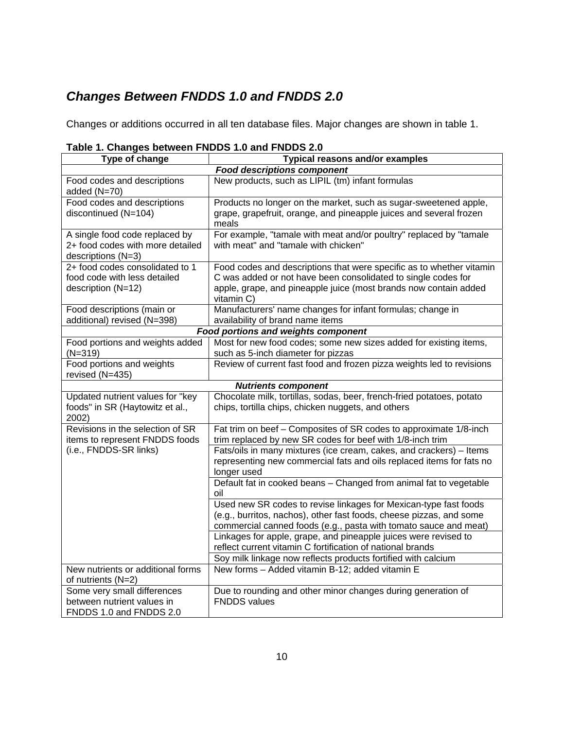## *Changes Between FNDDS 1.0 and FNDDS 2.0*

Changes or additions occurred in all ten database files. Major changes are shown in table 1.

**Table 1. Changes between FNDDS 1.0 and FNDDS 2.0**

| Type of change | Typical reasons and/or examples |
|---|---|
| ***Food descriptions component*** | |
| Food codes and descriptions added (N=70) | New products, such as LIPIL (tm) infant formulas |
| Food codes and descriptions discontinued (N=104) | Products no longer on the market, such as sugar-sweetened apple, grape, grapefruit, orange, and pineapple juices and several frozen meals |
| A single food code replaced by 2+ food codes with more detailed descriptions (N=3) | For example, "tamale with meat and/or poultry" replaced by "tamale with meat" and "tamale with chicken" |
| 2+ food codes consolidated to 1 food code with less detailed description (N=12) | Food codes and descriptions that were specific as to whether vitamin C was added or not have been consolidated to single codes for apple, grape, and pineapple juice (most brands now contain added vitamin C) |
| Food descriptions (main or additional) revised (N=398) | Manufacturers' name changes for infant formulas; change in availability of brand name items |
| ***Food portions and weights component*** | |
| Food portions and weights added (N=319) | Most for new food codes; some new sizes added for existing items, such as 5-inch diameter for pizzas |
| Food portions and weights revised (N=435) | Review of current fast food and frozen pizza weights led to revisions |
| ***Nutrients component*** | |
| Updated nutrient values for "key foods" in SR (Haytowitz et al., 2002) | Chocolate milk, tortillas, sodas, beer, french-fried potatoes, potato chips, tortilla chips, chicken nuggets, and others |
| Revisions in the selection of SR items to represent FNDDS foods (i.e., FNDDS-SR links) | Fat trim on beef – Composites of SR codes to approximate 1/8-inch trim replaced by new SR codes for beef with 1/8-inch trim |
| | Fats/oils in many mixtures (ice cream, cakes, and crackers) – Items representing new commercial fats and oils replaced items for fats no longer used |
| | Default fat in cooked beans – Changed from animal fat to vegetable oil |
| | Used new SR codes to revise linkages for Mexican-type fast foods (e.g., burritos, nachos), other fast foods, cheese pizzas, and some commercial canned foods (e.g., pasta with tomato sauce and meat) |
| | Linkages for apple, grape, and pineapple juices were revised to reflect current vitamin C fortification of national brands |
| | Soy milk linkage now reflects products fortified with calcium |
| New nutrients or additional forms of nutrients (N=2) | New forms – Added vitamin B-12; added vitamin E |
| Some very small differences between nutrient values in FNDDS 1.0 and FNDDS 2.0 | Due to rounding and other minor changes during generation of FNDDS values |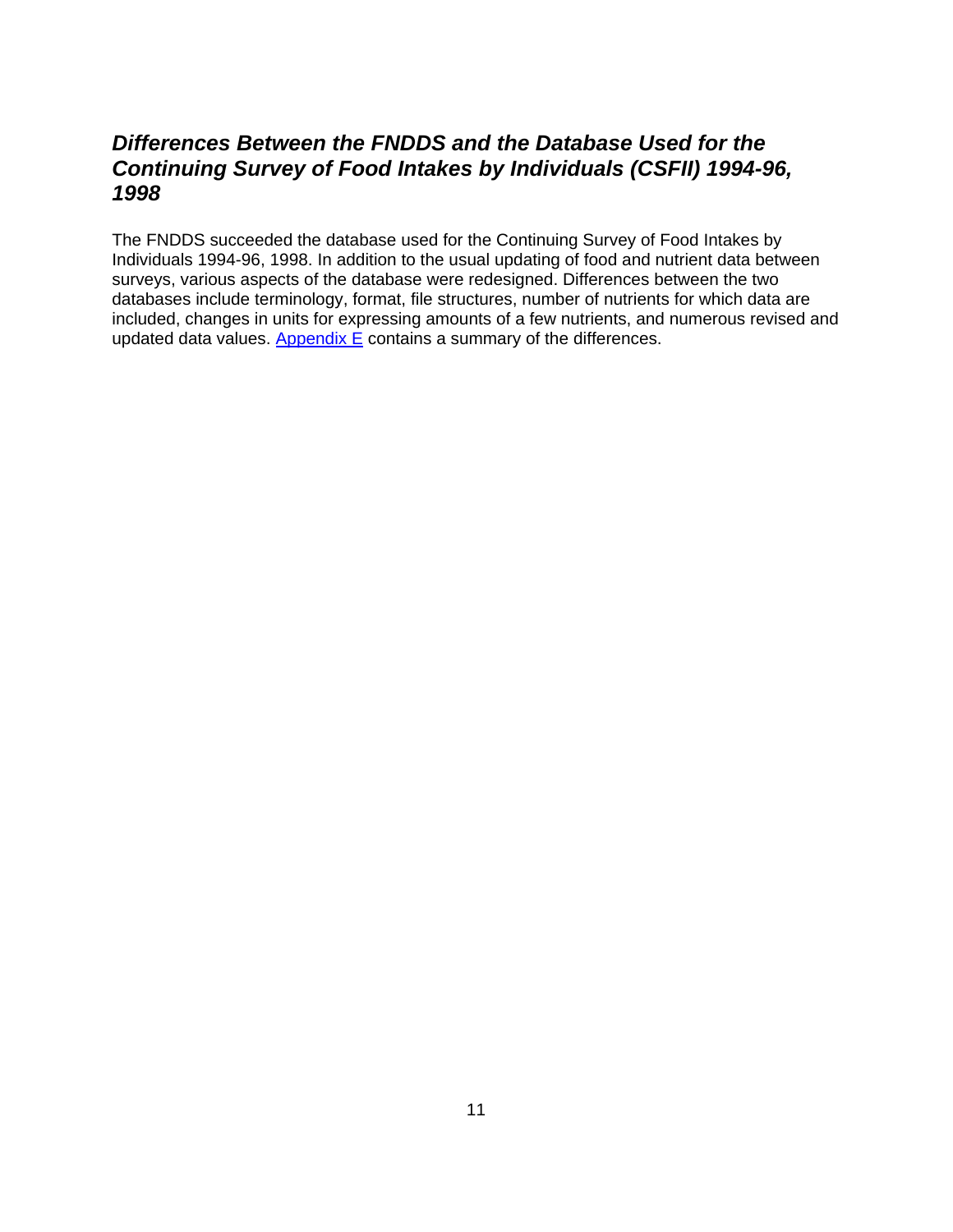## *Differences Between the FNDDS and the Database Used for the Continuing Survey of Food Intakes by Individuals (CSFII) 1994-96, 1998*

The FNDDS succeeded the database used for the Continuing Survey of Food Intakes by Individuals 1994-96, 1998. In addition to the usual updating of food and nutrient data between surveys, various aspects of the database were redesigned. Differences between the two databases include terminology, format, file structures, number of nutrients for which data are included, changes in units for expressing amounts of a few nutrients, and numerous revised and updated data values. Appendix E contains a summary of the differences.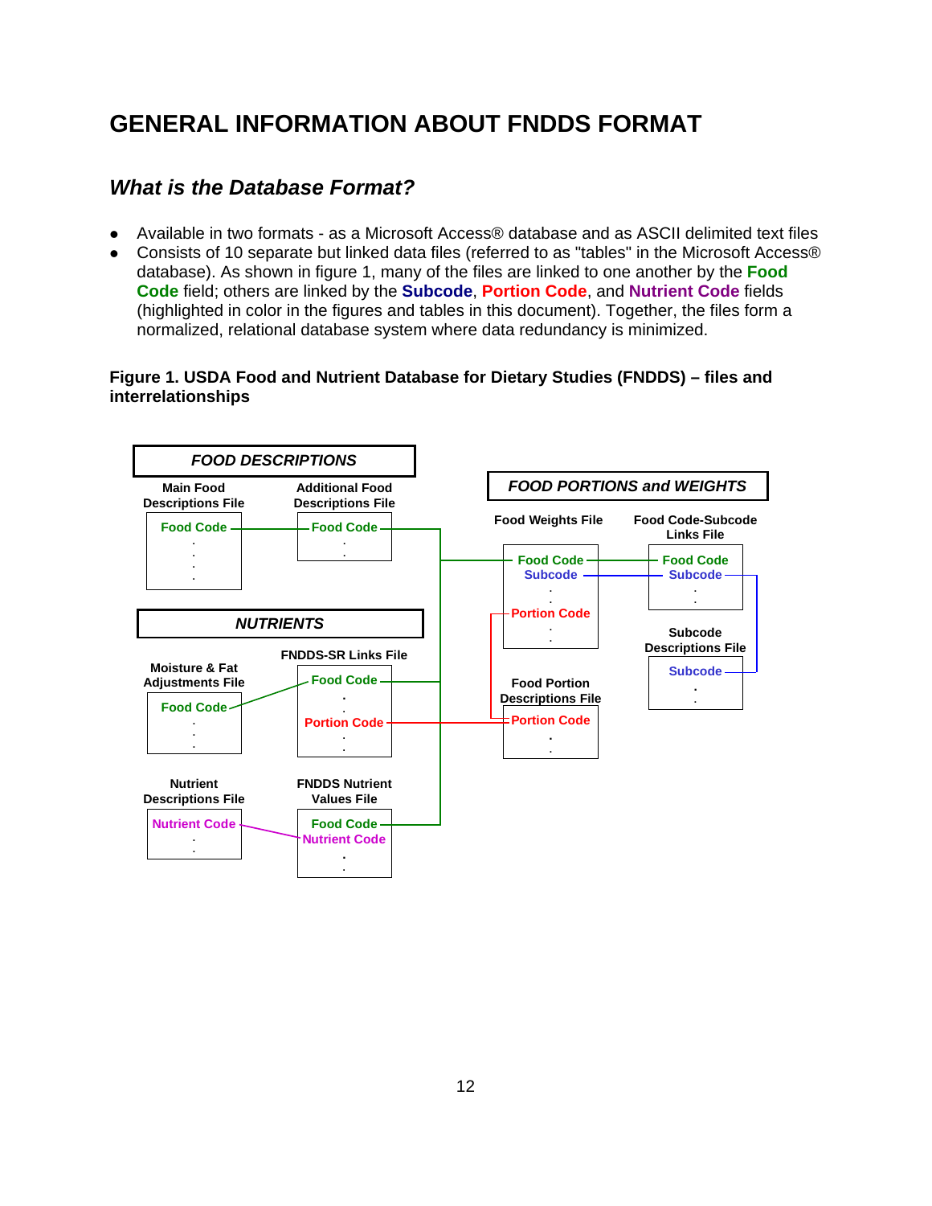# GENERAL INFORMATION ABOUT FNDDS FORMAT

## *What is the Database Format?*

- Available in two formats - as a Microsoft Access® database and as ASCII delimited text files
- Consists of 10 separate but linked data files (referred to as "tables" in the Microsoft Access® database). As shown in figure 1, many of the files are linked to one another by the **Food Code** field; others are linked by the **Subcode**, **Portion Code**, and **Nutrient Code** fields (highlighted in color in the figures and tables in this document). Together, the files form a normalized, relational database system where data redundancy is minimized.

**Figure 1. USDA Food and Nutrient Database for Dietary Studies (FNDDS) – files and interrelationships**

***FOOD DESCRIPTIONS***

Main Food Descriptions File
- Food Code

Additional Food Descriptions File
- Food Code

***NUTRIENTS***

Moisture & Fat Adjustments File
- Food Code

FNDDS-SR Links File
- Food Code
- Portion Code

Nutrient Descriptions File
- Nutrient Code

FNDDS Nutrient Values File
- Food Code
- Nutrient Code

***FOOD PORTIONS and WEIGHTS***

Food Weights File
- Food Code
- Subcode
- Portion Code

Food Code-Subcode Links File
- Food Code
- Subcode

Subcode Descriptions File
- Subcode

Food Portion Descriptions File
- Portion Code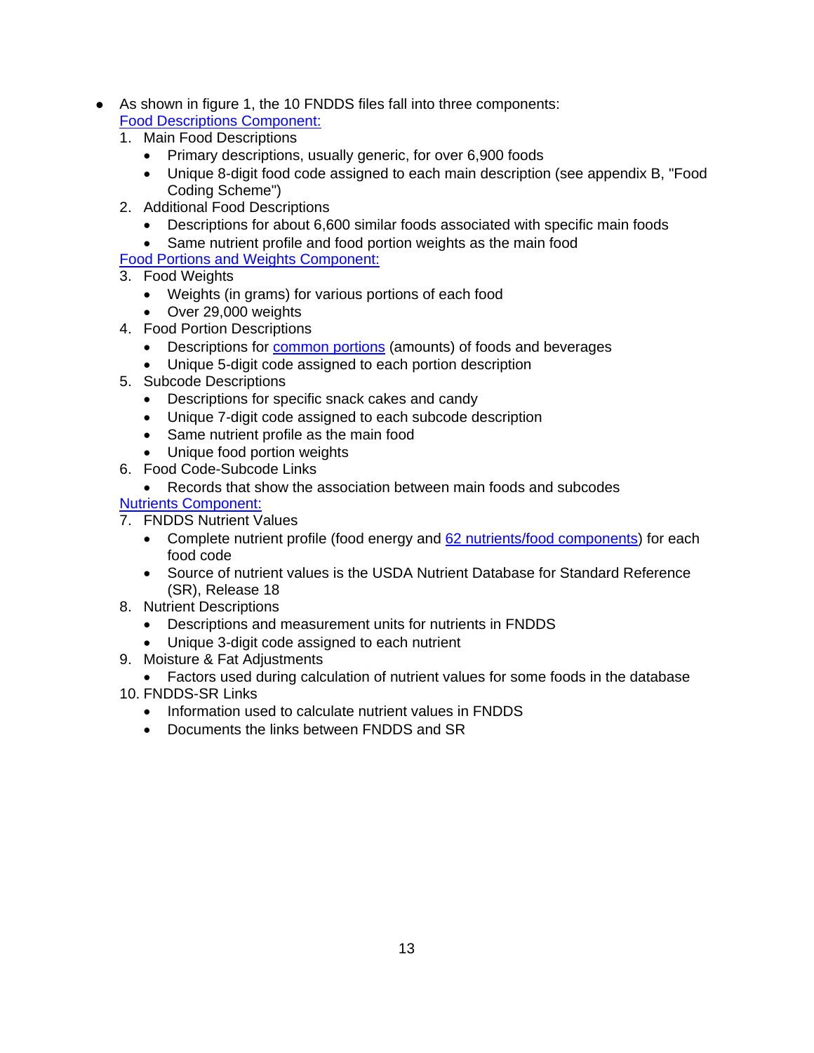- As shown in figure 1, the 10 FNDDS files fall into three components:

  Food Descriptions Component:

  1. Main Food Descriptions
     - Primary descriptions, usually generic, for over 6,900 foods
     - Unique 8-digit food code assigned to each main description (see appendix B, "Food Coding Scheme")
  2. Additional Food Descriptions
     - Descriptions for about 6,600 similar foods associated with specific main foods
     - Same nutrient profile and food portion weights as the main food

  Food Portions and Weights Component:

  3. Food Weights
     - Weights (in grams) for various portions of each food
     - Over 29,000 weights
  4. Food Portion Descriptions
     - Descriptions for common portions (amounts) of foods and beverages
     - Unique 5-digit code assigned to each portion description
  5. Subcode Descriptions
     - Descriptions for specific snack cakes and candy
     - Unique 7-digit code assigned to each subcode description
     - Same nutrient profile as the main food
     - Unique food portion weights
  6. Food Code-Subcode Links
     - Records that show the association between main foods and subcodes

  Nutrients Component:

  7. FNDDS Nutrient Values
     - Complete nutrient profile (food energy and 62 nutrients/food components) for each food code
     - Source of nutrient values is the USDA Nutrient Database for Standard Reference (SR), Release 18
  8. Nutrient Descriptions
     - Descriptions and measurement units for nutrients in FNDDS
     - Unique 3-digit code assigned to each nutrient
  9. Moisture & Fat Adjustments
     - Factors used during calculation of nutrient values for some foods in the database
  10. FNDDS-SR Links
      - Information used to calculate nutrient values in FNDDS
      - Documents the links between FNDDS and SR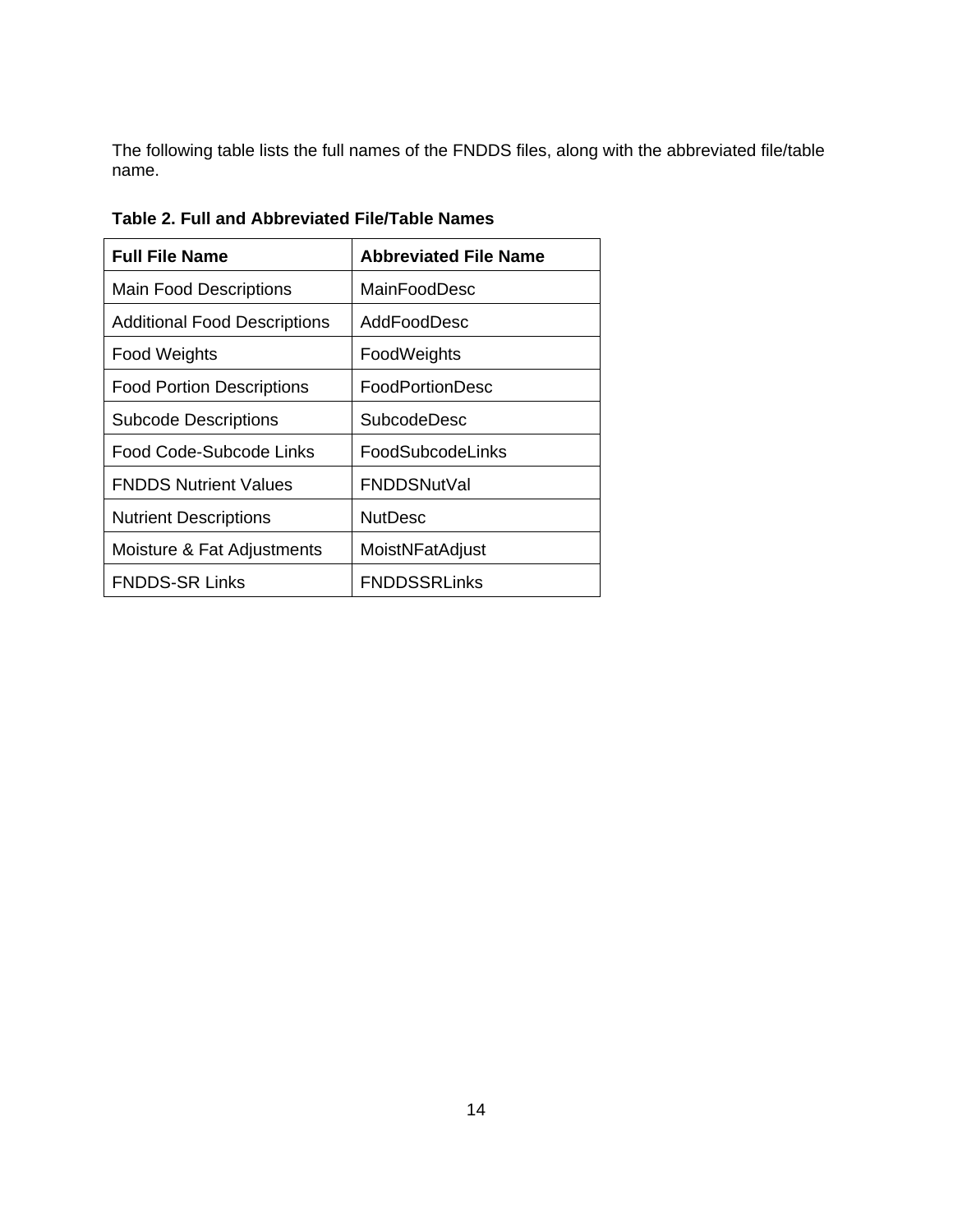The following table lists the full names of the FNDDS files, along with the abbreviated file/table name.

**Table 2. Full and Abbreviated File/Table Names**

| **Full File Name** | **Abbreviated File Name** |
| --- | --- |
| Main Food Descriptions | MainFoodDesc |
| Additional Food Descriptions | AddFoodDesc |
| Food Weights | FoodWeights |
| Food Portion Descriptions | FoodPortionDesc |
| Subcode Descriptions | SubcodeDesc |
| Food Code-Subcode Links | FoodSubcodeLinks |
| FNDDS Nutrient Values | FNDDSNutVal |
| Nutrient Descriptions | NutDesc |
| Moisture & Fat Adjustments | MoistNFatAdjust |
| FNDDS-SR Links | FNDDSSRLinks |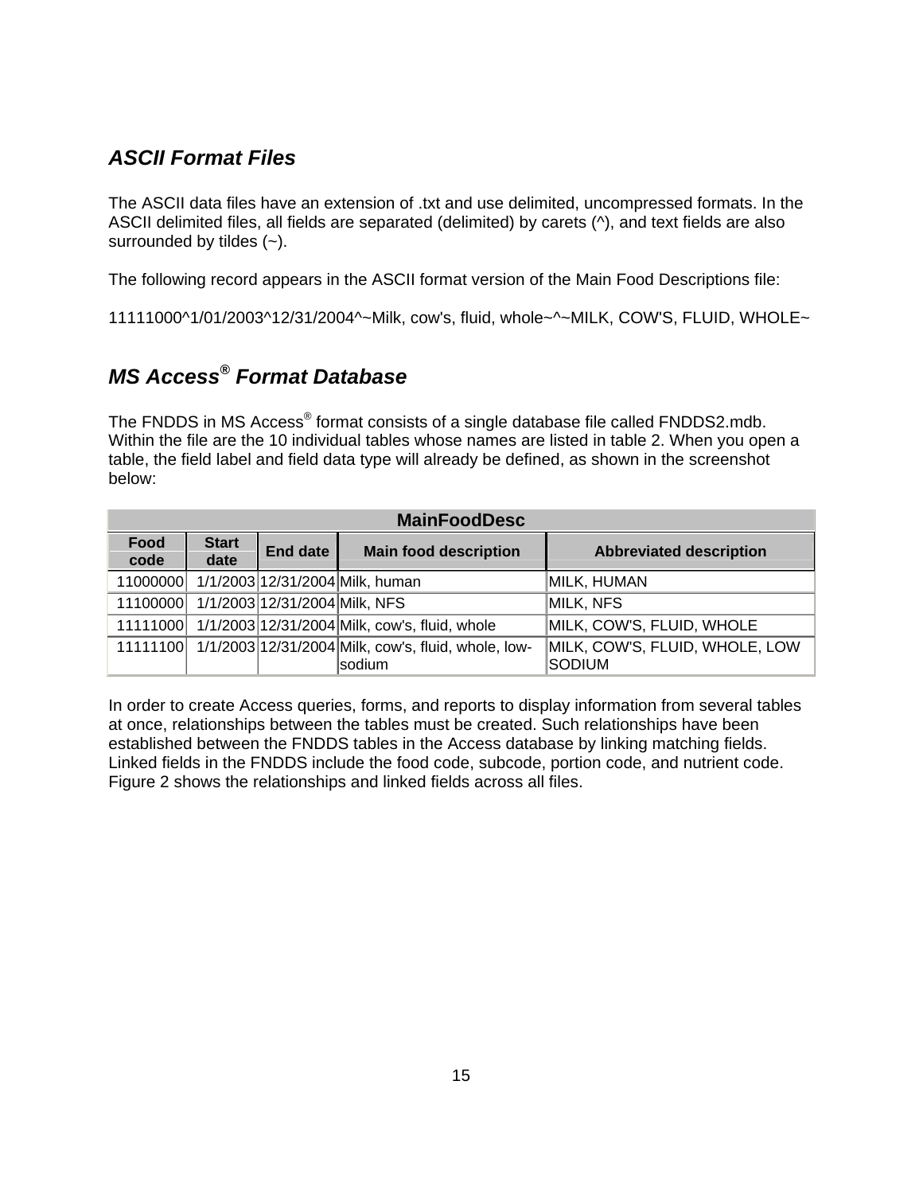## *ASCII Format Files*

The ASCII data files have an extension of .txt and use delimited, uncompressed formats. In the ASCII delimited files, all fields are separated (delimited) by carets (^), and text fields are also surrounded by tildes (~).

The following record appears in the ASCII format version of the Main Food Descriptions file:

11111000^1/01/2003^12/31/2004^~Milk, cow's, fluid, whole~^~MILK, COW'S, FLUID, WHOLE~

## *MS Access® Format Database*

The FNDDS in MS Access® format consists of a single database file called FNDDS2.mdb. Within the file are the 10 individual tables whose names are listed in table 2. When you open a table, the field label and field data type will already be defined, as shown in the screenshot below:

| **MainFoodDesc** | | | | |
|---|---|---|---|---|
| **Food code** | **Start date** | **End date** | **Main food description** | **Abbreviated description** |
| 11000000 | 1/1/2003 | 12/31/2004 | Milk, human | MILK, HUMAN |
| 11100000 | 1/1/2003 | 12/31/2004 | Milk, NFS | MILK, NFS |
| 11111000 | 1/1/2003 | 12/31/2004 | Milk, cow's, fluid, whole | MILK, COW'S, FLUID, WHOLE |
| 11111100 | 1/1/2003 | 12/31/2004 | Milk, cow's, fluid, whole, low-sodium | MILK, COW'S, FLUID, WHOLE, LOW SODIUM |

In order to create Access queries, forms, and reports to display information from several tables at once, relationships between the tables must be created. Such relationships have been established between the FNDDS tables in the Access database by linking matching fields. Linked fields in the FNDDS include the food code, subcode, portion code, and nutrient code. Figure 2 shows the relationships and linked fields across all files.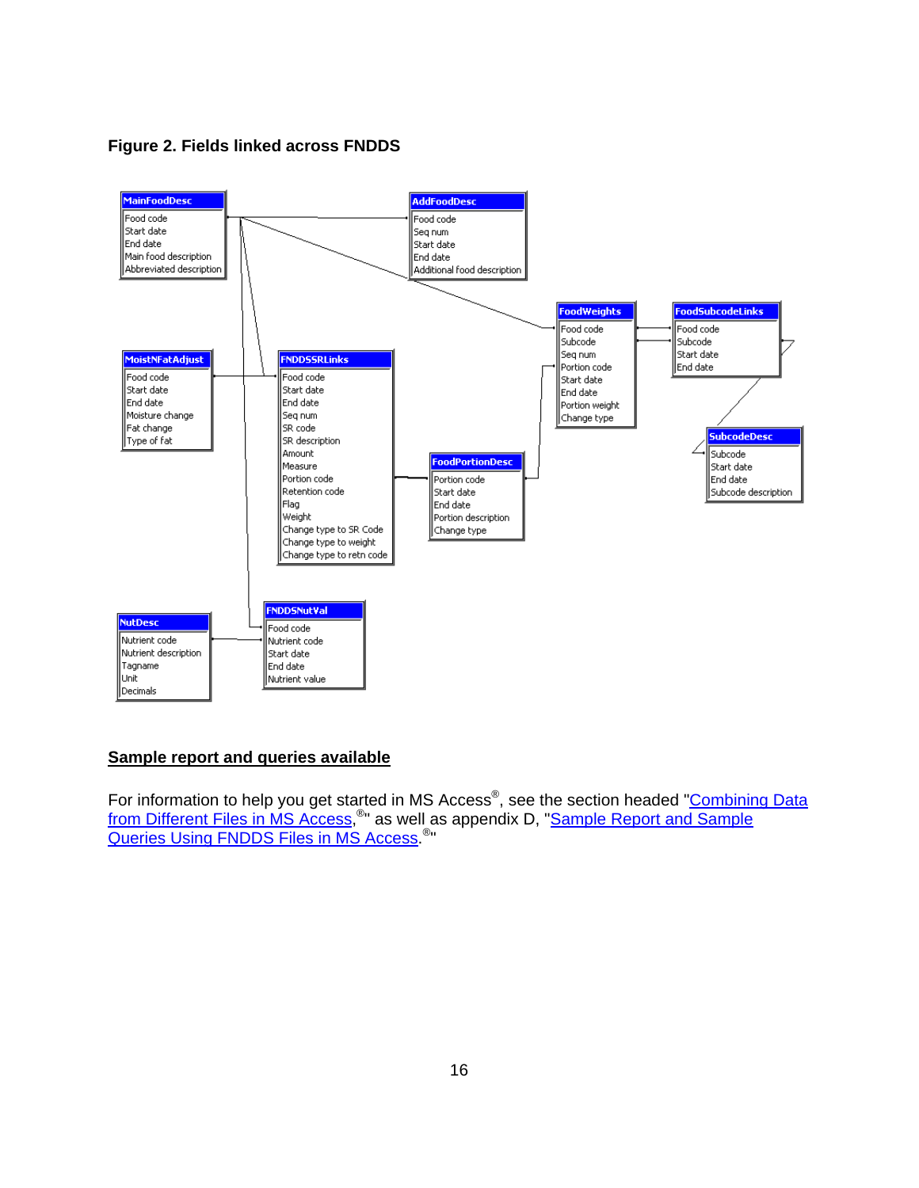**Figure 2. Fields linked across FNDDS**

**MainFoodDesc**
- Food code
- Start date
- End date
- Main food description
- Abbreviated description

**AddFoodDesc**
- Food code
- Seq num
- Start date
- End date
- Additional food description

**FoodWeights**
- Food code
- Subcode
- Seq num
- Portion code
- Start date
- End date
- Portion weight
- Change type

**FoodSubcodeLinks**
- Food code
- Subcode
- Start date
- End date

**MoistNFatAdjust**
- Food code
- Start date
- End date
- Moisture change
- Fat change
- Type of fat

**FNDDSSRLinks**
- Food code
- Start date
- End date
- Seq num
- SR code
- SR description
- Amount
- Measure
- Portion code
- Retention code
- Flag
- Weight
- Change type to SR Code
- Change type to weight
- Change type to retn code

**FoodPortionDesc**
- Portion code
- Start date
- End date
- Portion description
- Change type

**SubcodeDesc**
- Subcode
- Start date
- End date
- Subcode description

**NutDesc**
- Nutrient code
- Nutrient description
- Tagname
- Unit
- Decimals

**FNDDSNutVal**
- Food code
- Nutrient code
- Start date
- End date
- Nutrient value

## Sample report and queries available

For information to help you get started in MS Access®, see the section headed "Combining Data from Different Files in MS Access®" as well as appendix D, "Sample Report and Sample Queries Using FNDDS Files in MS Access®."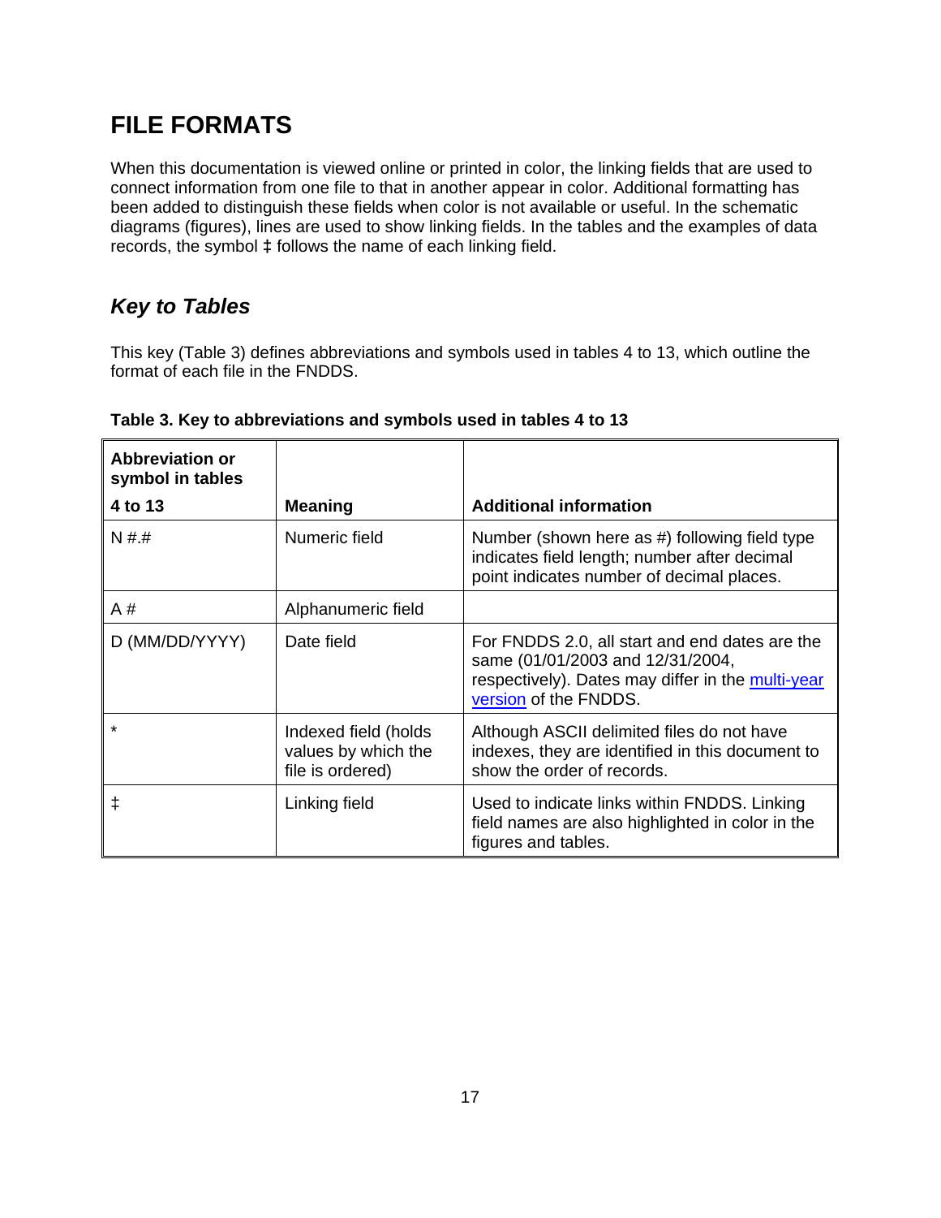# FILE FORMATS

When this documentation is viewed online or printed in color, the linking fields that are used to connect information from one file to that in another appear in color. Additional formatting has been added to distinguish these fields when color is not available or useful. In the schematic diagrams (figures), lines are used to show linking fields. In the tables and the examples of data records, the symbol **‡** follows the name of each linking field.

## *Key to Tables*

This key (Table 3) defines abbreviations and symbols used in tables 4 to 13, which outline the format of each file in the FNDDS.

**Table 3. Key to abbreviations and symbols used in tables 4 to 13**

| Abbreviation or symbol in tables 4 to 13 | Meaning | Additional information |
|---|---|---|
| N #.# | Numeric field | Number (shown here as #) following field type indicates field length; number after decimal point indicates number of decimal places. |
| A # | Alphanumeric field | |
| D (MM/DD/YYYY) | Date field | For FNDDS 2.0, all start and end dates are the same (01/01/2003 and 12/31/2004, respectively). Dates may differ in the multi-year version of the FNDDS. |
| * | Indexed field (holds values by which the file is ordered) | Although ASCII delimited files do not have indexes, they are identified in this document to show the order of records. |
| ‡ | Linking field | Used to indicate links within FNDDS. Linking field names are also highlighted in color in the figures and tables. |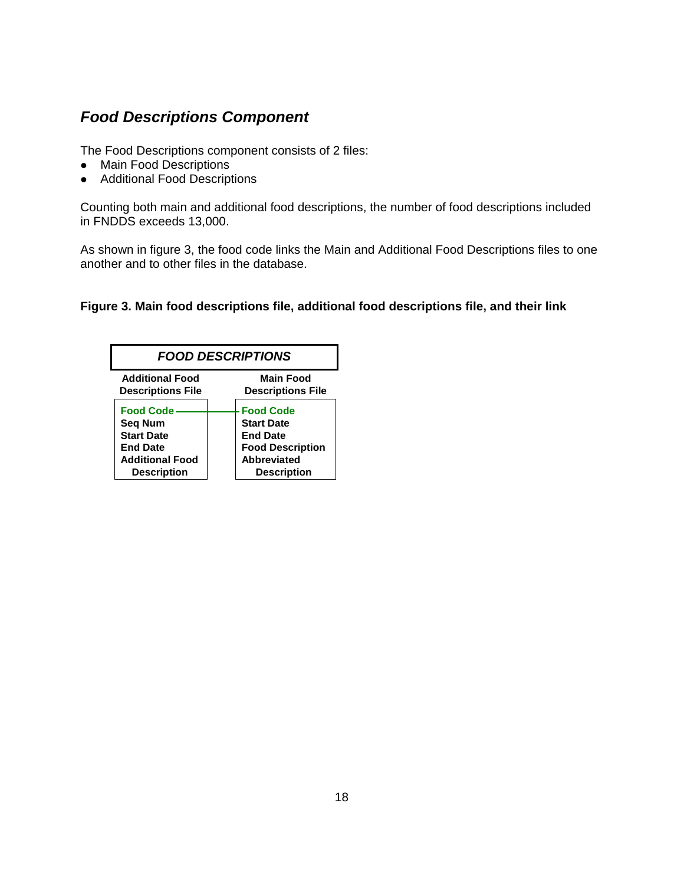### *Food Descriptions Component*

The Food Descriptions component consists of 2 files:

- Main Food Descriptions
- Additional Food Descriptions

Counting both main and additional food descriptions, the number of food descriptions included in FNDDS exceeds 13,000.

As shown in figure 3, the food code links the Main and Additional Food Descriptions files to one another and to other files in the database.

**Figure 3. Main food descriptions file, additional food descriptions file, and their link**

| ***FOOD DESCRIPTIONS*** | |
|---|---|
| **Additional Food Descriptions File** | **Main Food Descriptions File** |
| **Food Code** | **Food Code** |
| **Seq Num** | **Start Date** |
| **Start Date** | **End Date** |
| **End Date** | **Food Description** |
| **Additional Food Description** | **Abbreviated Description** |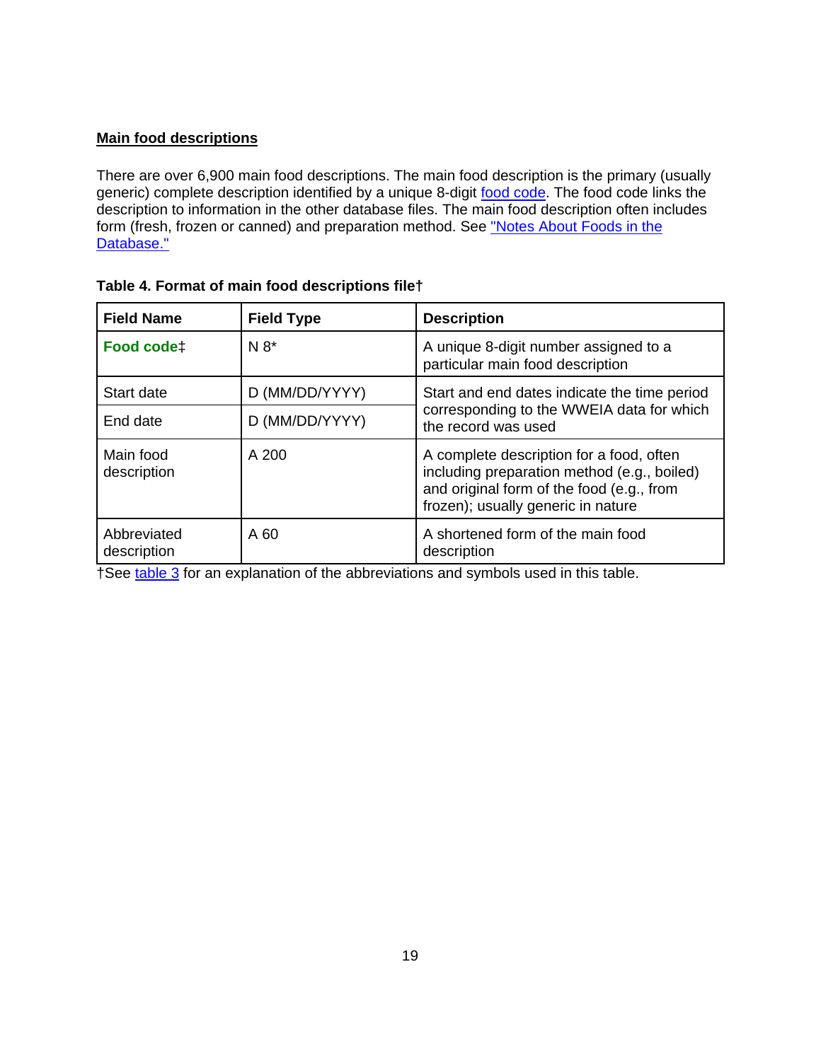## Main food descriptions

There are over 6,900 main food descriptions. The main food description is the primary (usually generic) complete description identified by a unique 8-digit food code. The food code links the description to information in the other database files. The main food description often includes form (fresh, frozen or canned) and preparation method. See "Notes About Foods in the Database."

**Table 4. Format of main food descriptions file†**

| Field Name | Field Type | Description |
|---|---|---|
| **Food code‡** | N 8* | A unique 8-digit number assigned to a particular main food description |
| Start date | D (MM/DD/YYYY) | Start and end dates indicate the time period corresponding to the WWEIA data for which the record was used |
| End date | D (MM/DD/YYYY) | |
| Main food description | A 200 | A complete description for a food, often including preparation method (e.g., boiled) and original form of the food (e.g., from frozen); usually generic in nature |
| Abbreviated description | A 60 | A shortened form of the main food description |

†See table 3 for an explanation of the abbreviations and symbols used in this table.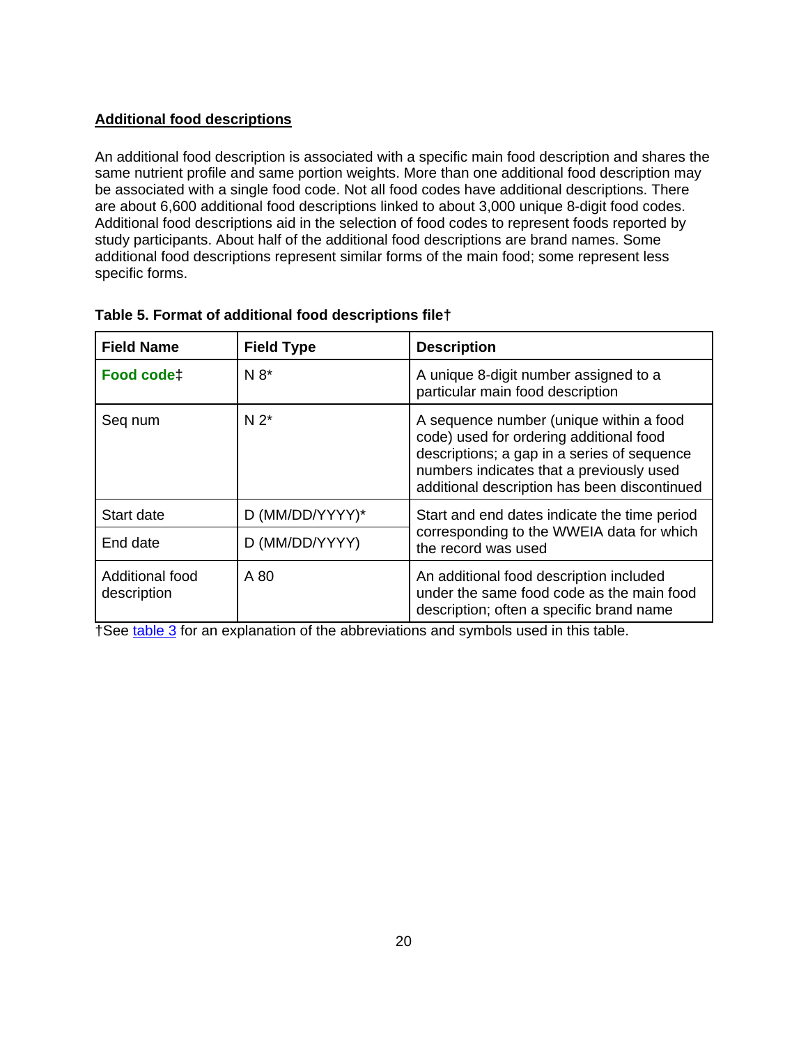## Additional food descriptions

An additional food description is associated with a specific main food description and shares the same nutrient profile and same portion weights. More than one additional food description may be associated with a single food code. Not all food codes have additional descriptions. There are about 6,600 additional food descriptions linked to about 3,000 unique 8-digit food codes. Additional food descriptions aid in the selection of food codes to represent foods reported by study participants. About half of the additional food descriptions are brand names. Some additional food descriptions represent similar forms of the main food; some represent less specific forms.

**Table 5. Format of additional food descriptions file†**

| Field Name | Field Type | Description |
|---|---|---|
| **Food code‡** | N 8* | A unique 8-digit number assigned to a particular main food description |
| Seq num | N 2* | A sequence number (unique within a food code) used for ordering additional food descriptions; a gap in a series of sequence numbers indicates that a previously used additional description has been discontinued |
| Start date | D (MM/DD/YYYY)* | Start and end dates indicate the time period corresponding to the WWEIA data for which the record was used |
| End date | D (MM/DD/YYYY) | |
| Additional food description | A 80 | An additional food description included under the same food code as the main food description; often a specific brand name |

†See table 3 for an explanation of the abbreviations and symbols used in this table.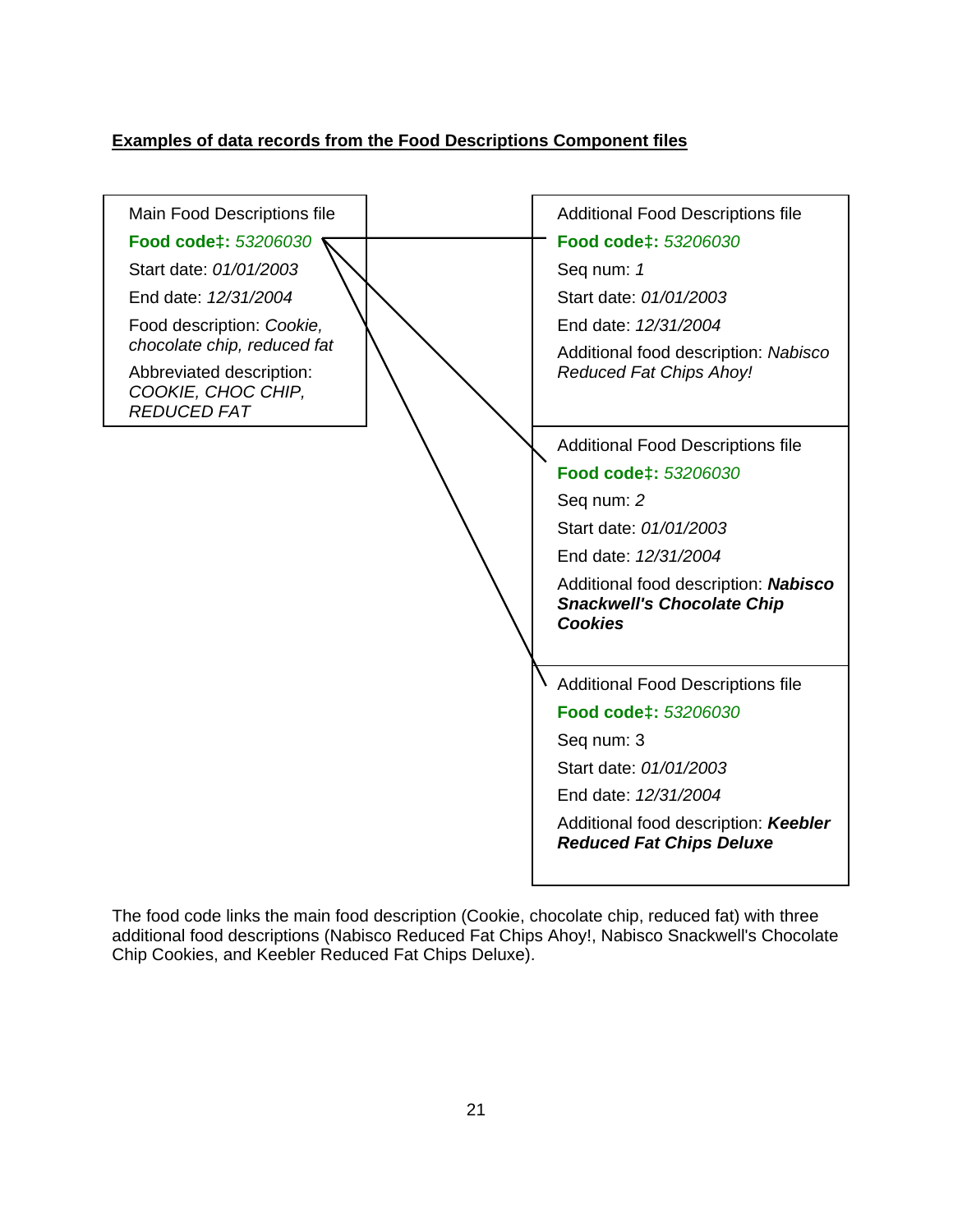**Examples of data records from the Food Descriptions Component files**

Main Food Descriptions file

**Food code‡:** *53206030*

Start date: *01/01/2003*

End date: *12/31/2004*

Food description: *Cookie, chocolate chip, reduced fat*

Abbreviated description: *COOKIE, CHOC CHIP, REDUCED FAT*

Additional Food Descriptions file

**Food code‡:** *53206030*

Seq num: *1*

Start date: *01/01/2003*

End date: *12/31/2004*

Additional food description: *Nabisco Reduced Fat Chips Ahoy!*

Additional Food Descriptions file

**Food code‡:** *53206030*

Seq num: *2*

Start date: *01/01/2003*

End date: *12/31/2004*

Additional food description: ***Nabisco Snackwell's Chocolate Chip Cookies***

Additional Food Descriptions file

**Food code‡:** *53206030*

Seq num: 3

Start date: *01/01/2003*

End date: *12/31/2004*

Additional food description: ***Keebler Reduced Fat Chips Deluxe***

The food code links the main food description (Cookie, chocolate chip, reduced fat) with three additional food descriptions (Nabisco Reduced Fat Chips Ahoy!, Nabisco Snackwell's Chocolate Chip Cookies, and Keebler Reduced Fat Chips Deluxe).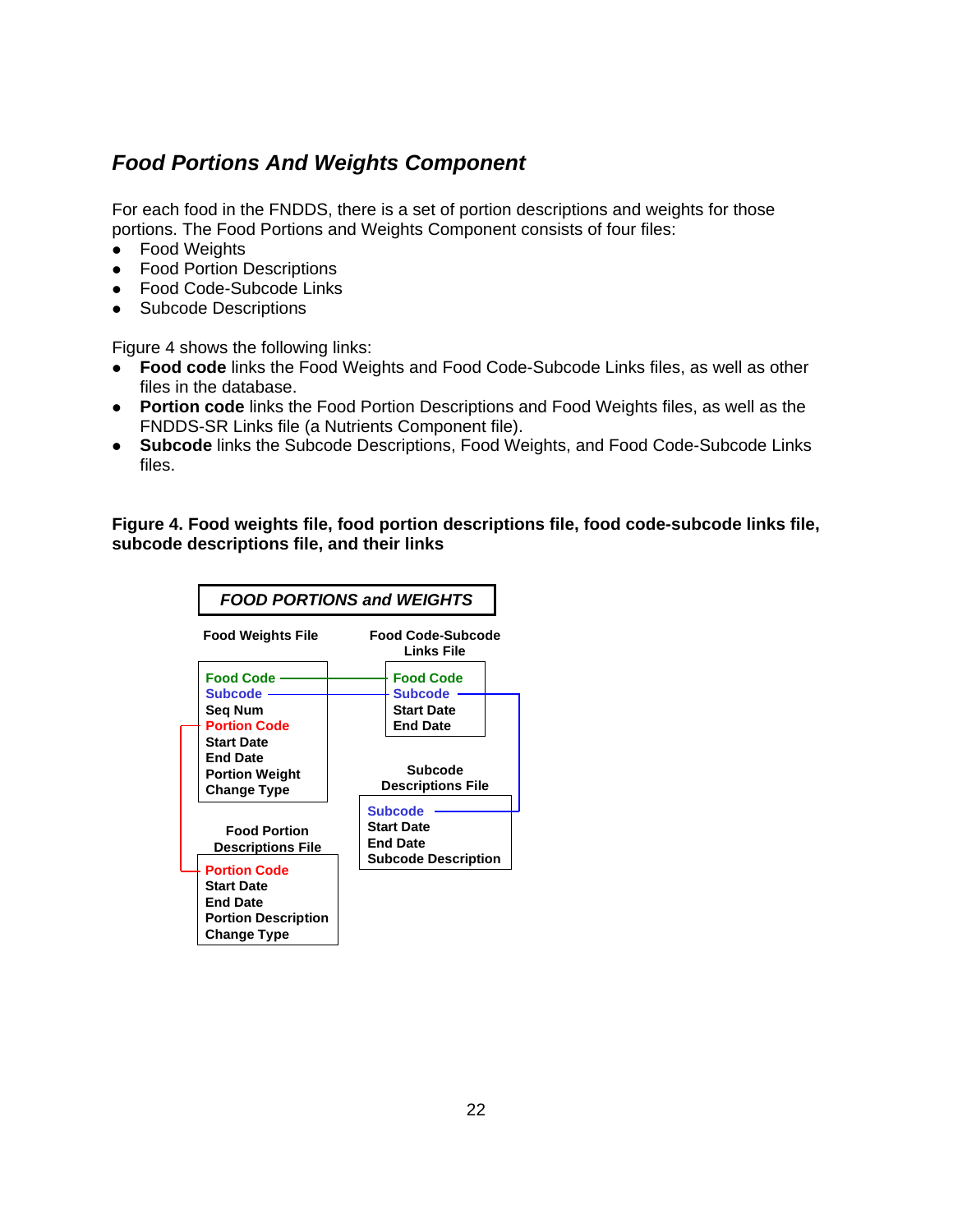## *Food Portions And Weights Component*

For each food in the FNDDS, there is a set of portion descriptions and weights for those portions. The Food Portions and Weights Component consists of four files:

- Food Weights
- Food Portion Descriptions
- Food Code-Subcode Links
- Subcode Descriptions

Figure 4 shows the following links:

- **Food code** links the Food Weights and Food Code-Subcode Links files, as well as other files in the database.
- **Portion code** links the Food Portion Descriptions and Food Weights files, as well as the FNDDS-SR Links file (a Nutrients Component file).
- **Subcode** links the Subcode Descriptions, Food Weights, and Food Code-Subcode Links files.

**Figure 4. Food weights file, food portion descriptions file, food code-subcode links file, subcode descriptions file, and their links**

***FOOD PORTIONS and WEIGHTS***

**Food Weights File**

- **Food Code**
- **Subcode**
- **Seq Num**
- **Portion Code**
- **Start Date**
- **End Date**
- **Portion Weight**
- **Change Type**

**Food Code-Subcode Links File**

- **Food Code**
- **Subcode**
- **Start Date**
- **End Date**

**Subcode Descriptions File**

- **Subcode**
- **Start Date**
- **End Date**
- **Subcode Description**

**Food Portion Descriptions File**

- **Portion Code**
- **Start Date**
- **End Date**
- **Portion Description**
- **Change Type**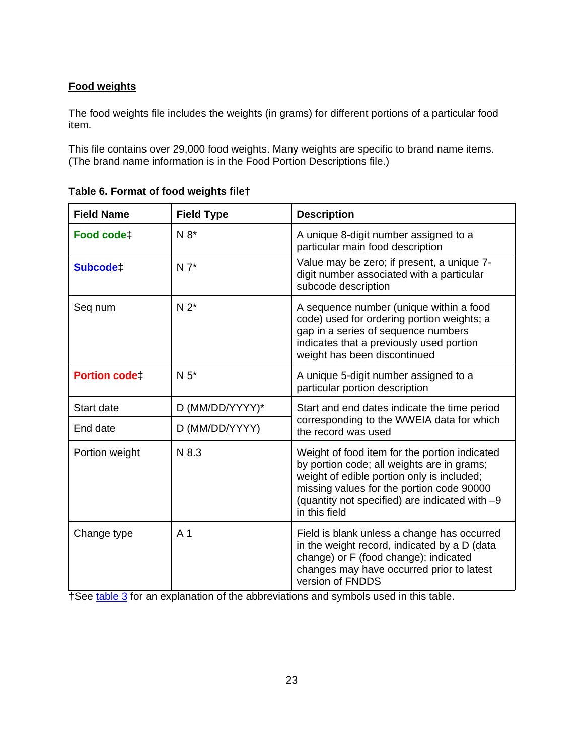## Food weights

The food weights file includes the weights (in grams) for different portions of a particular food item.

This file contains over 29,000 food weights. Many weights are specific to brand name items. (The brand name information is in the Food Portion Descriptions file.)

**Table 6. Format of food weights file†**

| Field Name | Field Type | Description |
|---|---|---|
| **Food code‡** | N 8* | A unique 8-digit number assigned to a particular main food description |
| **Subcode‡** | N 7* | Value may be zero; if present, a unique 7-digit number associated with a particular subcode description |
| Seq num | N 2* | A sequence number (unique within a food code) used for ordering portion weights; a gap in a series of sequence numbers indicates that a previously used portion weight has been discontinued |
| **Portion code‡** | N 5* | A unique 5-digit number assigned to a particular portion description |
| Start date | D (MM/DD/YYYY)* | Start and end dates indicate the time period corresponding to the WWEIA data for which the record was used |
| End date | D (MM/DD/YYYY) | |
| Portion weight | N 8.3 | Weight of food item for the portion indicated by portion code; all weights are in grams; weight of edible portion only is included; missing values for the portion code 90000 (quantity not specified) are indicated with –9 in this field |
| Change type | A 1 | Field is blank unless a change has occurred in the weight record, indicated by a D (data change) or F (food change); indicated changes may have occurred prior to latest version of FNDDS |

†See table 3 for an explanation of the abbreviations and symbols used in this table.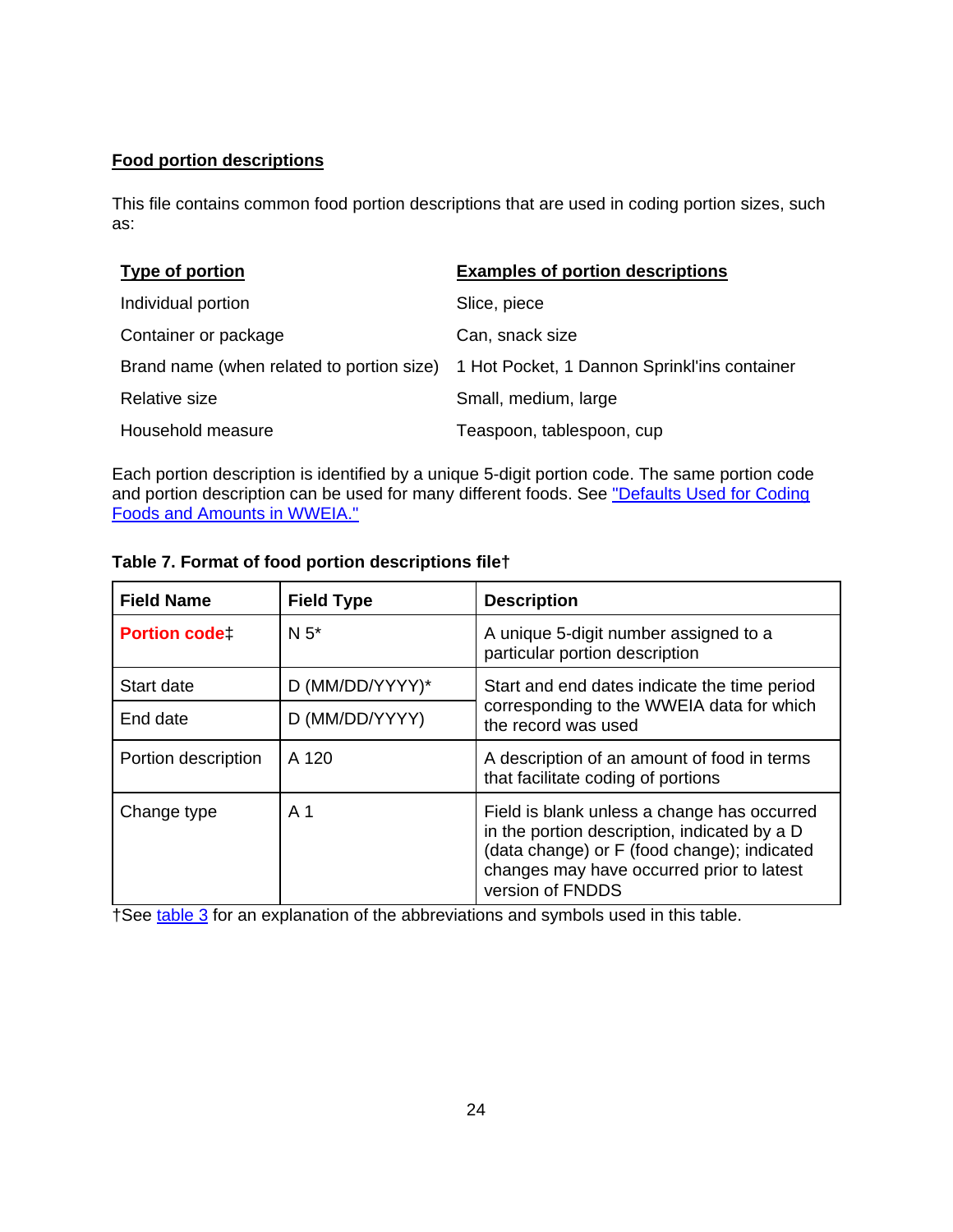**Food portion descriptions**

This file contains common food portion descriptions that are used in coding portion sizes, such as:

| Type of portion | Examples of portion descriptions |
| --- | --- |
| Individual portion | Slice, piece |
| Container or package | Can, snack size |
| Brand name (when related to portion size) | 1 Hot Pocket, 1 Dannon Sprinkl'ins container |
| Relative size | Small, medium, large |
| Household measure | Teaspoon, tablespoon, cup |

Each portion description is identified by a unique 5-digit portion code. The same portion code and portion description can be used for many different foods. See "Defaults Used for Coding Foods and Amounts in WWEIA."

**Table 7. Format of food portion descriptions file†**

| Field Name | Field Type | Description |
| --- | --- | --- |
| **Portion code‡** | N 5* | A unique 5-digit number assigned to a particular portion description |
| Start date | D (MM/DD/YYYY)* | Start and end dates indicate the time period corresponding to the WWEIA data for which the record was used |
| End date | D (MM/DD/YYYY) | |
| Portion description | A 120 | A description of an amount of food in terms that facilitate coding of portions |
| Change type | A 1 | Field is blank unless a change has occurred in the portion description, indicated by a D (data change) or F (food change); indicated changes may have occurred prior to latest version of FNDDS |

†See table 3 for an explanation of the abbreviations and symbols used in this table.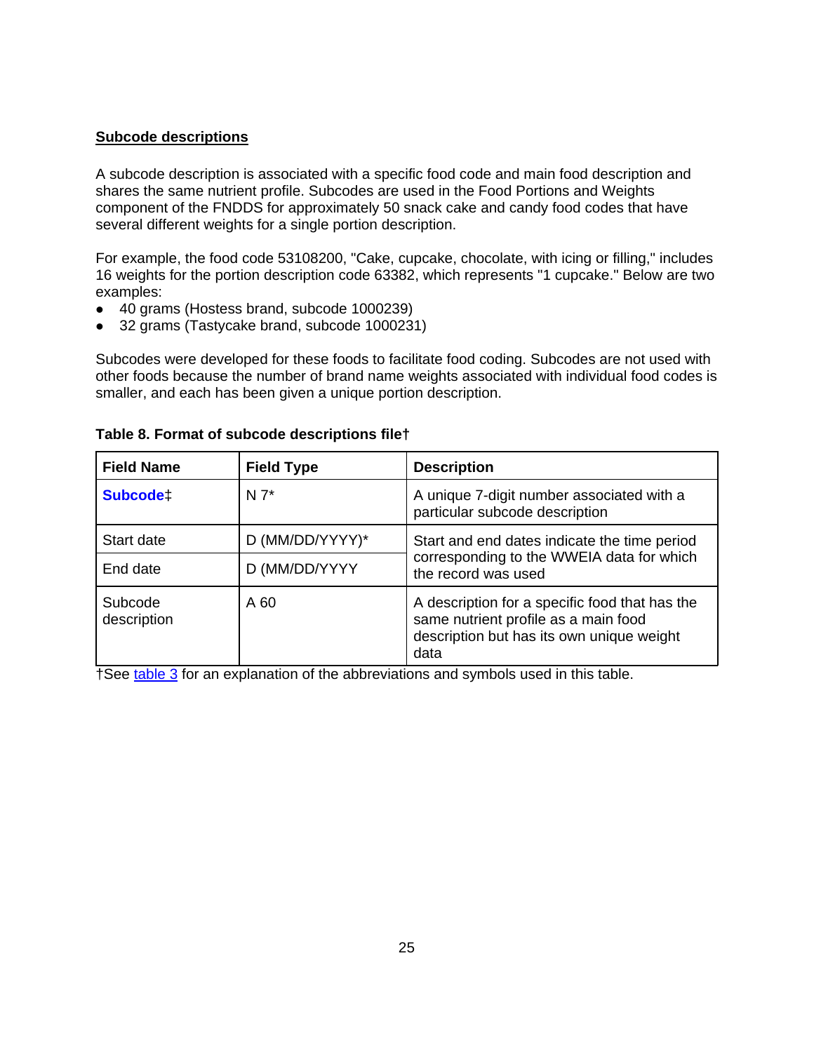**Subcode descriptions**

A subcode description is associated with a specific food code and main food description and shares the same nutrient profile. Subcodes are used in the Food Portions and Weights component of the FNDDS for approximately 50 snack cake and candy food codes that have several different weights for a single portion description.

For example, the food code 53108200, "Cake, cupcake, chocolate, with icing or filling," includes 16 weights for the portion description code 63382, which represents "1 cupcake." Below are two examples:

- 40 grams (Hostess brand, subcode 1000239)
- 32 grams (Tastycake brand, subcode 1000231)

Subcodes were developed for these foods to facilitate food coding. Subcodes are not used with other foods because the number of brand name weights associated with individual food codes is smaller, and each has been given a unique portion description.

**Table 8. Format of subcode descriptions file†**

| Field Name | Field Type | Description |
|---|---|---|
| **Subcode**‡ | N 7* | A unique 7-digit number associated with a particular subcode description |
| Start date | D (MM/DD/YYYY)* | Start and end dates indicate the time period corresponding to the WWEIA data for which the record was used |
| End date | D (MM/DD/YYYY | |
| Subcode description | A 60 | A description for a specific food that has the same nutrient profile as a main food description but has its own unique weight data |

†See table 3 for an explanation of the abbreviations and symbols used in this table.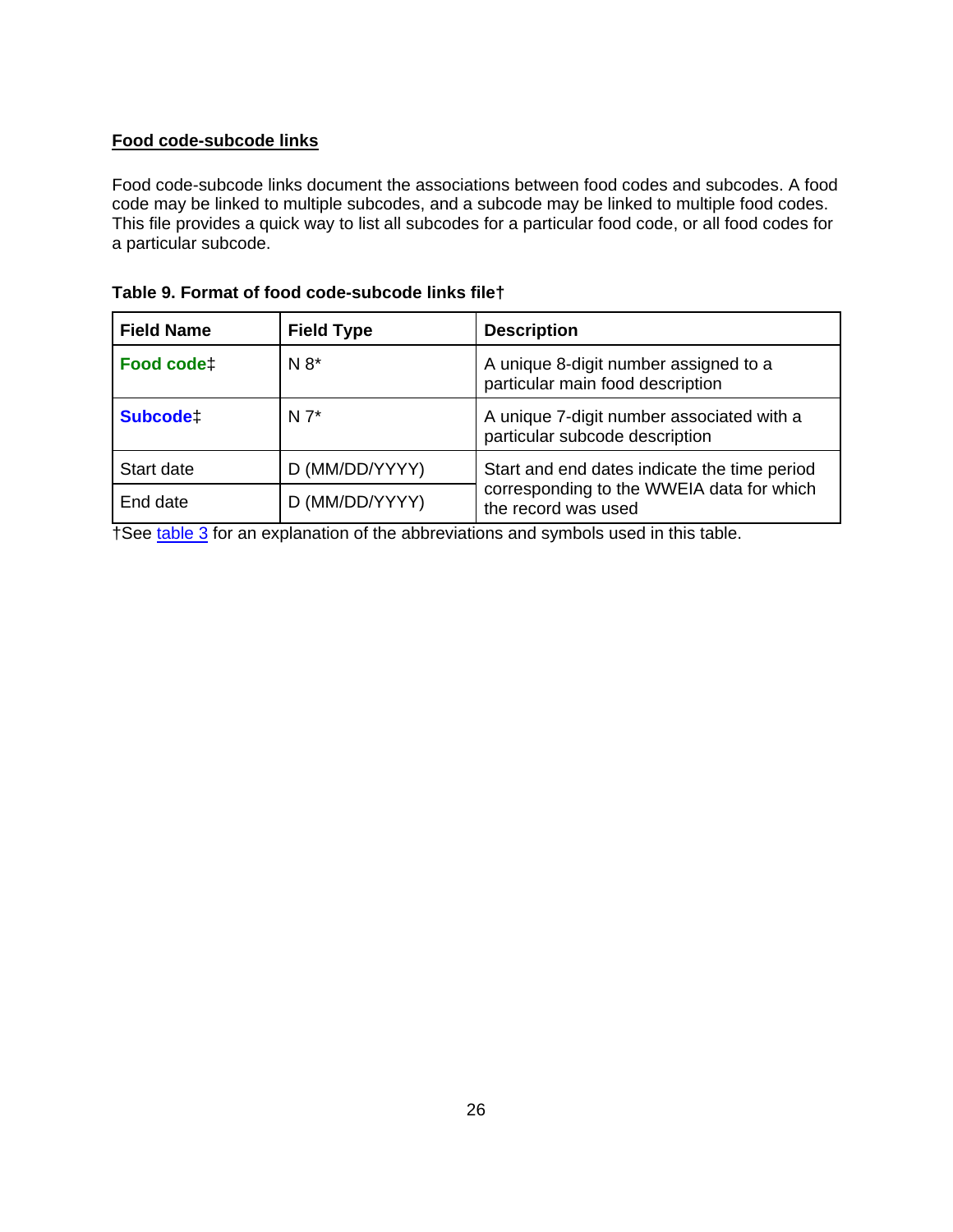## Food code-subcode links

Food code-subcode links document the associations between food codes and subcodes. A food code may be linked to multiple subcodes, and a subcode may be linked to multiple food codes. This file provides a quick way to list all subcodes for a particular food code, or all food codes for a particular subcode.

**Table 9. Format of food code-subcode links file†**

| Field Name | Field Type | Description |
| --- | --- | --- |
| **Food code‡** | N 8* | A unique 8-digit number assigned to a particular main food description |
| **Subcode‡** | N 7* | A unique 7-digit number associated with a particular subcode description |
| Start date | D (MM/DD/YYYY) | Start and end dates indicate the time period corresponding to the WWEIA data for which the record was used |
| End date | D (MM/DD/YYYY) | |

†See table 3 for an explanation of the abbreviations and symbols used in this table.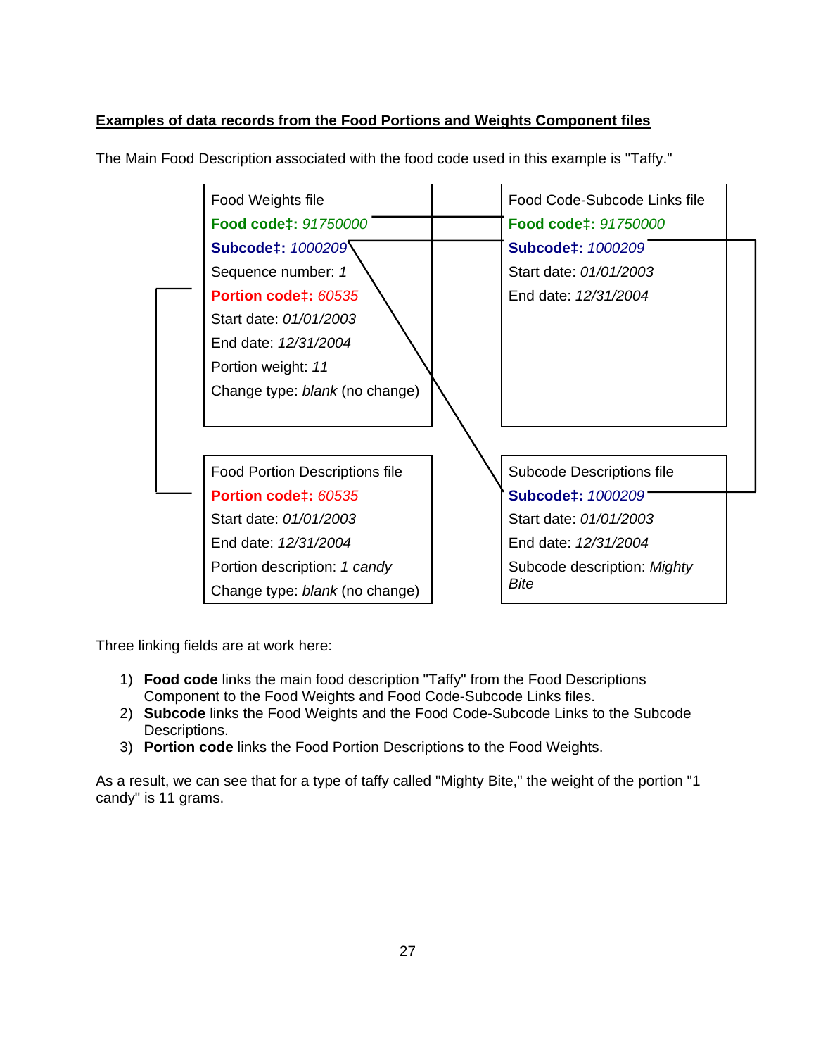## Examples of data records from the Food Portions and Weights Component files

The Main Food Description associated with the food code used in this example is "Taffy."

Food Weights file

**Food code‡:** *91750000*

**Subcode‡:** *1000209*

Sequence number: *1*

**Portion code‡:** *60535*

Start date: *01/01/2003*

End date: *12/31/2004*

Portion weight: *11*

Change type: *blank* (no change)

Food Code-Subcode Links file

**Food code‡:** *91750000*

**Subcode‡:** *1000209*

Start date: *01/01/2003*

End date: *12/31/2004*

Food Portion Descriptions file

**Portion code‡:** *60535*

Start date: *01/01/2003*

End date: *12/31/2004*

Portion description: *1 candy*

Change type: *blank* (no change)

Subcode Descriptions file

**Subcode‡:** *1000209*

Start date: *01/01/2003*

End date: *12/31/2004*

Subcode description: *Mighty Bite*

Three linking fields are at work here:

1) **Food code** links the main food description "Taffy" from the Food Descriptions Component to the Food Weights and Food Code-Subcode Links files.
2) **Subcode** links the Food Weights and the Food Code-Subcode Links to the Subcode Descriptions.
3) **Portion code** links the Food Portion Descriptions to the Food Weights.

As a result, we can see that for a type of taffy called "Mighty Bite," the weight of the portion "1 candy" is 11 grams.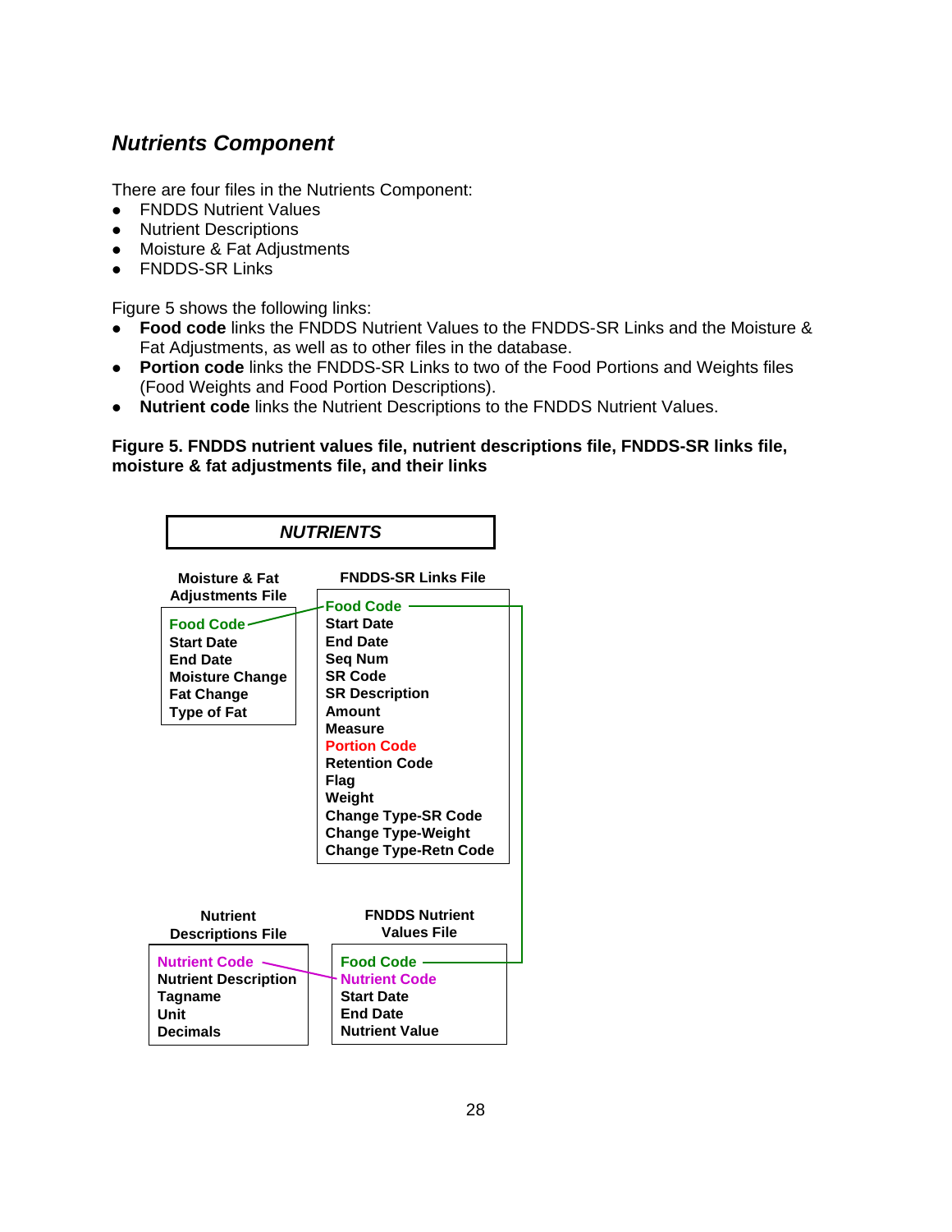## *Nutrients Component*

There are four files in the Nutrients Component:

- FNDDS Nutrient Values
- Nutrient Descriptions
- Moisture & Fat Adjustments
- FNDDS-SR Links

Figure 5 shows the following links:

- **Food code** links the FNDDS Nutrient Values to the FNDDS-SR Links and the Moisture & Fat Adjustments, as well as to other files in the database.
- **Portion code** links the FNDDS-SR Links to two of the Food Portions and Weights files (Food Weights and Food Portion Descriptions).
- **Nutrient code** links the Nutrient Descriptions to the FNDDS Nutrient Values.

**Figure 5. FNDDS nutrient values file, nutrient descriptions file, FNDDS-SR links file, moisture & fat adjustments file, and their links**

***NUTRIENTS***

**Moisture & Fat Adjustments File**

- **Food Code**
- **Start Date**
- **End Date**
- **Moisture Change**
- **Fat Change**
- **Type of Fat**

**FNDDS-SR Links File**

- **Food Code**
- **Start Date**
- **End Date**
- **Seq Num**
- **SR Code**
- **SR Description**
- **Amount**
- **Measure**
- **Portion Code**
- **Retention Code**
- **Flag**
- **Weight**
- **Change Type-SR Code**
- **Change Type-Weight**
- **Change Type-Retn Code**

**Nutrient Descriptions File**

- **Nutrient Code**
- **Nutrient Description**
- **Tagname**
- **Unit**
- **Decimals**

**FNDDS Nutrient Values File**

- **Food Code**
- **Nutrient Code**
- **Start Date**
- **End Date**
- **Nutrient Value**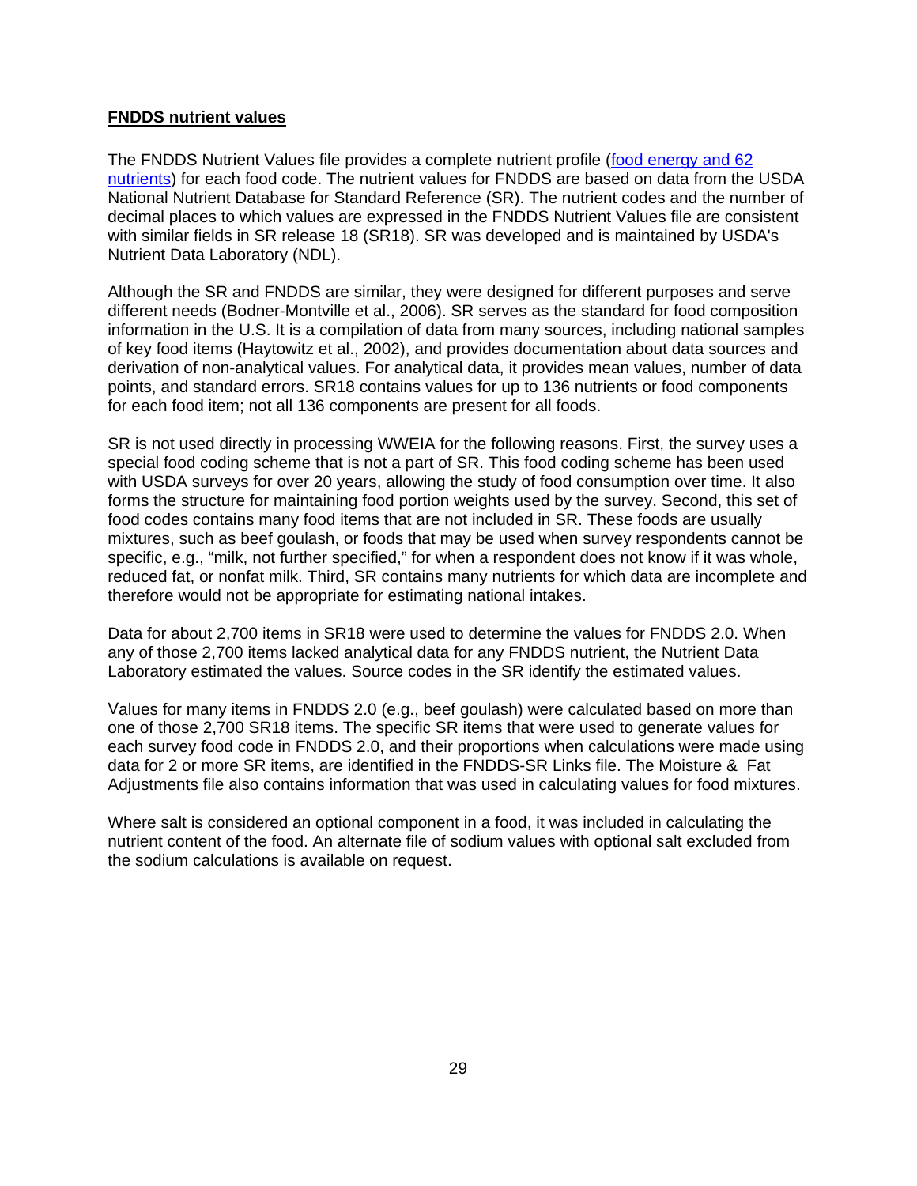## FNDDS nutrient values

The FNDDS Nutrient Values file provides a complete nutrient profile (food energy and 62 nutrients) for each food code. The nutrient values for FNDDS are based on data from the USDA National Nutrient Database for Standard Reference (SR). The nutrient codes and the number of decimal places to which values are expressed in the FNDDS Nutrient Values file are consistent with similar fields in SR release 18 (SR18). SR was developed and is maintained by USDA's Nutrient Data Laboratory (NDL).

Although the SR and FNDDS are similar, they were designed for different purposes and serve different needs (Bodner-Montville et al., 2006). SR serves as the standard for food composition information in the U.S. It is a compilation of data from many sources, including national samples of key food items (Haytowitz et al., 2002), and provides documentation about data sources and derivation of non-analytical values. For analytical data, it provides mean values, number of data points, and standard errors. SR18 contains values for up to 136 nutrients or food components for each food item; not all 136 components are present for all foods.

SR is not used directly in processing WWEIA for the following reasons. First, the survey uses a special food coding scheme that is not a part of SR. This food coding scheme has been used with USDA surveys for over 20 years, allowing the study of food consumption over time. It also forms the structure for maintaining food portion weights used by the survey. Second, this set of food codes contains many food items that are not included in SR. These foods are usually mixtures, such as beef goulash, or foods that may be used when survey respondents cannot be specific, e.g., "milk, not further specified," for when a respondent does not know if it was whole, reduced fat, or nonfat milk. Third, SR contains many nutrients for which data are incomplete and therefore would not be appropriate for estimating national intakes.

Data for about 2,700 items in SR18 were used to determine the values for FNDDS 2.0. When any of those 2,700 items lacked analytical data for any FNDDS nutrient, the Nutrient Data Laboratory estimated the values. Source codes in the SR identify the estimated values.

Values for many items in FNDDS 2.0 (e.g., beef goulash) were calculated based on more than one of those 2,700 SR18 items. The specific SR items that were used to generate values for each survey food code in FNDDS 2.0, and their proportions when calculations were made using data for 2 or more SR items, are identified in the FNDDS-SR Links file. The Moisture & Fat Adjustments file also contains information that was used in calculating values for food mixtures.

Where salt is considered an optional component in a food, it was included in calculating the nutrient content of the food. An alternate file of sodium values with optional salt excluded from the sodium calculations is available on request.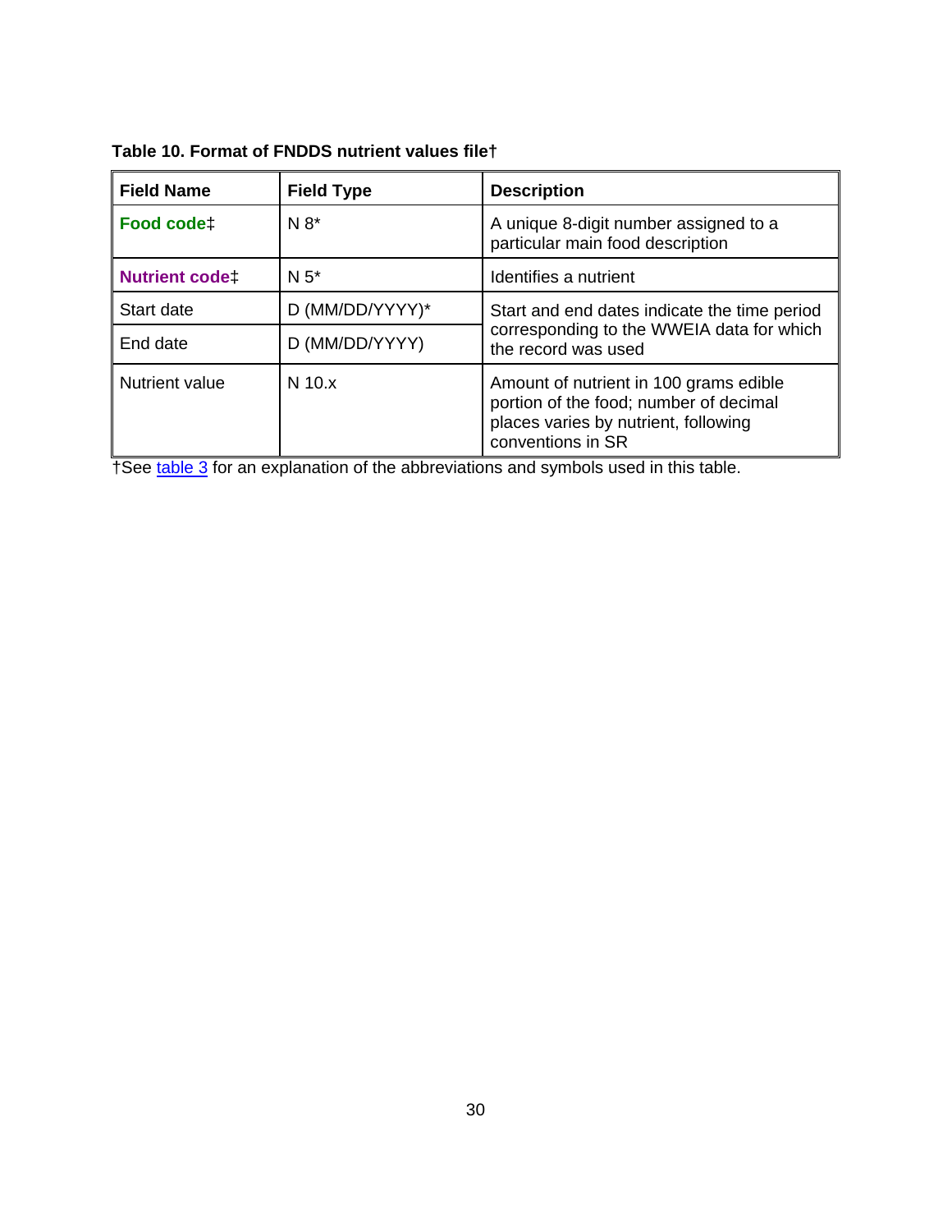**Table 10. Format of FNDDS nutrient values file†**

| Field Name | Field Type | Description |
| --- | --- | --- |
| **Food code‡** | N 8* | A unique 8-digit number assigned to a particular main food description |
| **Nutrient code‡** | N 5* | Identifies a nutrient |
| Start date | D (MM/DD/YYYY)* | Start and end dates indicate the time period corresponding to the WWEIA data for which the record was used |
| End date | D (MM/DD/YYYY) | |
| Nutrient value | N 10.x | Amount of nutrient in 100 grams edible portion of the food; number of decimal places varies by nutrient, following conventions in SR |

†See table 3 for an explanation of the abbreviations and symbols used in this table.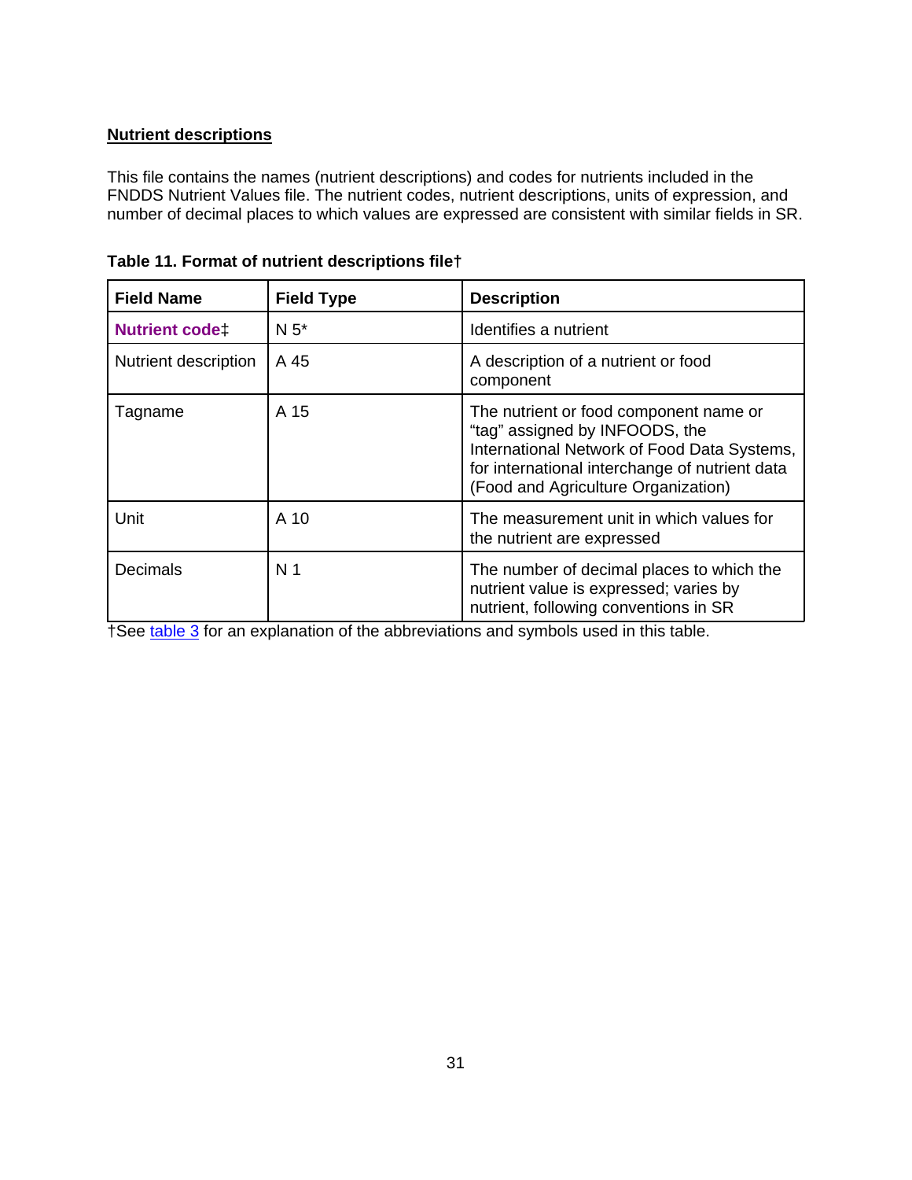## Nutrient descriptions

This file contains the names (nutrient descriptions) and codes for nutrients included in the FNDDS Nutrient Values file. The nutrient codes, nutrient descriptions, units of expression, and number of decimal places to which values are expressed are consistent with similar fields in SR.

**Table 11. Format of nutrient descriptions file†**

| Field Name | Field Type | Description |
|---|---|---|
| **Nutrient code‡** | N 5* | Identifies a nutrient |
| Nutrient description | A 45 | A description of a nutrient or food component |
| Tagname | A 15 | The nutrient or food component name or "tag" assigned by INFOODS, the International Network of Food Data Systems, for international interchange of nutrient data (Food and Agriculture Organization) |
| Unit | A 10 | The measurement unit in which values for the nutrient are expressed |
| Decimals | N 1 | The number of decimal places to which the nutrient value is expressed; varies by nutrient, following conventions in SR |

†See table 3 for an explanation of the abbreviations and symbols used in this table.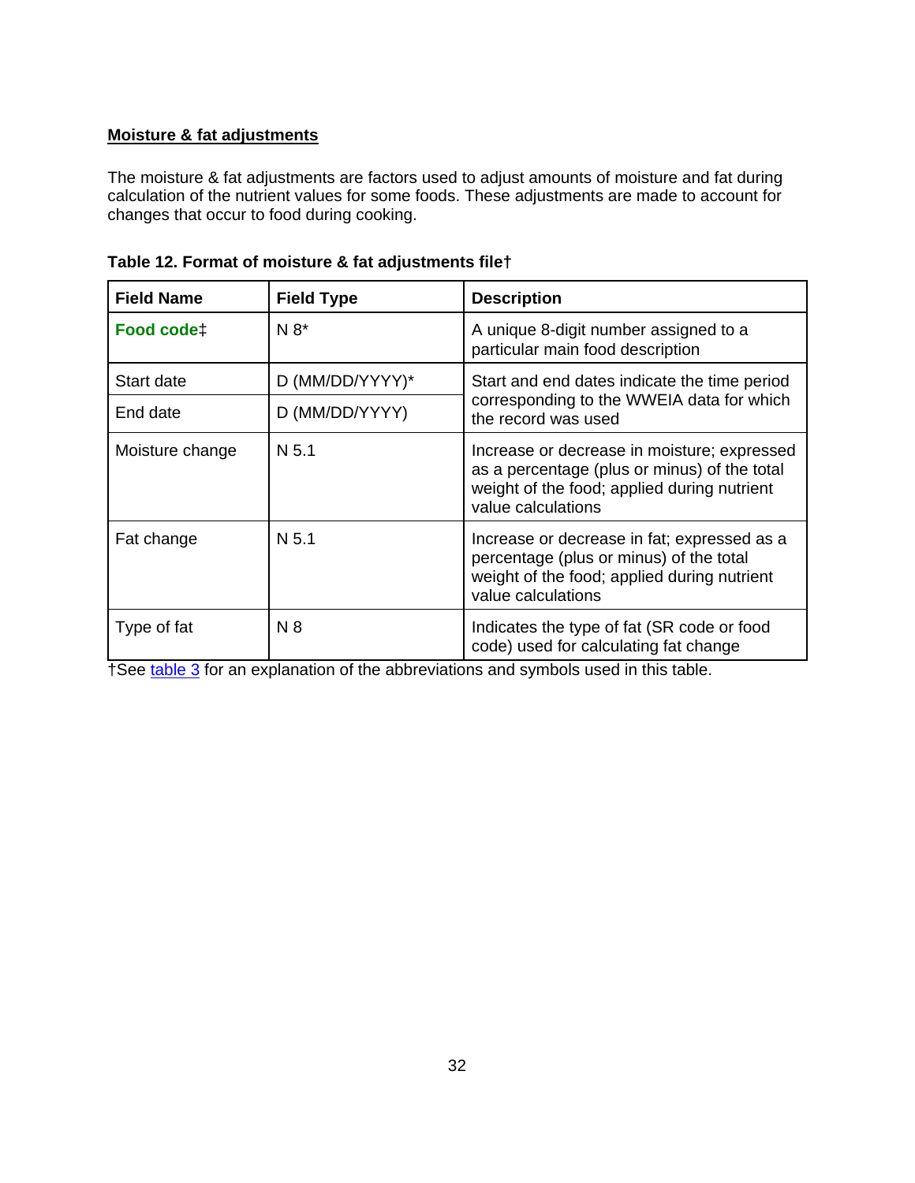## Moisture & fat adjustments

The moisture & fat adjustments are factors used to adjust amounts of moisture and fat during calculation of the nutrient values for some foods. These adjustments are made to account for changes that occur to food during cooking.

**Table 12. Format of moisture & fat adjustments file†**

| Field Name | Field Type | Description |
|---|---|---|
| **Food code‡** | N 8* | A unique 8-digit number assigned to a particular main food description |
| Start date | D (MM/DD/YYYY)* | Start and end dates indicate the time period corresponding to the WWEIA data for which the record was used |
| End date | D (MM/DD/YYYY) | |
| Moisture change | N 5.1 | Increase or decrease in moisture; expressed as a percentage (plus or minus) of the total weight of the food; applied during nutrient value calculations |
| Fat change | N 5.1 | Increase or decrease in fat; expressed as a percentage (plus or minus) of the total weight of the food; applied during nutrient value calculations |
| Type of fat | N 8 | Indicates the type of fat (SR code or food code) used for calculating fat change |

†See table 3 for an explanation of the abbreviations and symbols used in this table.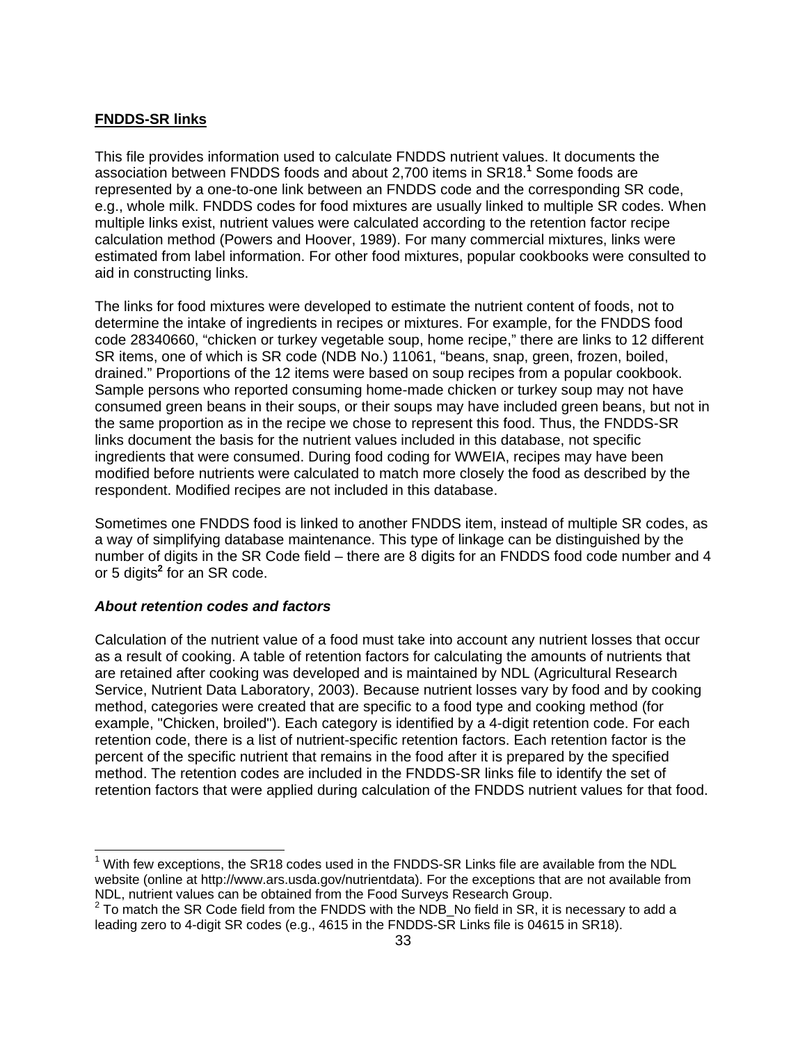**FNDDS-SR links**

This file provides information used to calculate FNDDS nutrient values. It documents the association between FNDDS foods and about 2,700 items in SR18.[1] Some foods are represented by a one-to-one link between an FNDDS code and the corresponding SR code, e.g., whole milk. FNDDS codes for food mixtures are usually linked to multiple SR codes. When multiple links exist, nutrient values were calculated according to the retention factor recipe calculation method (Powers and Hoover, 1989). For many commercial mixtures, links were estimated from label information. For other food mixtures, popular cookbooks were consulted to aid in constructing links.

The links for food mixtures were developed to estimate the nutrient content of foods, not to determine the intake of ingredients in recipes or mixtures. For example, for the FNDDS food code 28340660, "chicken or turkey vegetable soup, home recipe," there are links to 12 different SR items, one of which is SR code (NDB No.) 11061, "beans, snap, green, frozen, boiled, drained." Proportions of the 12 items were based on soup recipes from a popular cookbook. Sample persons who reported consuming home-made chicken or turkey soup may not have consumed green beans in their soups, or their soups may have included green beans, but not in the same proportion as in the recipe we chose to represent this food. Thus, the FNDDS-SR links document the basis for the nutrient values included in this database, not specific ingredients that were consumed. During food coding for WWEIA, recipes may have been modified before nutrients were calculated to match more closely the food as described by the respondent. Modified recipes are not included in this database.

Sometimes one FNDDS food is linked to another FNDDS item, instead of multiple SR codes, as a way of simplifying database maintenance. This type of linkage can be distinguished by the number of digits in the SR Code field – there are 8 digits for an FNDDS food code number and 4 or 5 digits[2] for an SR code.

***About retention codes and factors***

Calculation of the nutrient value of a food must take into account any nutrient losses that occur as a result of cooking. A table of retention factors for calculating the amounts of nutrients that are retained after cooking was developed and is maintained by NDL (Agricultural Research Service, Nutrient Data Laboratory, 2003). Because nutrient losses vary by food and by cooking method, categories were created that are specific to a food type and cooking method (for example, "Chicken, broiled"). Each category is identified by a 4-digit retention code. For each retention code, there is a list of nutrient-specific retention factors. Each retention factor is the percent of the specific nutrient that remains in the food after it is prepared by the specified method. The retention codes are included in the FNDDS-SR links file to identify the set of retention factors that were applied during calculation of the FNDDS nutrient values for that food.

---

[1] With few exceptions, the SR18 codes used in the FNDDS-SR Links file are available from the NDL website (online at http://www.ars.usda.gov/nutrientdata). For the exceptions that are not available from NDL, nutrient values can be obtained from the Food Surveys Research Group.

[2] To match the SR Code field from the FNDDS with the NDB_No field in SR, it is necessary to add a leading zero to 4-digit SR codes (e.g., 4615 in the FNDDS-SR Links file is 04615 in SR18).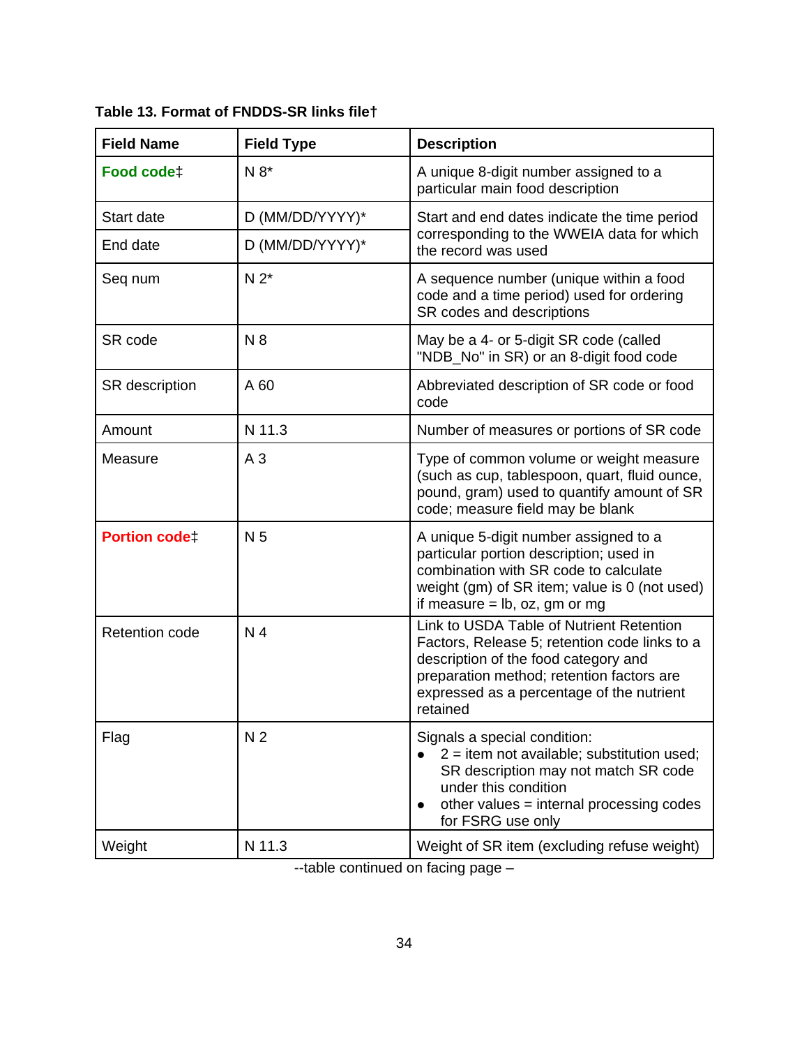**Table 13. Format of FNDDS-SR links file†**

| Field Name | Field Type | Description |
|---|---|---|
| **Food code‡** | N 8* | A unique 8-digit number assigned to a particular main food description |
| Start date | D (MM/DD/YYYY)* | Start and end dates indicate the time period corresponding to the WWEIA data for which the record was used |
| End date | D (MM/DD/YYYY)* | |
| Seq num | N 2* | A sequence number (unique within a food code and a time period) used for ordering SR codes and descriptions |
| SR code | N 8 | May be a 4- or 5-digit SR code (called "NDB_No" in SR) or an 8-digit food code |
| SR description | A 60 | Abbreviated description of SR code or food code |
| Amount | N 11.3 | Number of measures or portions of SR code |
| Measure | A 3 | Type of common volume or weight measure (such as cup, tablespoon, quart, fluid ounce, pound, gram) used to quantify amount of SR code; measure field may be blank |
| **Portion code‡** | N 5 | A unique 5-digit number assigned to a particular portion description; used in combination with SR code to calculate weight (gm) of SR item; value is 0 (not used) if measure = lb, oz, gm or mg |
| Retention code | N 4 | Link to USDA Table of Nutrient Retention Factors, Release 5; retention code links to a description of the food category and preparation method; retention factors are expressed as a percentage of the nutrient retained |
| Flag | N 2 | Signals a special condition:<br>• 2 = item not available; substitution used; SR description may not match SR code under this condition<br>• other values = internal processing codes for FSRG use only |
| Weight | N 11.3 | Weight of SR item (excluding refuse weight) |

--table continued on facing page –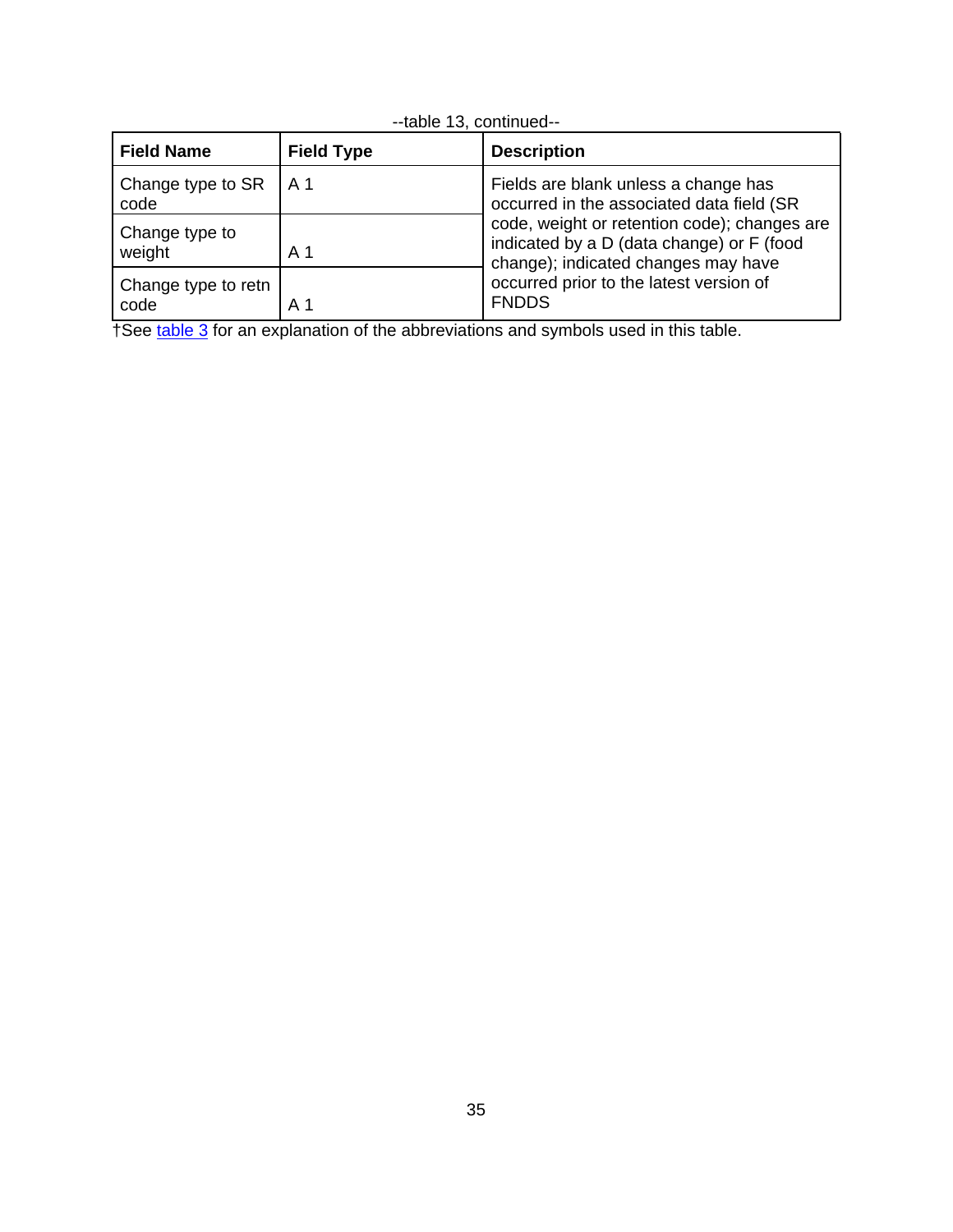--table 13, continued--

| Field Name | Field Type | Description |
|---|---|---|
| Change type to SR code | A 1 | Fields are blank unless a change has occurred in the associated data field (SR code, weight or retention code); changes are indicated by a D (data change) or F (food change); indicated changes may have occurred prior to the latest version of FNDDS |
| Change type to weight | A 1 | |
| Change type to retn code | A 1 | |

†See table 3 for an explanation of the abbreviations and symbols used in this table.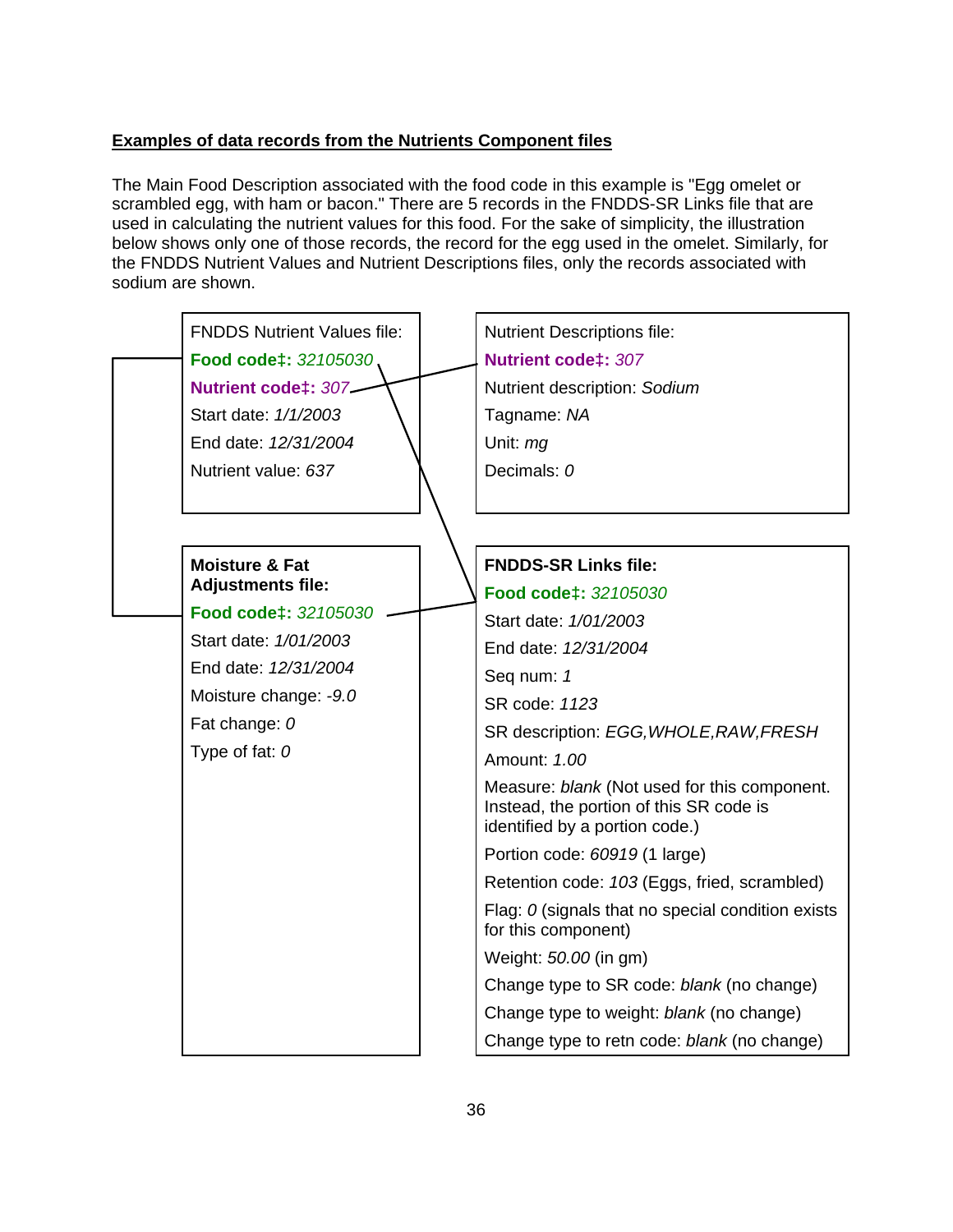**Examples of data records from the Nutrients Component files**

The Main Food Description associated with the food code in this example is "Egg omelet or scrambled egg, with ham or bacon." There are 5 records in the FNDDS-SR Links file that are used in calculating the nutrient values for this food. For the sake of simplicity, the illustration below shows only one of those records, the record for the egg used in the omelet. Similarly, for the FNDDS Nutrient Values and Nutrient Descriptions files, only the records associated with sodium are shown.

FNDDS Nutrient Values file:

**Food code‡:** *32105030*
**Nutrient code‡:** *307*
Start date: *1/1/2003*
End date: *12/31/2004*
Nutrient value: *637*

Nutrient Descriptions file:

**Nutrient code‡:** *307*
Nutrient description: *Sodium*
Tagname: *NA*
Unit: *mg*
Decimals: *0*

**Moisture & Fat Adjustments file:**

**Food code‡:** *32105030*
Start date: *1/01/2003*
End date: *12/31/2004*
Moisture change: *-9.0*
Fat change: *0*
Type of fat: *0*

**FNDDS-SR Links file:**

**Food code‡:** *32105030*
Start date: *1/01/2003*
End date: *12/31/2004*
Seq num: *1*
SR code: *1123*
SR description: *EGG,WHOLE,RAW,FRESH*
Amount: *1.00*
Measure: *blank* (Not used for this component. Instead, the portion of this SR code is identified by a portion code.)
Portion code: *60919* (1 large)
Retention code: *103* (Eggs, fried, scrambled)
Flag: *0* (signals that no special condition exists for this component)
Weight: *50.00* (in gm)
Change type to SR code: *blank* (no change)
Change type to weight: *blank* (no change)
Change type to retn code: *blank* (no change)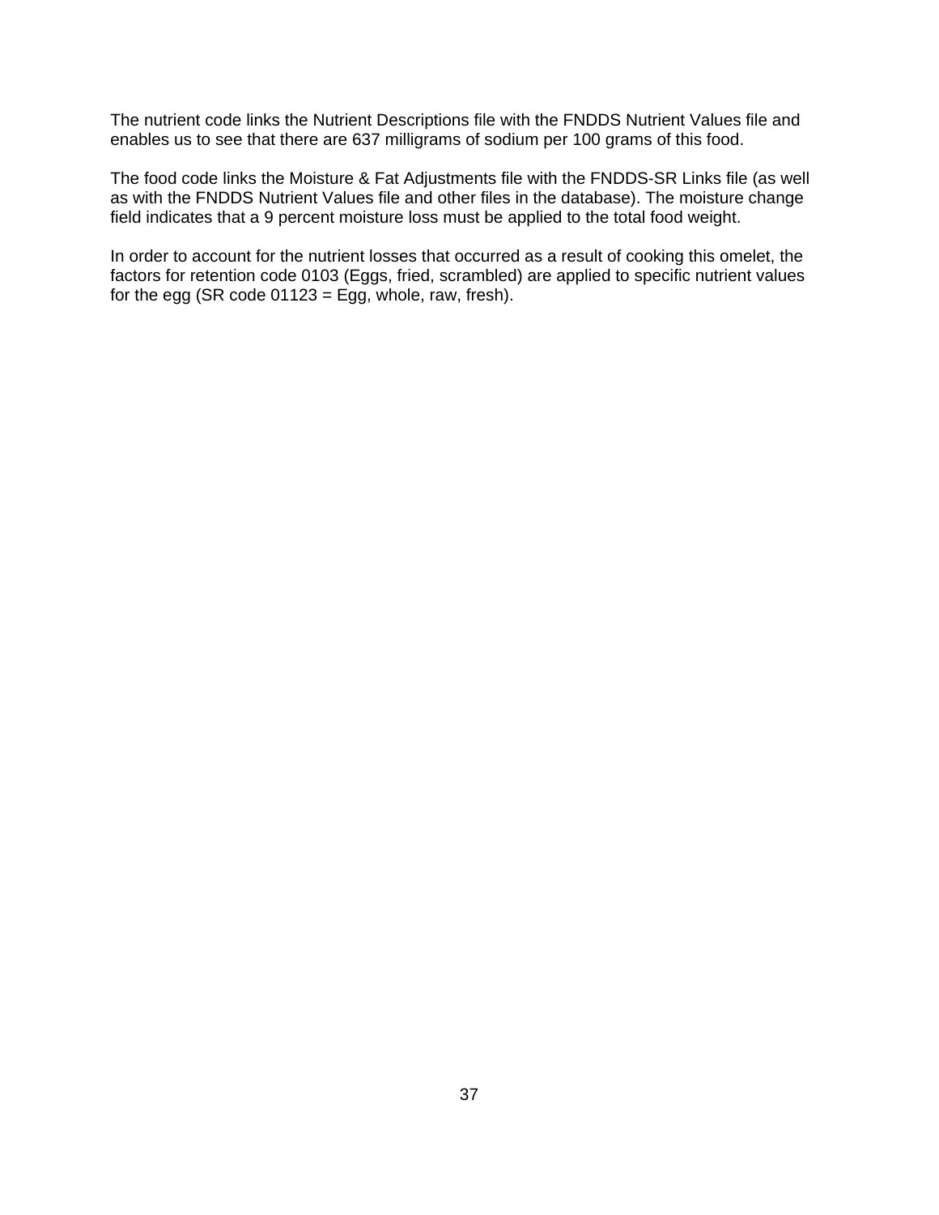The nutrient code links the Nutrient Descriptions file with the FNDDS Nutrient Values file and enables us to see that there are 637 milligrams of sodium per 100 grams of this food.

The food code links the Moisture & Fat Adjustments file with the FNDDS-SR Links file (as well as with the FNDDS Nutrient Values file and other files in the database). The moisture change field indicates that a 9 percent moisture loss must be applied to the total food weight.

In order to account for the nutrient losses that occurred as a result of cooking this omelet, the factors for retention code 0103 (Eggs, fried, scrambled) are applied to specific nutrient values for the egg (SR code 01123 = Egg, whole, raw, fresh).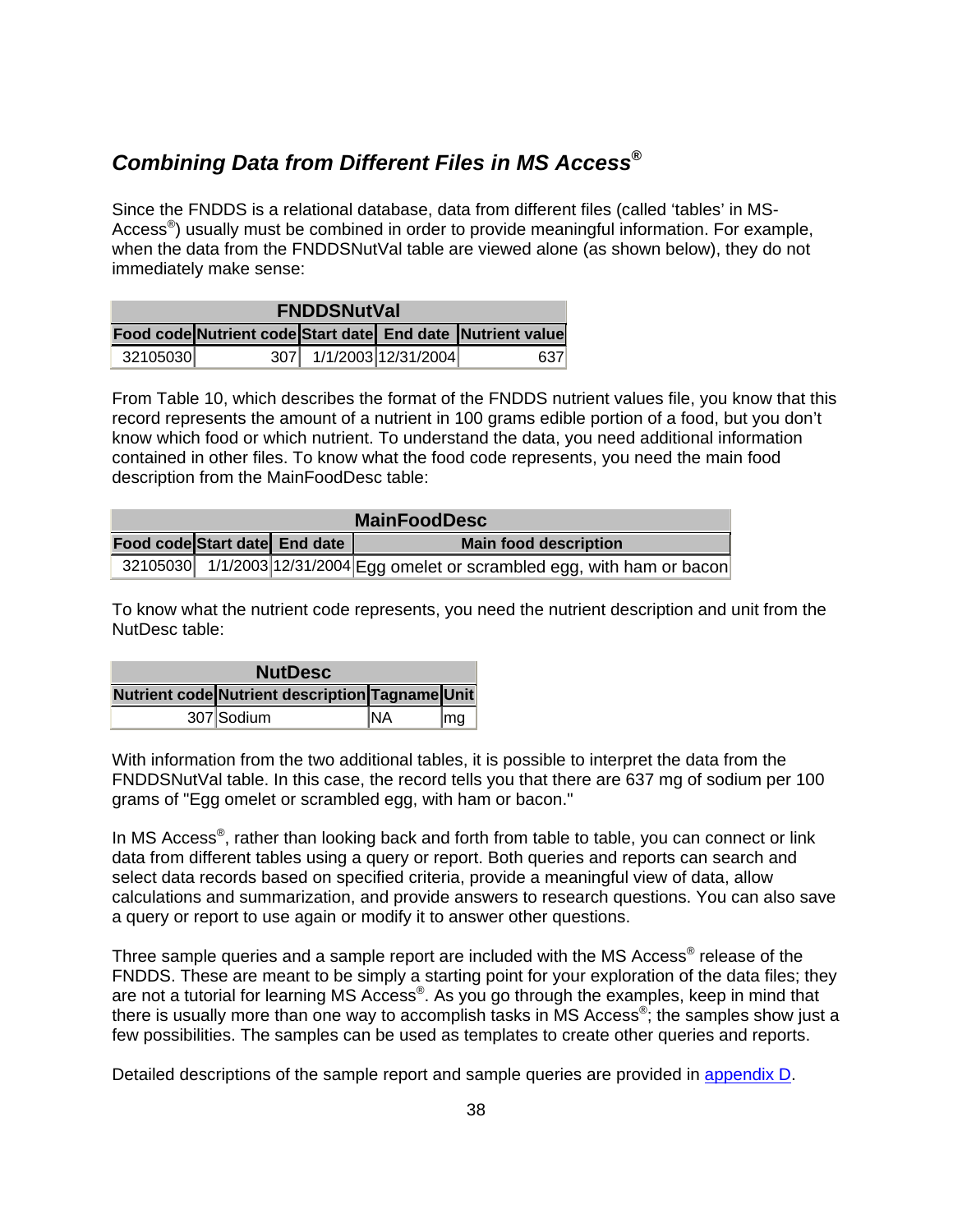## *Combining Data from Different Files in MS Access®*

Since the FNDDS is a relational database, data from different files (called 'tables' in MS-Access®) usually must be combined in order to provide meaningful information. For example, when the data from the FNDDSNutVal table are viewed alone (as shown below), they do not immediately make sense:

| **FNDDSNutVal** | | | | |
|---|---|---|---|---|
| **Food code** | **Nutrient code** | **Start date** | **End date** | **Nutrient value** |
| 32105030 | 307 | 1/1/2003 | 12/31/2004 | 637 |

From Table 10, which describes the format of the FNDDS nutrient values file, you know that this record represents the amount of a nutrient in 100 grams edible portion of a food, but you don't know which food or which nutrient. To understand the data, you need additional information contained in other files. To know what the food code represents, you need the main food description from the MainFoodDesc table:

| **MainFoodDesc** | | | |
|---|---|---|---|
| **Food code** | **Start date** | **End date** | **Main food description** |
| 32105030 | 1/1/2003 | 12/31/2004 | Egg omelet or scrambled egg, with ham or bacon |

To know what the nutrient code represents, you need the nutrient description and unit from the NutDesc table:

| **NutDesc** | | | |
|---|---|---|---|
| **Nutrient code** | **Nutrient description** | **Tagname** | **Unit** |
| 307 | Sodium | NA | mg |

With information from the two additional tables, it is possible to interpret the data from the FNDDSNutVal table. In this case, the record tells you that there are 637 mg of sodium per 100 grams of "Egg omelet or scrambled egg, with ham or bacon."

In MS Access®, rather than looking back and forth from table to table, you can connect or link data from different tables using a query or report. Both queries and reports can search and select data records based on specified criteria, provide a meaningful view of data, allow calculations and summarization, and provide answers to research questions. You can also save a query or report to use again or modify it to answer other questions.

Three sample queries and a sample report are included with the MS Access® release of the FNDDS. These are meant to be simply a starting point for your exploration of the data files; they are not a tutorial for learning MS Access®. As you go through the examples, keep in mind that there is usually more than one way to accomplish tasks in MS Access®; the samples show just a few possibilities. The samples can be used as templates to create other queries and reports.

Detailed descriptions of the sample report and sample queries are provided in appendix D.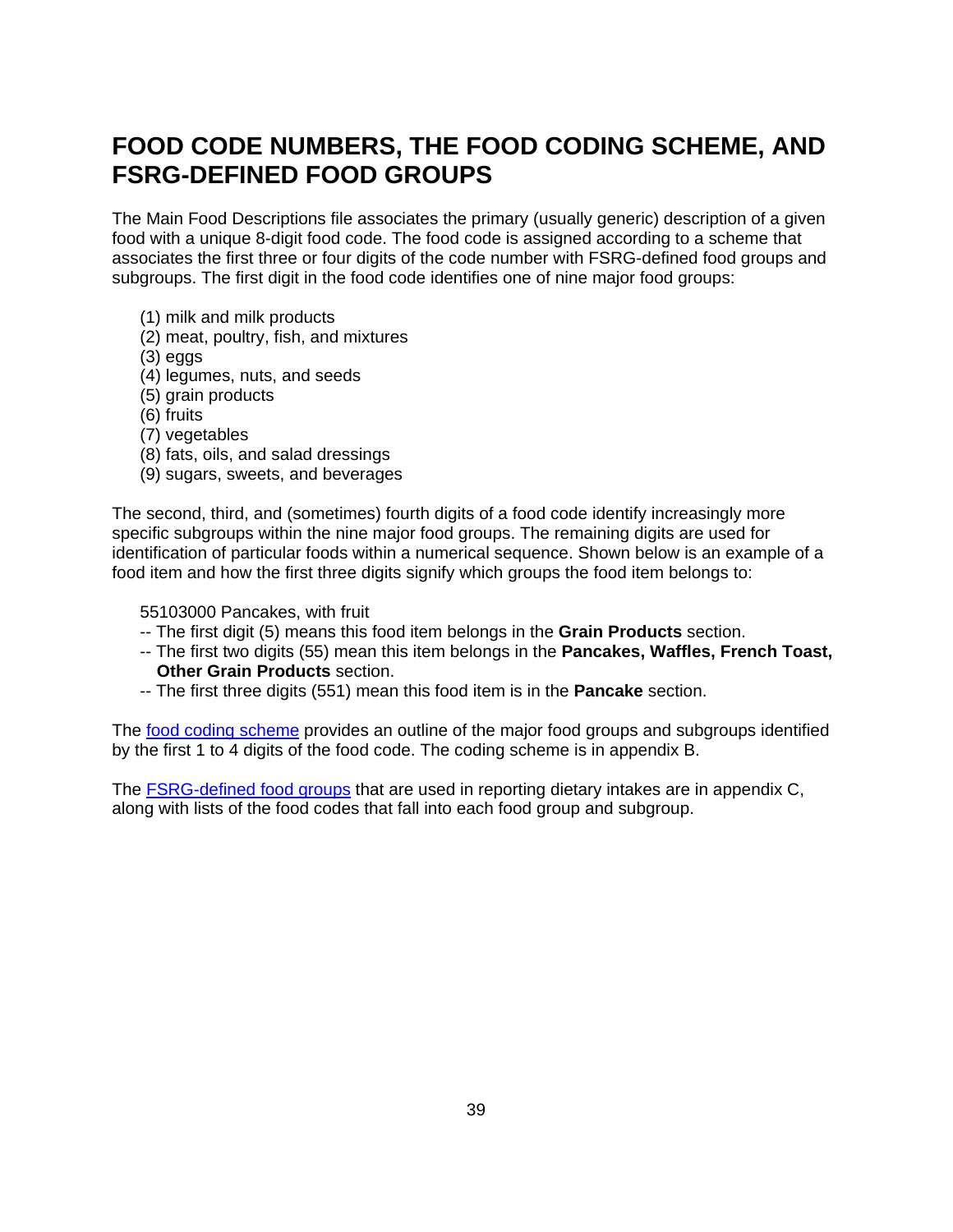# FOOD CODE NUMBERS, THE FOOD CODING SCHEME, AND FSRG-DEFINED FOOD GROUPS

The Main Food Descriptions file associates the primary (usually generic) description of a given food with a unique 8-digit food code. The food code is assigned according to a scheme that associates the first three or four digits of the code number with FSRG-defined food groups and subgroups. The first digit in the food code identifies one of nine major food groups:

(1) milk and milk products
(2) meat, poultry, fish, and mixtures
(3) eggs
(4) legumes, nuts, and seeds
(5) grain products
(6) fruits
(7) vegetables
(8) fats, oils, and salad dressings
(9) sugars, sweets, and beverages

The second, third, and (sometimes) fourth digits of a food code identify increasingly more specific subgroups within the nine major food groups. The remaining digits are used for identification of particular foods within a numerical sequence. Shown below is an example of a food item and how the first three digits signify which groups the food item belongs to:

55103000 Pancakes, with fruit
-- The first digit (5) means this food item belongs in the **Grain Products** section.
-- The first two digits (55) mean this item belongs in the **Pancakes, Waffles, French Toast, Other Grain Products** section.
-- The first three digits (551) mean this food item is in the **Pancake** section.

The food coding scheme provides an outline of the major food groups and subgroups identified by the first 1 to 4 digits of the food code. The coding scheme is in appendix B.

The FSRG-defined food groups that are used in reporting dietary intakes are in appendix C, along with lists of the food codes that fall into each food group and subgroup.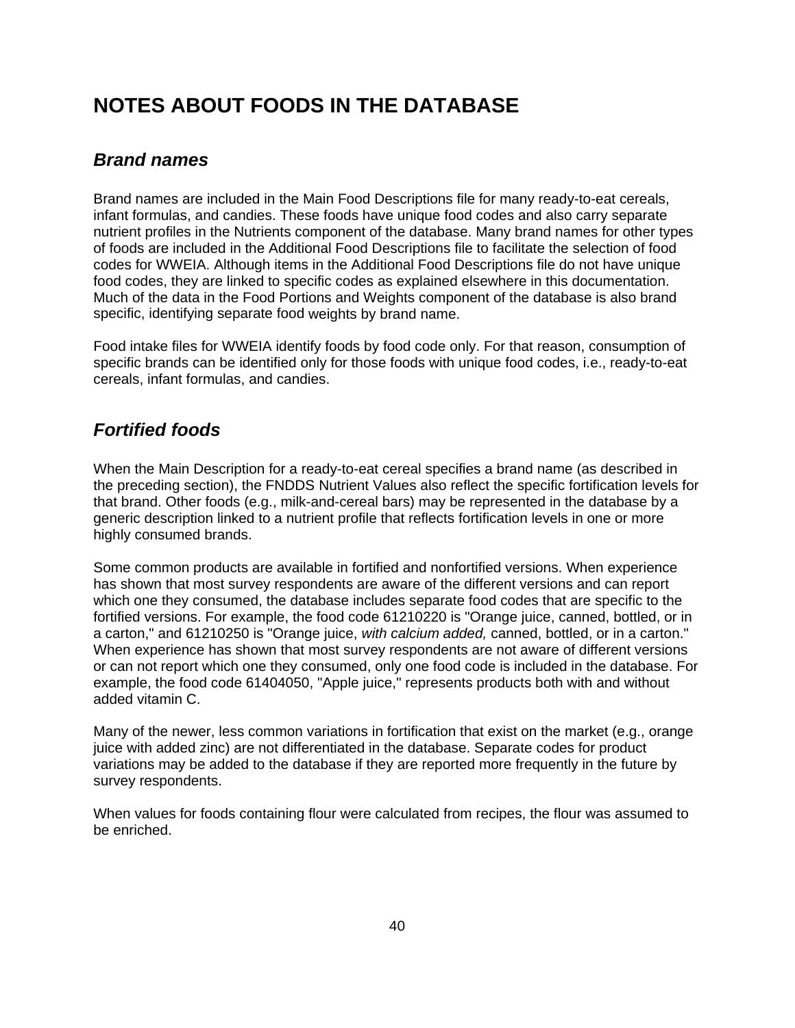# NOTES ABOUT FOODS IN THE DATABASE

## *Brand names*

Brand names are included in the Main Food Descriptions file for many ready-to-eat cereals, infant formulas, and candies. These foods have unique food codes and also carry separate nutrient profiles in the Nutrients component of the database. Many brand names for other types of foods are included in the Additional Food Descriptions file to facilitate the selection of food codes for WWEIA. Although items in the Additional Food Descriptions file do not have unique food codes, they are linked to specific codes as explained elsewhere in this documentation. Much of the data in the Food Portions and Weights component of the database is also brand specific, identifying separate food weights by brand name.

Food intake files for WWEIA identify foods by food code only. For that reason, consumption of specific brands can be identified only for those foods with unique food codes, i.e., ready-to-eat cereals, infant formulas, and candies.

## *Fortified foods*

When the Main Description for a ready-to-eat cereal specifies a brand name (as described in the preceding section), the FNDDS Nutrient Values also reflect the specific fortification levels for that brand. Other foods (e.g., milk-and-cereal bars) may be represented in the database by a generic description linked to a nutrient profile that reflects fortification levels in one or more highly consumed brands.

Some common products are available in fortified and nonfortified versions. When experience has shown that most survey respondents are aware of the different versions and can report which one they consumed, the database includes separate food codes that are specific to the fortified versions. For example, the food code 61210220 is "Orange juice, canned, bottled, or in a carton," and 61210250 is "Orange juice, *with calcium added,* canned, bottled, or in a carton." When experience has shown that most survey respondents are not aware of different versions or can not report which one they consumed, only one food code is included in the database. For example, the food code 61404050, "Apple juice," represents products both with and without added vitamin C.

Many of the newer, less common variations in fortification that exist on the market (e.g., orange juice with added zinc) are not differentiated in the database. Separate codes for product variations may be added to the database if they are reported more frequently in the future by survey respondents.

When values for foods containing flour were calculated from recipes, the flour was assumed to be enriched.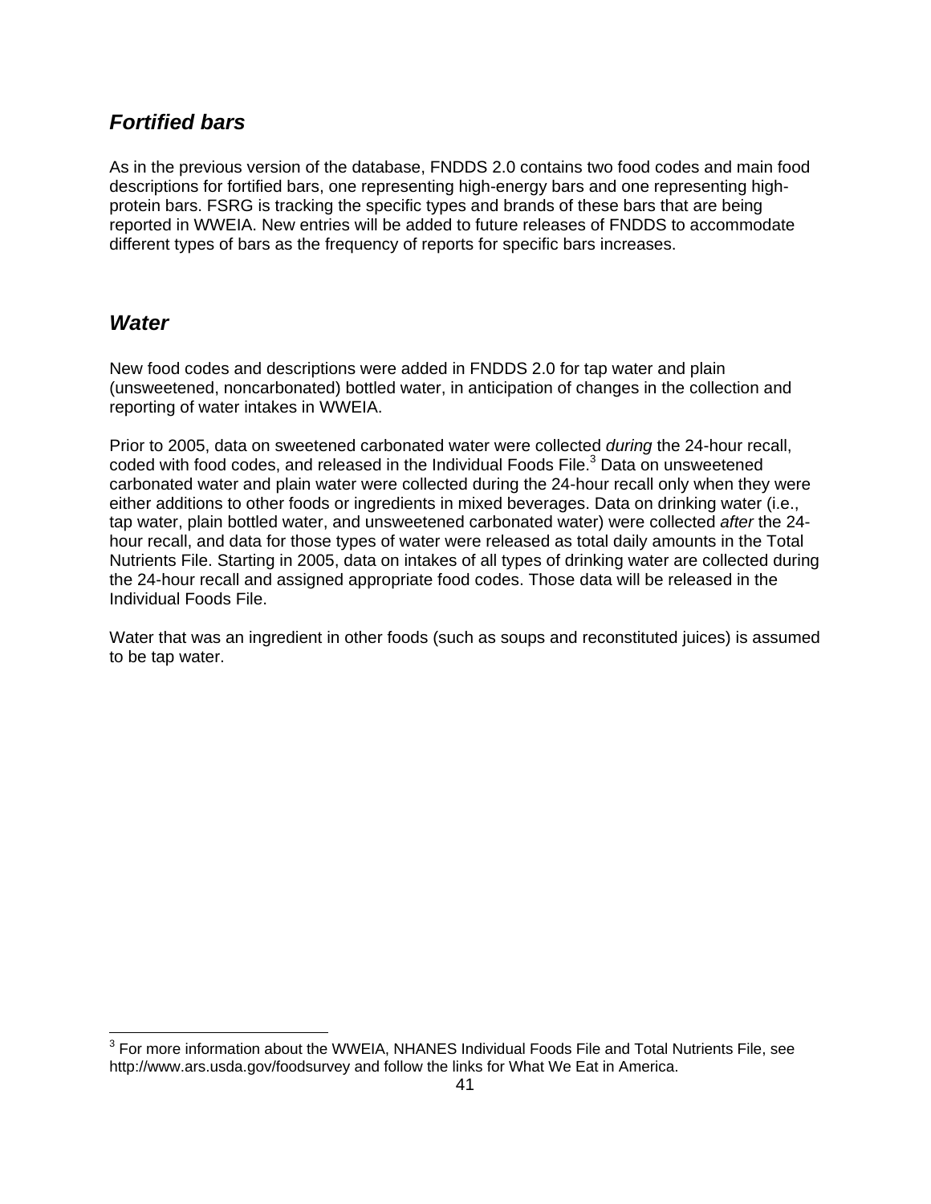## *Fortified bars*

As in the previous version of the database, FNDDS 2.0 contains two food codes and main food descriptions for fortified bars, one representing high-energy bars and one representing high-protein bars. FSRG is tracking the specific types and brands of these bars that are being reported in WWEIA. New entries will be added to future releases of FNDDS to accommodate different types of bars as the frequency of reports for specific bars increases.

## *Water*

New food codes and descriptions were added in FNDDS 2.0 for tap water and plain (unsweetened, noncarbonated) bottled water, in anticipation of changes in the collection and reporting of water intakes in WWEIA.

Prior to 2005, data on sweetened carbonated water were collected *during* the 24-hour recall, coded with food codes, and released in the Individual Foods File.[3] Data on unsweetened carbonated water and plain water were collected during the 24-hour recall only when they were either additions to other foods or ingredients in mixed beverages. Data on drinking water (i.e., tap water, plain bottled water, and unsweetened carbonated water) were collected *after* the 24-hour recall, and data for those types of water were released as total daily amounts in the Total Nutrients File. Starting in 2005, data on intakes of all types of drinking water are collected during the 24-hour recall and assigned appropriate food codes. Those data will be released in the Individual Foods File.

Water that was an ingredient in other foods (such as soups and reconstituted juices) is assumed to be tap water.

---

[3] For more information about the WWEIA, NHANES Individual Foods File and Total Nutrients File, see http://www.ars.usda.gov/foodsurvey and follow the links for What We Eat in America.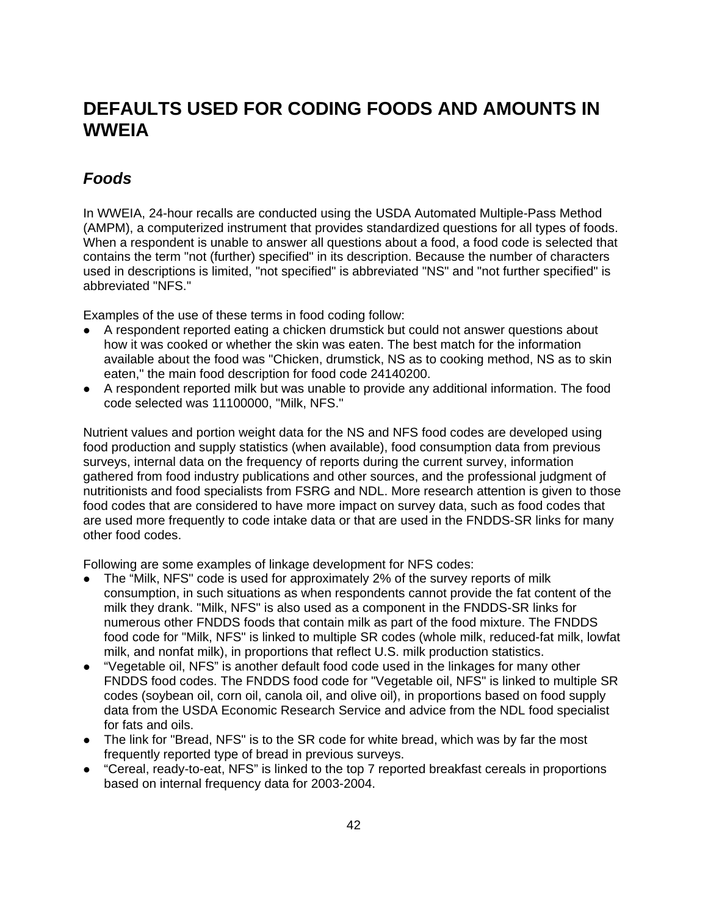# DEFAULTS USED FOR CODING FOODS AND AMOUNTS IN WWEIA

## *Foods*

In WWEIA, 24-hour recalls are conducted using the USDA Automated Multiple-Pass Method (AMPM), a computerized instrument that provides standardized questions for all types of foods. When a respondent is unable to answer all questions about a food, a food code is selected that contains the term "not (further) specified" in its description. Because the number of characters used in descriptions is limited, "not specified" is abbreviated "NS" and "not further specified" is abbreviated "NFS."

Examples of the use of these terms in food coding follow:

- A respondent reported eating a chicken drumstick but could not answer questions about how it was cooked or whether the skin was eaten. The best match for the information available about the food was "Chicken, drumstick, NS as to cooking method, NS as to skin eaten," the main food description for food code 24140200.
- A respondent reported milk but was unable to provide any additional information. The food code selected was 11100000, "Milk, NFS."

Nutrient values and portion weight data for the NS and NFS food codes are developed using food production and supply statistics (when available), food consumption data from previous surveys, internal data on the frequency of reports during the current survey, information gathered from food industry publications and other sources, and the professional judgment of nutritionists and food specialists from FSRG and NDL. More research attention is given to those food codes that are considered to have more impact on survey data, such as food codes that are used more frequently to code intake data or that are used in the FNDDS-SR links for many other food codes.

Following are some examples of linkage development for NFS codes:

- The "Milk, NFS" code is used for approximately 2% of the survey reports of milk consumption, in such situations as when respondents cannot provide the fat content of the milk they drank. "Milk, NFS" is also used as a component in the FNDDS-SR links for numerous other FNDDS foods that contain milk as part of the food mixture. The FNDDS food code for "Milk, NFS" is linked to multiple SR codes (whole milk, reduced-fat milk, lowfat milk, and nonfat milk), in proportions that reflect U.S. milk production statistics.
- "Vegetable oil, NFS" is another default food code used in the linkages for many other FNDDS food codes. The FNDDS food code for "Vegetable oil, NFS" is linked to multiple SR codes (soybean oil, corn oil, canola oil, and olive oil), in proportions based on food supply data from the USDA Economic Research Service and advice from the NDL food specialist for fats and oils.
- The link for "Bread, NFS" is to the SR code for white bread, which was by far the most frequently reported type of bread in previous surveys.
- "Cereal, ready-to-eat, NFS" is linked to the top 7 reported breakfast cereals in proportions based on internal frequency data for 2003-2004.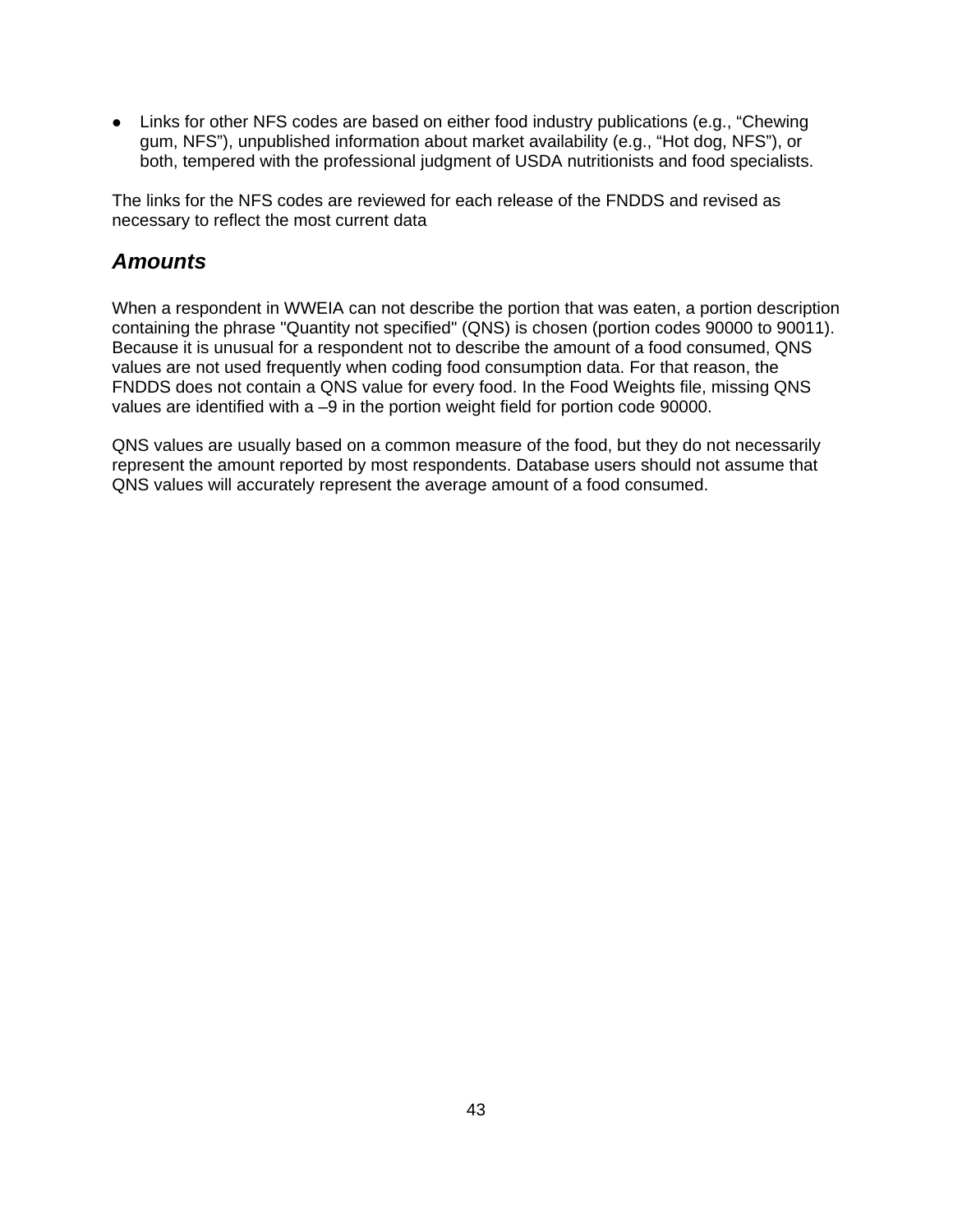- Links for other NFS codes are based on either food industry publications (e.g., “Chewing gum, NFS”), unpublished information about market availability (e.g., “Hot dog, NFS”), or both, tempered with the professional judgment of USDA nutritionists and food specialists.

The links for the NFS codes are reviewed for each release of the FNDDS and revised as necessary to reflect the most current data

## *Amounts*

When a respondent in WWEIA can not describe the portion that was eaten, a portion description containing the phrase "Quantity not specified" (QNS) is chosen (portion codes 90000 to 90011). Because it is unusual for a respondent not to describe the amount of a food consumed, QNS values are not used frequently when coding food consumption data. For that reason, the FNDDS does not contain a QNS value for every food. In the Food Weights file, missing QNS values are identified with a –9 in the portion weight field for portion code 90000.

QNS values are usually based on a common measure of the food, but they do not necessarily represent the amount reported by most respondents. Database users should not assume that QNS values will accurately represent the average amount of a food consumed.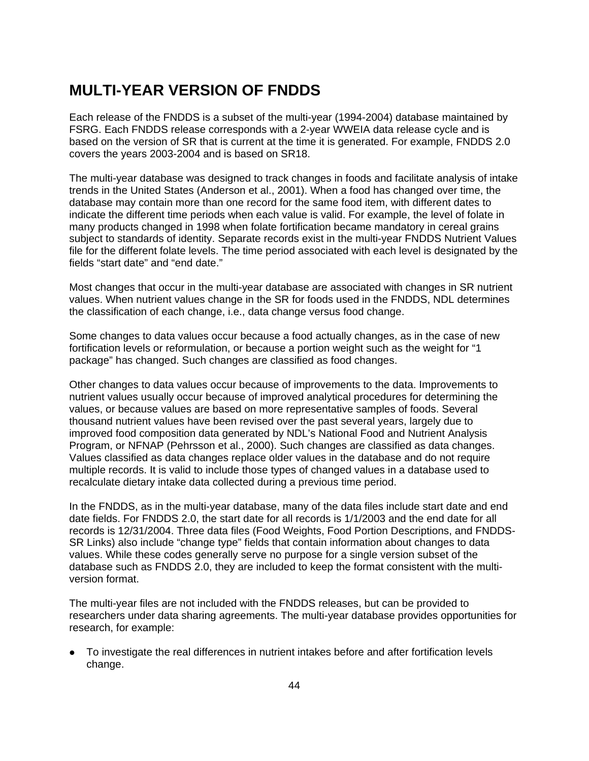# MULTI-YEAR VERSION OF FNDDS

Each release of the FNDDS is a subset of the multi-year (1994-2004) database maintained by FSRG. Each FNDDS release corresponds with a 2-year WWEIA data release cycle and is based on the version of SR that is current at the time it is generated. For example, FNDDS 2.0 covers the years 2003-2004 and is based on SR18.

The multi-year database was designed to track changes in foods and facilitate analysis of intake trends in the United States (Anderson et al., 2001). When a food has changed over time, the database may contain more than one record for the same food item, with different dates to indicate the different time periods when each value is valid. For example, the level of folate in many products changed in 1998 when folate fortification became mandatory in cereal grains subject to standards of identity. Separate records exist in the multi-year FNDDS Nutrient Values file for the different folate levels. The time period associated with each level is designated by the fields "start date" and "end date."

Most changes that occur in the multi-year database are associated with changes in SR nutrient values. When nutrient values change in the SR for foods used in the FNDDS, NDL determines the classification of each change, i.e., data change versus food change.

Some changes to data values occur because a food actually changes, as in the case of new fortification levels or reformulation, or because a portion weight such as the weight for "1 package" has changed. Such changes are classified as food changes.

Other changes to data values occur because of improvements to the data. Improvements to nutrient values usually occur because of improved analytical procedures for determining the values, or because values are based on more representative samples of foods. Several thousand nutrient values have been revised over the past several years, largely due to improved food composition data generated by NDL's National Food and Nutrient Analysis Program, or NFNAP (Pehrsson et al., 2000). Such changes are classified as data changes. Values classified as data changes replace older values in the database and do not require multiple records. It is valid to include those types of changed values in a database used to recalculate dietary intake data collected during a previous time period.

In the FNDDS, as in the multi-year database, many of the data files include start date and end date fields. For FNDDS 2.0, the start date for all records is 1/1/2003 and the end date for all records is 12/31/2004. Three data files (Food Weights, Food Portion Descriptions, and FNDDS-SR Links) also include "change type" fields that contain information about changes to data values. While these codes generally serve no purpose for a single version subset of the database such as FNDDS 2.0, they are included to keep the format consistent with the multi-version format.

The multi-year files are not included with the FNDDS releases, but can be provided to researchers under data sharing agreements. The multi-year database provides opportunities for research, for example:

- To investigate the real differences in nutrient intakes before and after fortification levels change.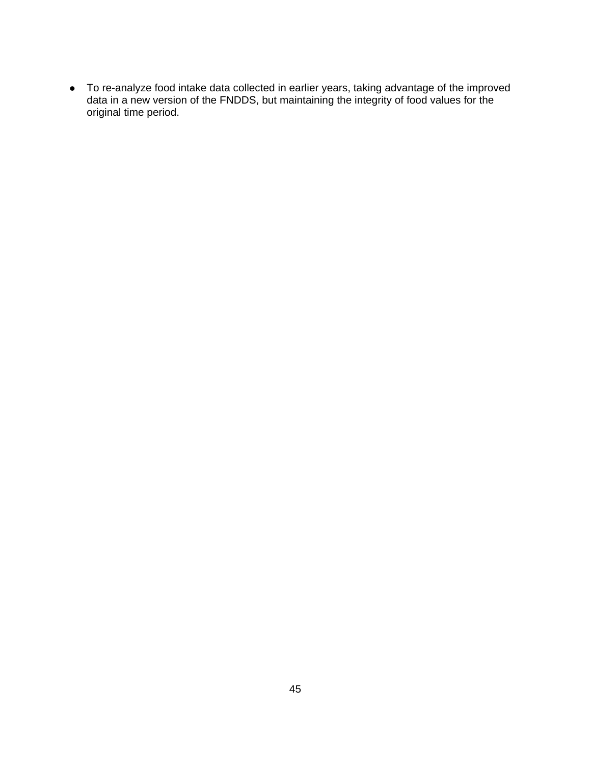- To re-analyze food intake data collected in earlier years, taking advantage of the improved data in a new version of the FNDDS, but maintaining the integrity of food values for the original time period.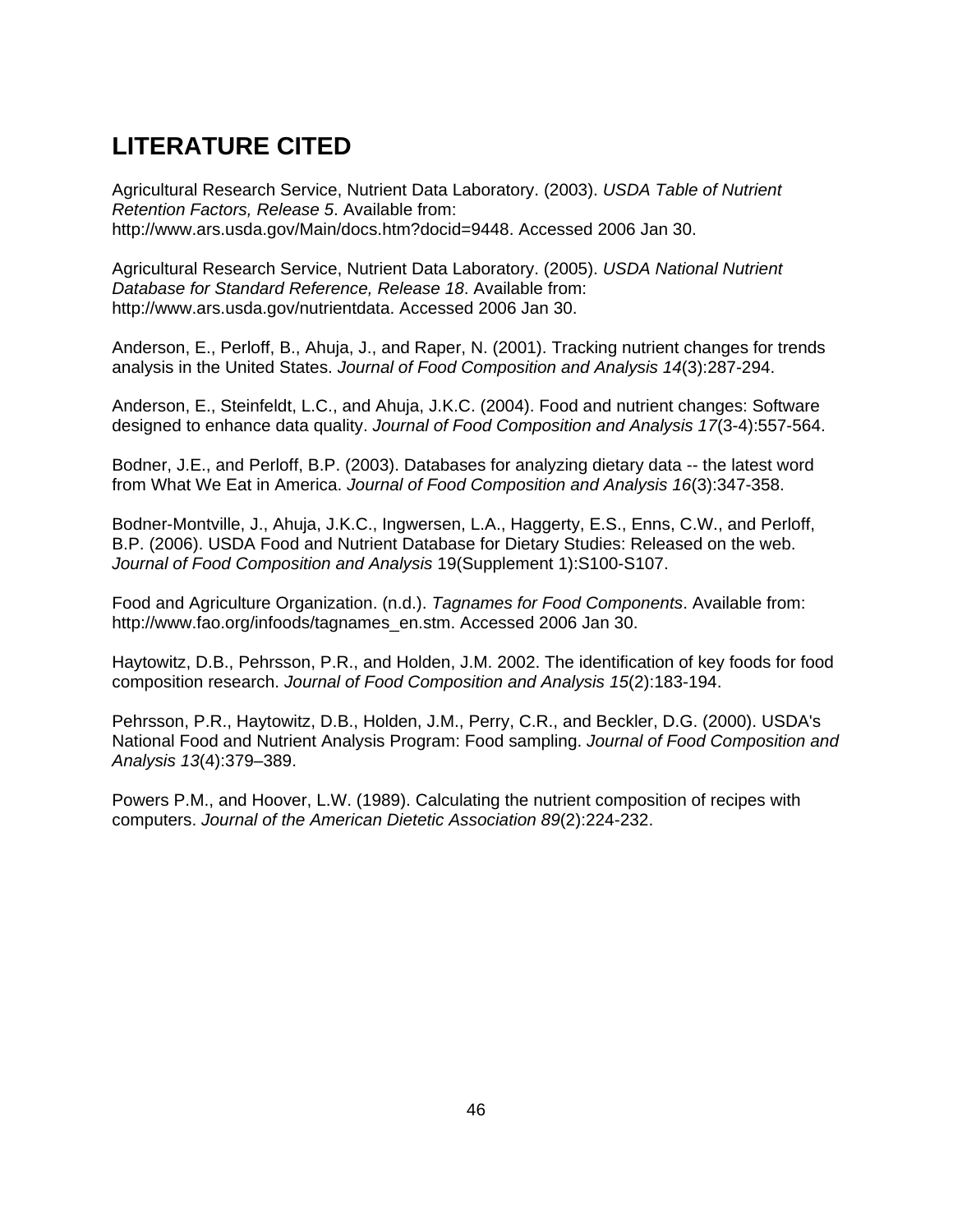# LITERATURE CITED

Agricultural Research Service, Nutrient Data Laboratory. (2003). *USDA Table of Nutrient Retention Factors, Release 5*. Available from: http://www.ars.usda.gov/Main/docs.htm?docid=9448. Accessed 2006 Jan 30.

Agricultural Research Service, Nutrient Data Laboratory. (2005). *USDA National Nutrient Database for Standard Reference, Release 18*. Available from: http://www.ars.usda.gov/nutrientdata. Accessed 2006 Jan 30.

Anderson, E., Perloff, B., Ahuja, J., and Raper, N. (2001). Tracking nutrient changes for trends analysis in the United States. *Journal of Food Composition and Analysis 14*(3):287-294.

Anderson, E., Steinfeldt, L.C., and Ahuja, J.K.C. (2004). Food and nutrient changes: Software designed to enhance data quality. *Journal of Food Composition and Analysis 17*(3-4):557-564.

Bodner, J.E., and Perloff, B.P. (2003). Databases for analyzing dietary data -- the latest word from What We Eat in America. *Journal of Food Composition and Analysis 16*(3):347-358.

Bodner-Montville, J., Ahuja, J.K.C., Ingwersen, L.A., Haggerty, E.S., Enns, C.W., and Perloff, B.P. (2006). USDA Food and Nutrient Database for Dietary Studies: Released on the web. *Journal of Food Composition and Analysis* 19(Supplement 1):S100-S107.

Food and Agriculture Organization. (n.d.). *Tagnames for Food Components*. Available from: http://www.fao.org/infoods/tagnames_en.stm. Accessed 2006 Jan 30.

Haytowitz, D.B., Pehrsson, P.R., and Holden, J.M. 2002. The identification of key foods for food composition research. *Journal of Food Composition and Analysis 15*(2):183-194.

Pehrsson, P.R., Haytowitz, D.B., Holden, J.M., Perry, C.R., and Beckler, D.G. (2000). USDA's National Food and Nutrient Analysis Program: Food sampling. *Journal of Food Composition and Analysis 13*(4):379–389.

Powers P.M., and Hoover, L.W. (1989). Calculating the nutrient composition of recipes with computers. *Journal of the American Dietetic Association 89*(2):224-232.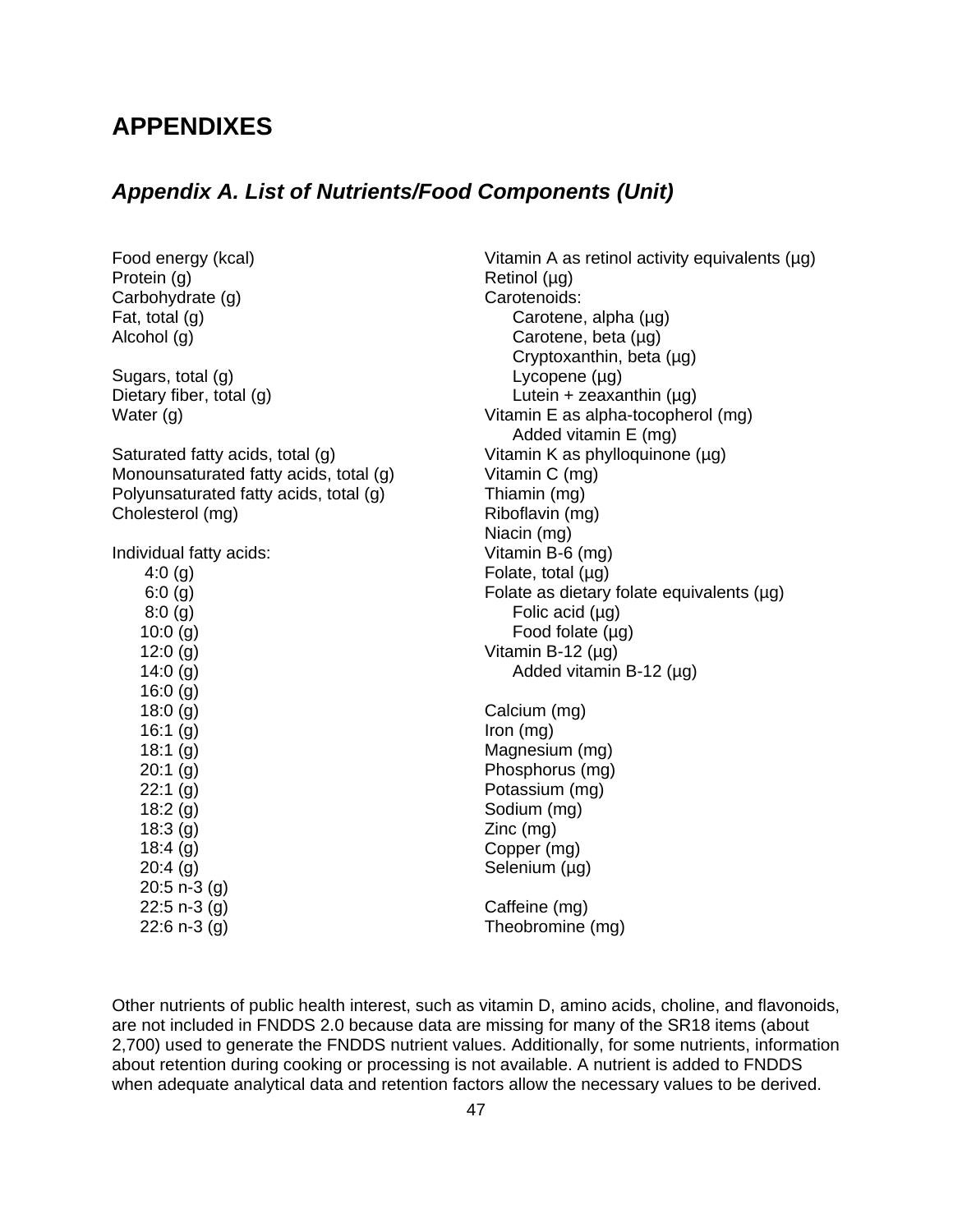# APPENDIXES

## *Appendix A. List of Nutrients/Food Components (Unit)*

Food energy (kcal)
Protein (g)
Carbohydrate (g)
Fat, total (g)
Alcohol (g)

Sugars, total (g)
Dietary fiber, total (g)
Water (g)

Saturated fatty acids, total (g)
Monounsaturated fatty acids, total (g)
Polyunsaturated fatty acids, total (g)
Cholesterol (mg)

Individual fatty acids:
- 4:0 (g)
- 6:0 (g)
- 8:0 (g)
- 10:0 (g)
- 12:0 (g)
- 14:0 (g)
- 16:0 (g)
- 18:0 (g)
- 16:1 (g)
- 18:1 (g)
- 20:1 (g)
- 22:1 (g)
- 18:2 (g)
- 18:3 (g)
- 18:4 (g)
- 20:4 (g)
- 20:5 n-3 (g)
- 22:5 n-3 (g)
- 22:6 n-3 (g)

Vitamin A as retinol activity equivalents (µg)
Retinol (µg)
Carotenoids:
- Carotene, alpha (µg)
- Carotene, beta (µg)
- Cryptoxanthin, beta (µg)
- Lycopene (µg)
- Lutein + zeaxanthin (µg)

Vitamin E as alpha-tocopherol (mg)
- Added vitamin E (mg)

Vitamin K as phylloquinone (µg)
Vitamin C (mg)
Thiamin (mg)
Riboflavin (mg)
Niacin (mg)
Vitamin B-6 (mg)
Folate, total (µg)
Folate as dietary folate equivalents (µg)
- Folic acid (µg)
- Food folate (µg)

Vitamin B-12 (µg)
- Added vitamin B-12 (µg)

Calcium (mg)
Iron (mg)
Magnesium (mg)
Phosphorus (mg)
Potassium (mg)
Sodium (mg)
Zinc (mg)
Copper (mg)
Selenium (µg)

Caffeine (mg)
Theobromine (mg)

Other nutrients of public health interest, such as vitamin D, amino acids, choline, and flavonoids, are not included in FNDDS 2.0 because data are missing for many of the SR18 items (about 2,700) used to generate the FNDDS nutrient values. Additionally, for some nutrients, information about retention during cooking or processing is not available. A nutrient is added to FNDDS when adequate analytical data and retention factors allow the necessary values to be derived.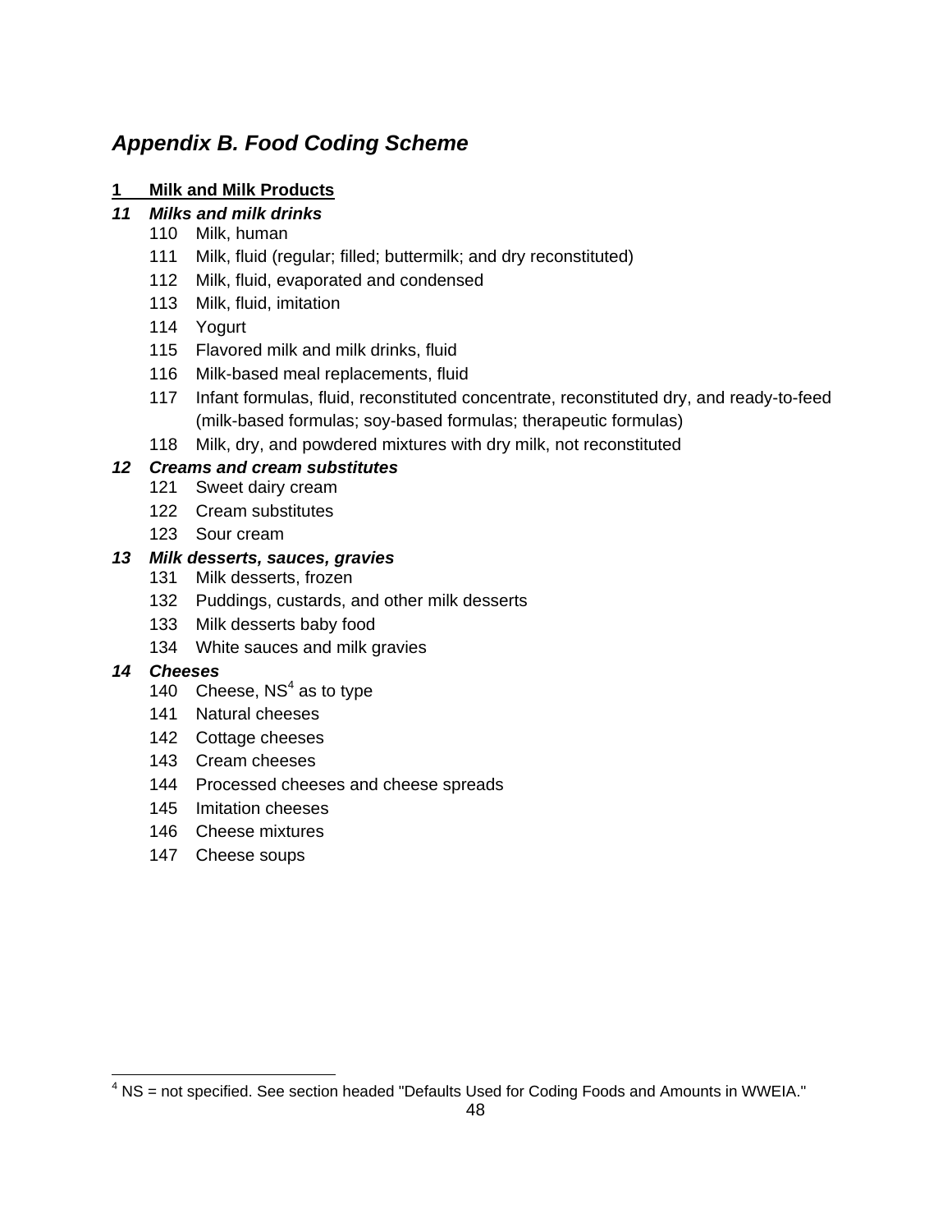## Appendix B. Food Coding Scheme

**1 Milk and Milk Products**

***11 Milks and milk drinks***

- 110 Milk, human
- 111 Milk, fluid (regular; filled; buttermilk; and dry reconstituted)
- 112 Milk, fluid, evaporated and condensed
- 113 Milk, fluid, imitation
- 114 Yogurt
- 115 Flavored milk and milk drinks, fluid
- 116 Milk-based meal replacements, fluid
- 117 Infant formulas, fluid, reconstituted concentrate, reconstituted dry, and ready-to-feed (milk-based formulas; soy-based formulas; therapeutic formulas)
- 118 Milk, dry, and powdered mixtures with dry milk, not reconstituted

***12 Creams and cream substitutes***

- 121 Sweet dairy cream
- 122 Cream substitutes
- 123 Sour cream

***13 Milk desserts, sauces, gravies***

- 131 Milk desserts, frozen
- 132 Puddings, custards, and other milk desserts
- 133 Milk desserts baby food
- 134 White sauces and milk gravies

***14 Cheeses***

- 140 Cheese, NS[4] as to type
- 141 Natural cheeses
- 142 Cottage cheeses
- 143 Cream cheeses
- 144 Processed cheeses and cheese spreads
- 145 Imitation cheeses
- 146 Cheese mixtures
- 147 Cheese soups

---

[4] NS = not specified. See section headed "Defaults Used for Coding Foods and Amounts in WWEIA."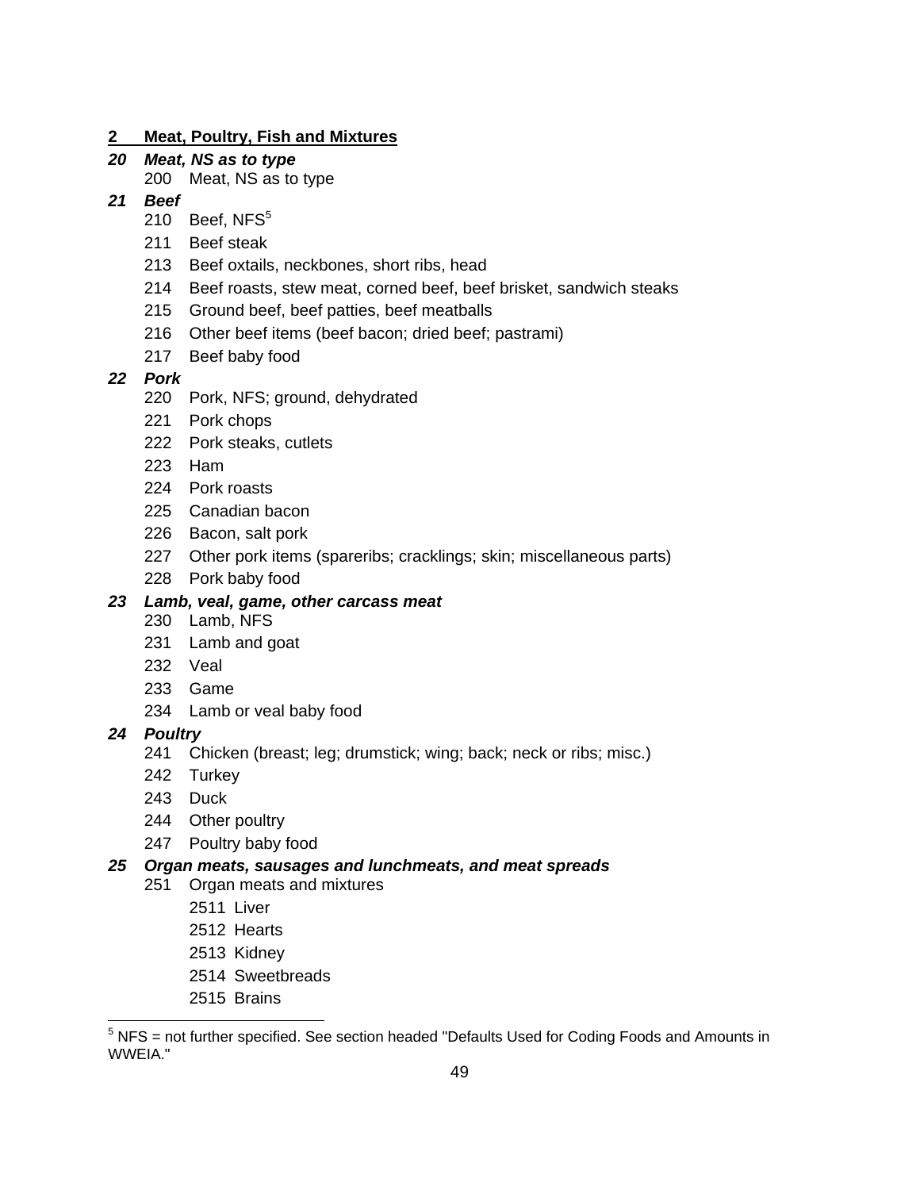## 2 Meat, Poultry, Fish and Mixtures

### *20 Meat, NS as to type*

- 200 Meat, NS as to type

### *21 Beef*

- 210 Beef, NFS[5]
- 211 Beef steak
- 213 Beef oxtails, neckbones, short ribs, head
- 214 Beef roasts, stew meat, corned beef, beef brisket, sandwich steaks
- 215 Ground beef, beef patties, beef meatballs
- 216 Other beef items (beef bacon; dried beef; pastrami)
- 217 Beef baby food

### *22 Pork*

- 220 Pork, NFS; ground, dehydrated
- 221 Pork chops
- 222 Pork steaks, cutlets
- 223 Ham
- 224 Pork roasts
- 225 Canadian bacon
- 226 Bacon, salt pork
- 227 Other pork items (spareribs; cracklings; skin; miscellaneous parts)
- 228 Pork baby food

### *23 Lamb, veal, game, other carcass meat*

- 230 Lamb, NFS
- 231 Lamb and goat
- 232 Veal
- 233 Game
- 234 Lamb or veal baby food

### *24 Poultry*

- 241 Chicken (breast; leg; drumstick; wing; back; neck or ribs; misc.)
- 242 Turkey
- 243 Duck
- 244 Other poultry
- 247 Poultry baby food

### *25 Organ meats, sausages and lunchmeats, and meat spreads*

- 251 Organ meats and mixtures
  - 2511 Liver
  - 2512 Hearts
  - 2513 Kidney
  - 2514 Sweetbreads
  - 2515 Brains

---

[5] NFS = not further specified. See section headed "Defaults Used for Coding Foods and Amounts in WWEIA."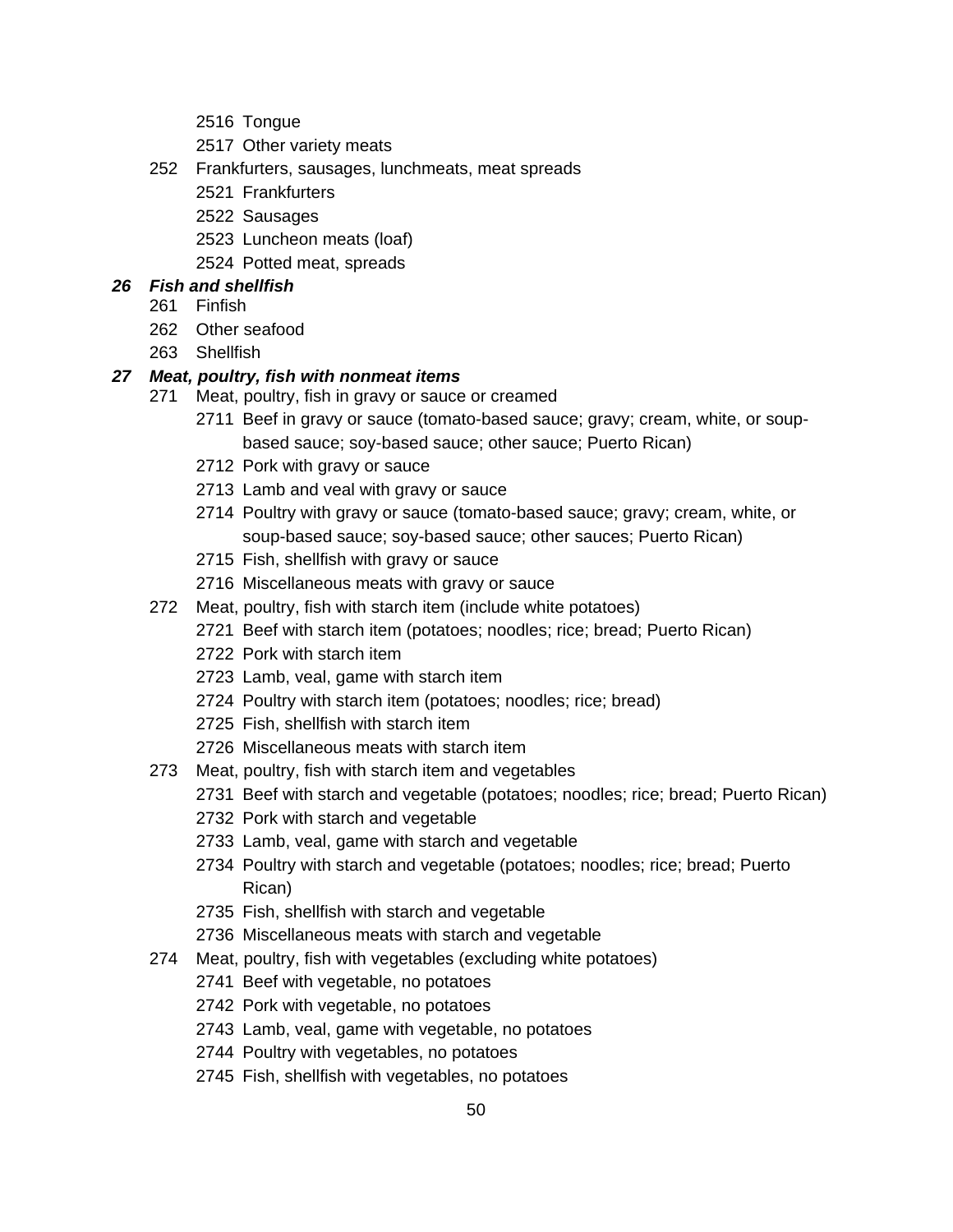- 2516 Tongue
- 2517 Other variety meats

252 Frankfurters, sausages, lunchmeats, meat spreads

- 2521 Frankfurters
- 2522 Sausages
- 2523 Luncheon meats (loaf)
- 2524 Potted meat, spreads

***26 Fish and shellfish***

261 Finfish

262 Other seafood

263 Shellfish

***27 Meat, poultry, fish with nonmeat items***

271 Meat, poultry, fish in gravy or sauce or creamed

- 2711 Beef in gravy or sauce (tomato-based sauce; gravy; cream, white, or soup-based sauce; soy-based sauce; other sauce; Puerto Rican)
- 2712 Pork with gravy or sauce
- 2713 Lamb and veal with gravy or sauce
- 2714 Poultry with gravy or sauce (tomato-based sauce; gravy; cream, white, or soup-based sauce; soy-based sauce; other sauces; Puerto Rican)
- 2715 Fish, shellfish with gravy or sauce
- 2716 Miscellaneous meats with gravy or sauce

272 Meat, poultry, fish with starch item (include white potatoes)

- 2721 Beef with starch item (potatoes; noodles; rice; bread; Puerto Rican)
- 2722 Pork with starch item
- 2723 Lamb, veal, game with starch item
- 2724 Poultry with starch item (potatoes; noodles; rice; bread)
- 2725 Fish, shellfish with starch item
- 2726 Miscellaneous meats with starch item

273 Meat, poultry, fish with starch item and vegetables

- 2731 Beef with starch and vegetable (potatoes; noodles; rice; bread; Puerto Rican)
- 2732 Pork with starch and vegetable
- 2733 Lamb, veal, game with starch and vegetable
- 2734 Poultry with starch and vegetable (potatoes; noodles; rice; bread; Puerto Rican)
- 2735 Fish, shellfish with starch and vegetable
- 2736 Miscellaneous meats with starch and vegetable

274 Meat, poultry, fish with vegetables (excluding white potatoes)

- 2741 Beef with vegetable, no potatoes
- 2742 Pork with vegetable, no potatoes
- 2743 Lamb, veal, game with vegetable, no potatoes
- 2744 Poultry with vegetables, no potatoes
- 2745 Fish, shellfish with vegetables, no potatoes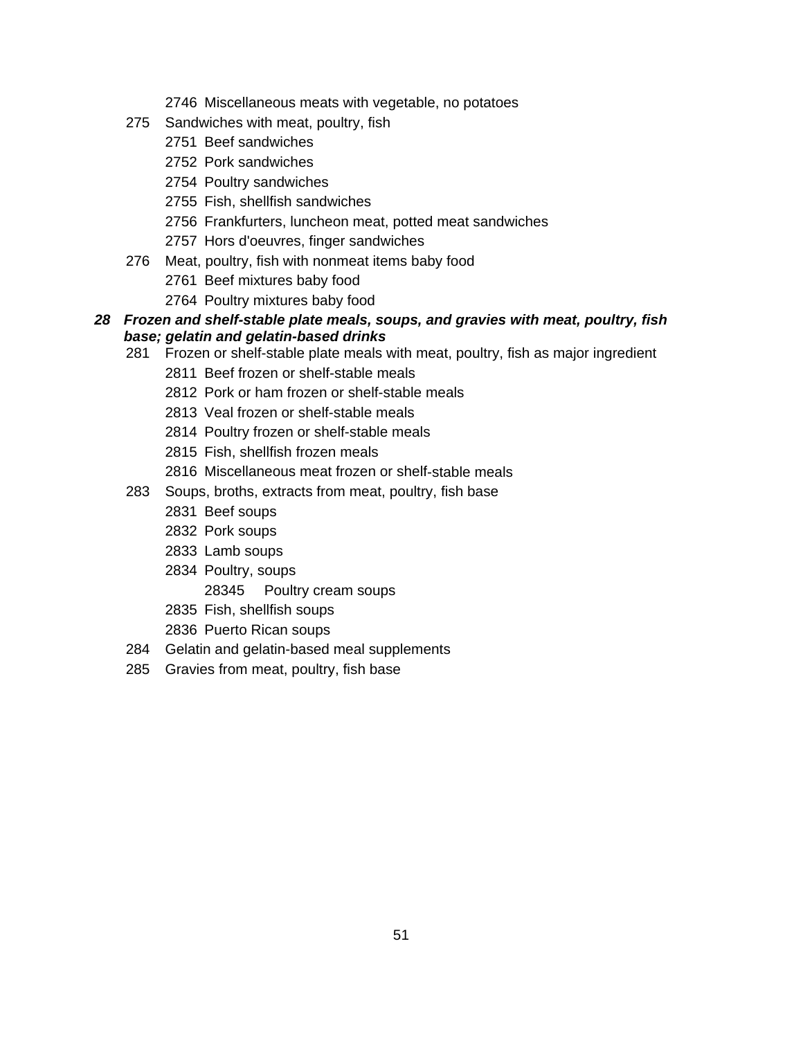- 2746 Miscellaneous meats with vegetable, no potatoes
- 275 Sandwiches with meat, poultry, fish
  - 2751 Beef sandwiches
  - 2752 Pork sandwiches
  - 2754 Poultry sandwiches
  - 2755 Fish, shellfish sandwiches
  - 2756 Frankfurters, luncheon meat, potted meat sandwiches
  - 2757 Hors d'oeuvres, finger sandwiches
- 276 Meat, poultry, fish with nonmeat items baby food
  - 2761 Beef mixtures baby food
  - 2764 Poultry mixtures baby food

***28 Frozen and shelf-stable plate meals, soups, and gravies with meat, poultry, fish base; gelatin and gelatin-based drinks***

- 281 Frozen or shelf-stable plate meals with meat, poultry, fish as major ingredient
  - 2811 Beef frozen or shelf-stable meals
  - 2812 Pork or ham frozen or shelf-stable meals
  - 2813 Veal frozen or shelf-stable meals
  - 2814 Poultry frozen or shelf-stable meals
  - 2815 Fish, shellfish frozen meals
  - 2816 Miscellaneous meat frozen or shelf-stable meals
- 283 Soups, broths, extracts from meat, poultry, fish base
  - 2831 Beef soups
  - 2832 Pork soups
  - 2833 Lamb soups
  - 2834 Poultry, soups
    - 28345 Poultry cream soups
  - 2835 Fish, shellfish soups
  - 2836 Puerto Rican soups
- 284 Gelatin and gelatin-based meal supplements
- 285 Gravies from meat, poultry, fish base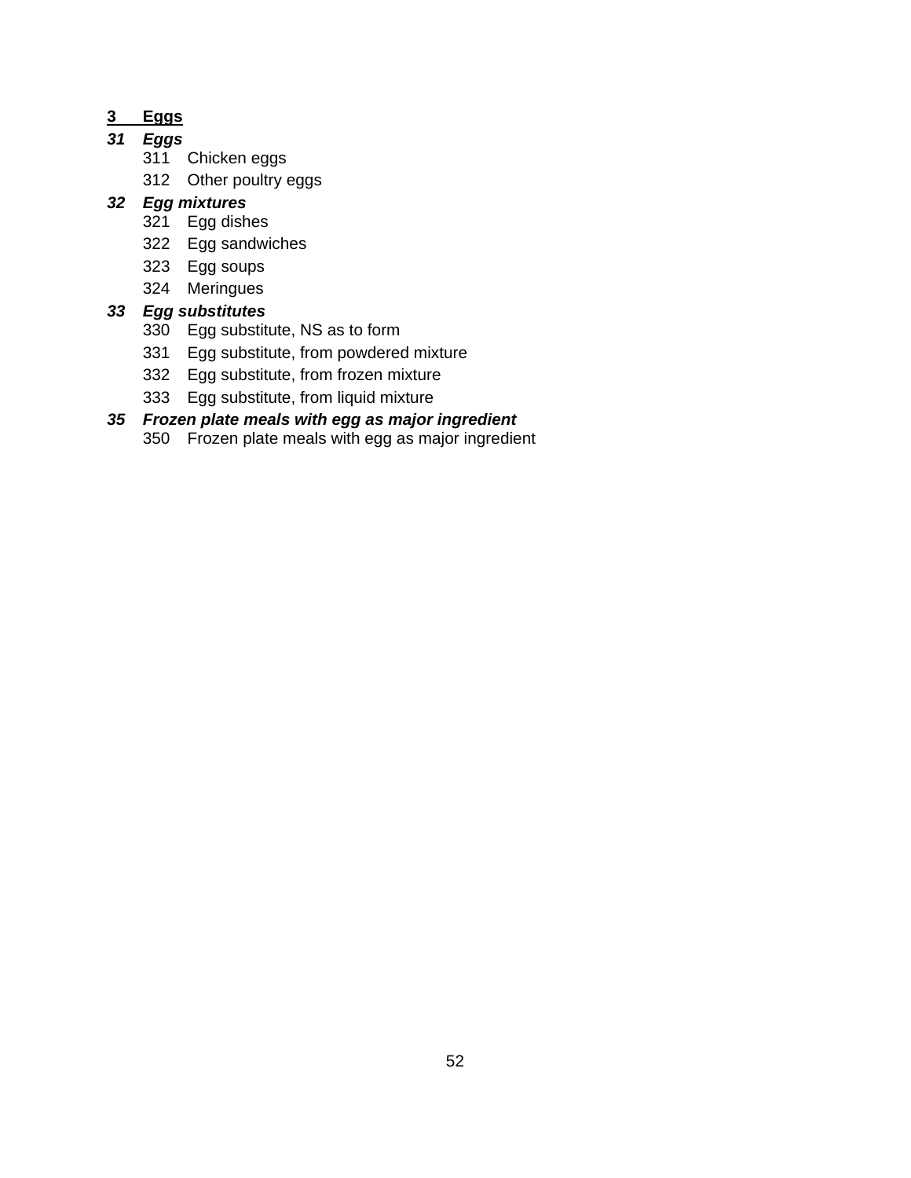## <u>**3 Eggs**</u>

***31 Eggs***

- 311 Chicken eggs
- 312 Other poultry eggs

***32 Egg mixtures***

- 321 Egg dishes
- 322 Egg sandwiches
- 323 Egg soups
- 324 Meringues

***33 Egg substitutes***

- 330 Egg substitute, NS as to form
- 331 Egg substitute, from powdered mixture
- 332 Egg substitute, from frozen mixture
- 333 Egg substitute, from liquid mixture

***35 Frozen plate meals with egg as major ingredient***

- 350 Frozen plate meals with egg as major ingredient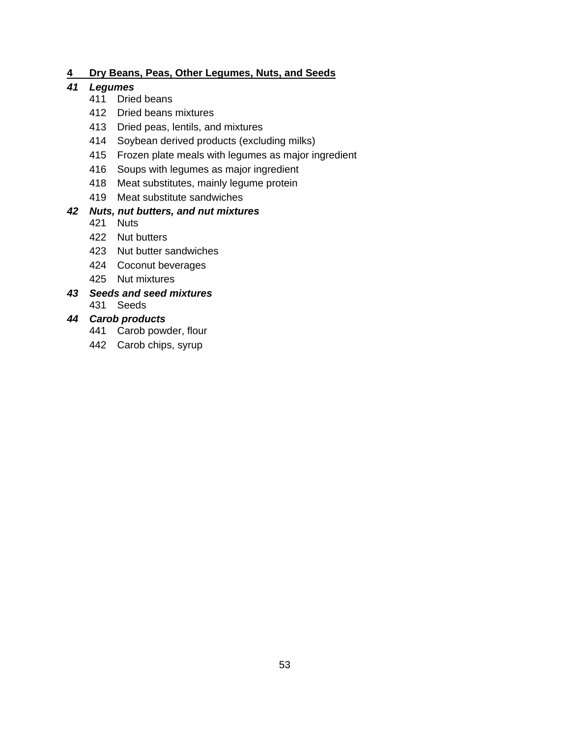## 4 Dry Beans, Peas, Other Legumes, Nuts, and Seeds

### *41 Legumes*

- 411 Dried beans
- 412 Dried beans mixtures
- 413 Dried peas, lentils, and mixtures
- 414 Soybean derived products (excluding milks)
- 415 Frozen plate meals with legumes as major ingredient
- 416 Soups with legumes as major ingredient
- 418 Meat substitutes, mainly legume protein
- 419 Meat substitute sandwiches

### *42 Nuts, nut butters, and nut mixtures*

- 421 Nuts
- 422 Nut butters
- 423 Nut butter sandwiches
- 424 Coconut beverages
- 425 Nut mixtures

### *43 Seeds and seed mixtures*

- 431 Seeds

### *44 Carob products*

- 441 Carob powder, flour
- 442 Carob chips, syrup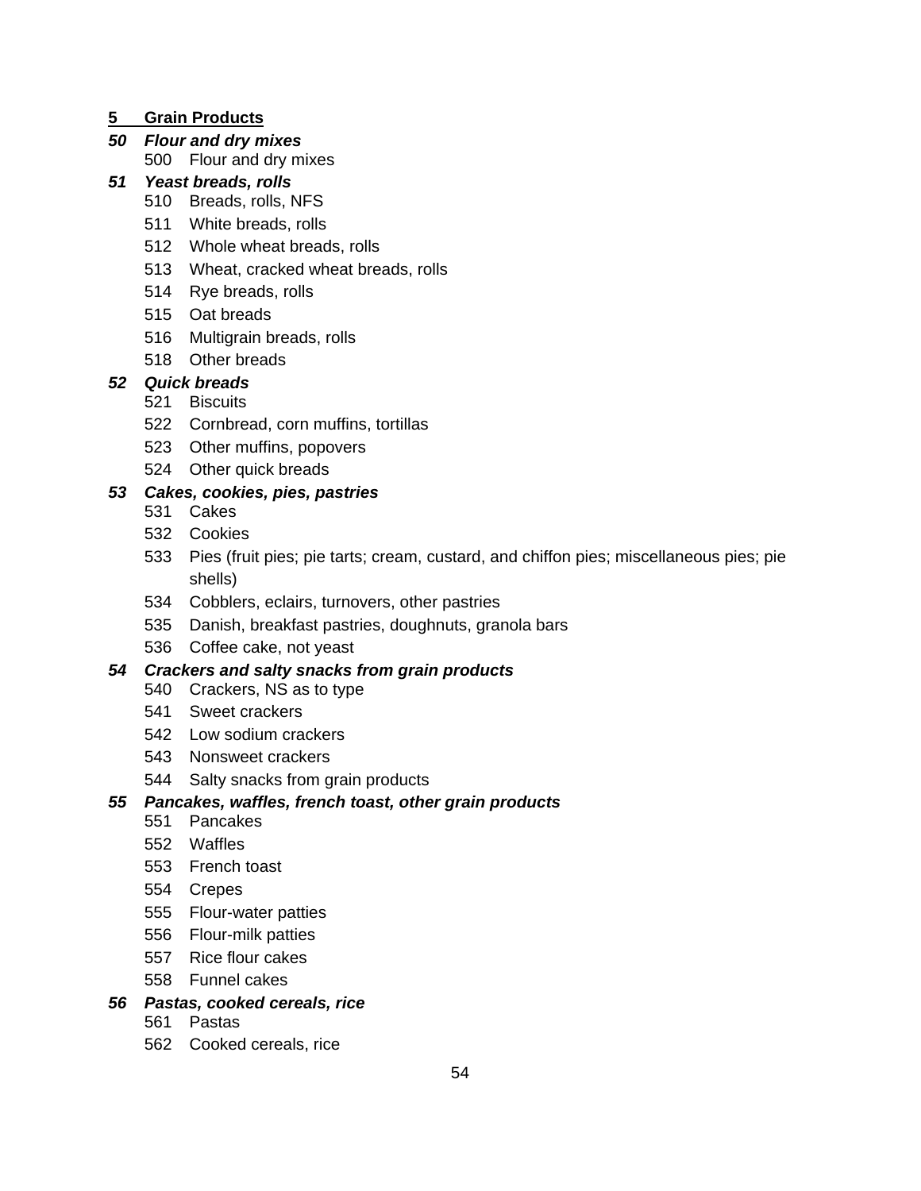## <u>5 Grain Products</u>

### *50 Flour and dry mixes*

- 500 Flour and dry mixes

### *51 Yeast breads, rolls*

- 510 Breads, rolls, NFS
- 511 White breads, rolls
- 512 Whole wheat breads, rolls
- 513 Wheat, cracked wheat breads, rolls
- 514 Rye breads, rolls
- 515 Oat breads
- 516 Multigrain breads, rolls
- 518 Other breads

### *52 Quick breads*

- 521 Biscuits
- 522 Cornbread, corn muffins, tortillas
- 523 Other muffins, popovers
- 524 Other quick breads

### *53 Cakes, cookies, pies, pastries*

- 531 Cakes
- 532 Cookies
- 533 Pies (fruit pies; pie tarts; cream, custard, and chiffon pies; miscellaneous pies; pie shells)
- 534 Cobblers, eclairs, turnovers, other pastries
- 535 Danish, breakfast pastries, doughnuts, granola bars
- 536 Coffee cake, not yeast

### *54 Crackers and salty snacks from grain products*

- 540 Crackers, NS as to type
- 541 Sweet crackers
- 542 Low sodium crackers
- 543 Nonsweet crackers
- 544 Salty snacks from grain products

### *55 Pancakes, waffles, french toast, other grain products*

- 551 Pancakes
- 552 Waffles
- 553 French toast
- 554 Crepes
- 555 Flour-water patties
- 556 Flour-milk patties
- 557 Rice flour cakes
- 558 Funnel cakes

### *56 Pastas, cooked cereals, rice*

- 561 Pastas
- 562 Cooked cereals, rice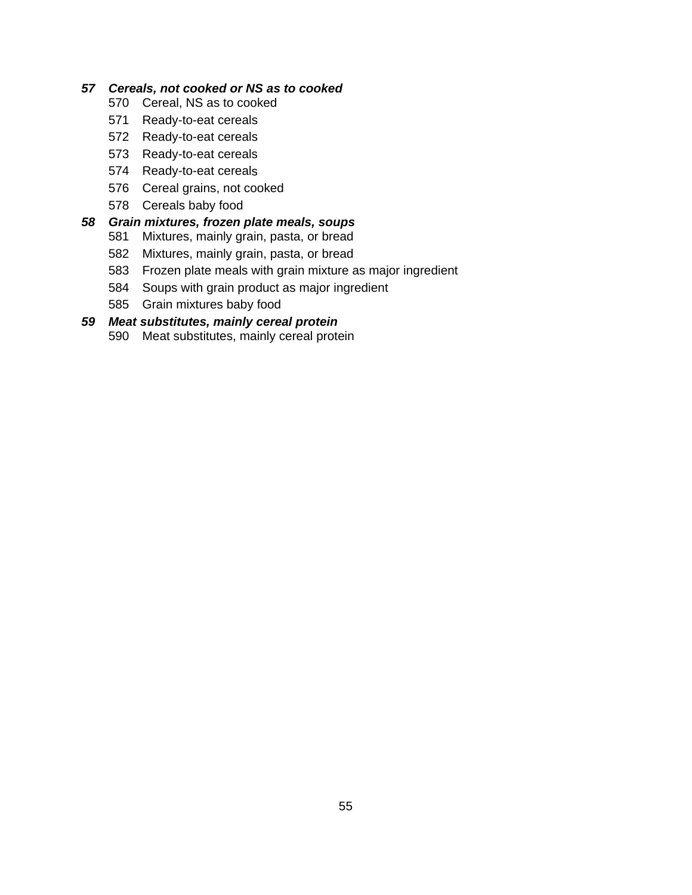***57 Cereals, not cooked or NS as to cooked***

- 570 Cereal, NS as to cooked
- 571 Ready-to-eat cereals
- 572 Ready-to-eat cereals
- 573 Ready-to-eat cereals
- 574 Ready-to-eat cereals
- 576 Cereal grains, not cooked
- 578 Cereals baby food

***58 Grain mixtures, frozen plate meals, soups***

- 581 Mixtures, mainly grain, pasta, or bread
- 582 Mixtures, mainly grain, pasta, or bread
- 583 Frozen plate meals with grain mixture as major ingredient
- 584 Soups with grain product as major ingredient
- 585 Grain mixtures baby food

***59 Meat substitutes, mainly cereal protein***

- 590 Meat substitutes, mainly cereal protein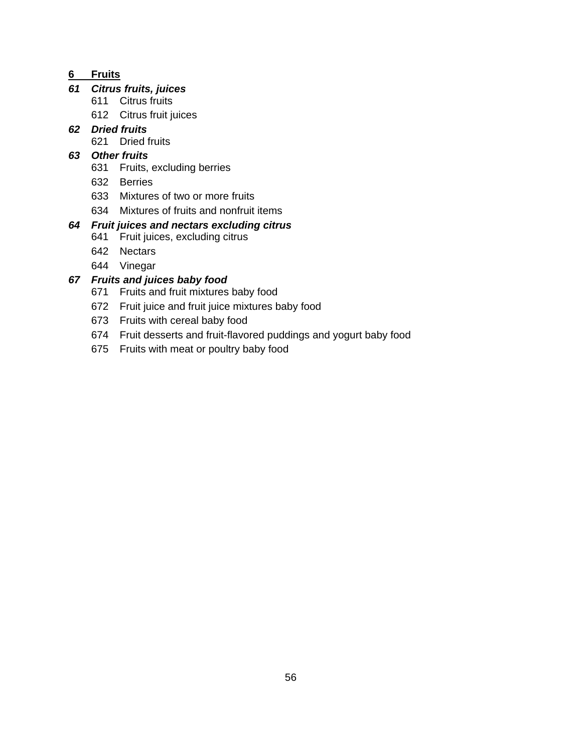## 6 Fruits

### *61 Citrus fruits, juices*

- 611 Citrus fruits
- 612 Citrus fruit juices

### *62 Dried fruits*

- 621 Dried fruits

### *63 Other fruits*

- 631 Fruits, excluding berries
- 632 Berries
- 633 Mixtures of two or more fruits
- 634 Mixtures of fruits and nonfruit items

### *64 Fruit juices and nectars excluding citrus*

- 641 Fruit juices, excluding citrus
- 642 Nectars
- 644 Vinegar

### *67 Fruits and juices baby food*

- 671 Fruits and fruit mixtures baby food
- 672 Fruit juice and fruit juice mixtures baby food
- 673 Fruits with cereal baby food
- 674 Fruit desserts and fruit-flavored puddings and yogurt baby food
- 675 Fruits with meat or poultry baby food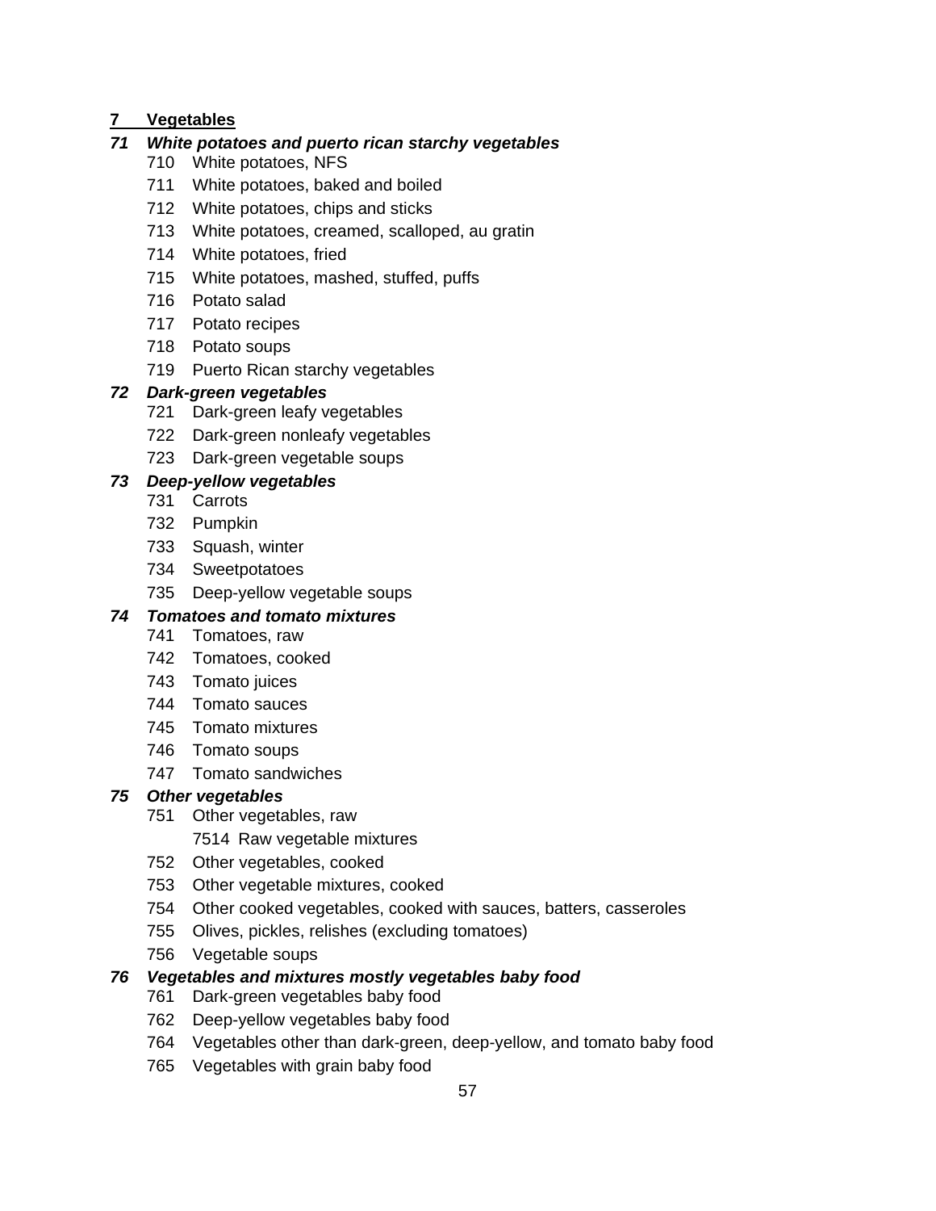## 7 Vegetables

### *71 White potatoes and puerto rican starchy vegetables*

- 710 White potatoes, NFS
- 711 White potatoes, baked and boiled
- 712 White potatoes, chips and sticks
- 713 White potatoes, creamed, scalloped, au gratin
- 714 White potatoes, fried
- 715 White potatoes, mashed, stuffed, puffs
- 716 Potato salad
- 717 Potato recipes
- 718 Potato soups
- 719 Puerto Rican starchy vegetables

### *72 Dark-green vegetables*

- 721 Dark-green leafy vegetables
- 722 Dark-green nonleafy vegetables
- 723 Dark-green vegetable soups

### *73 Deep-yellow vegetables*

- 731 Carrots
- 732 Pumpkin
- 733 Squash, winter
- 734 Sweetpotatoes
- 735 Deep-yellow vegetable soups

### *74 Tomatoes and tomato mixtures*

- 741 Tomatoes, raw
- 742 Tomatoes, cooked
- 743 Tomato juices
- 744 Tomato sauces
- 745 Tomato mixtures
- 746 Tomato soups
- 747 Tomato sandwiches

### *75 Other vegetables*

- 751 Other vegetables, raw
  - 7514 Raw vegetable mixtures
- 752 Other vegetables, cooked
- 753 Other vegetable mixtures, cooked
- 754 Other cooked vegetables, cooked with sauces, batters, casseroles
- 755 Olives, pickles, relishes (excluding tomatoes)
- 756 Vegetable soups

### *76 Vegetables and mixtures mostly vegetables baby food*

- 761 Dark-green vegetables baby food
- 762 Deep-yellow vegetables baby food
- 764 Vegetables other than dark-green, deep-yellow, and tomato baby food
- 765 Vegetables with grain baby food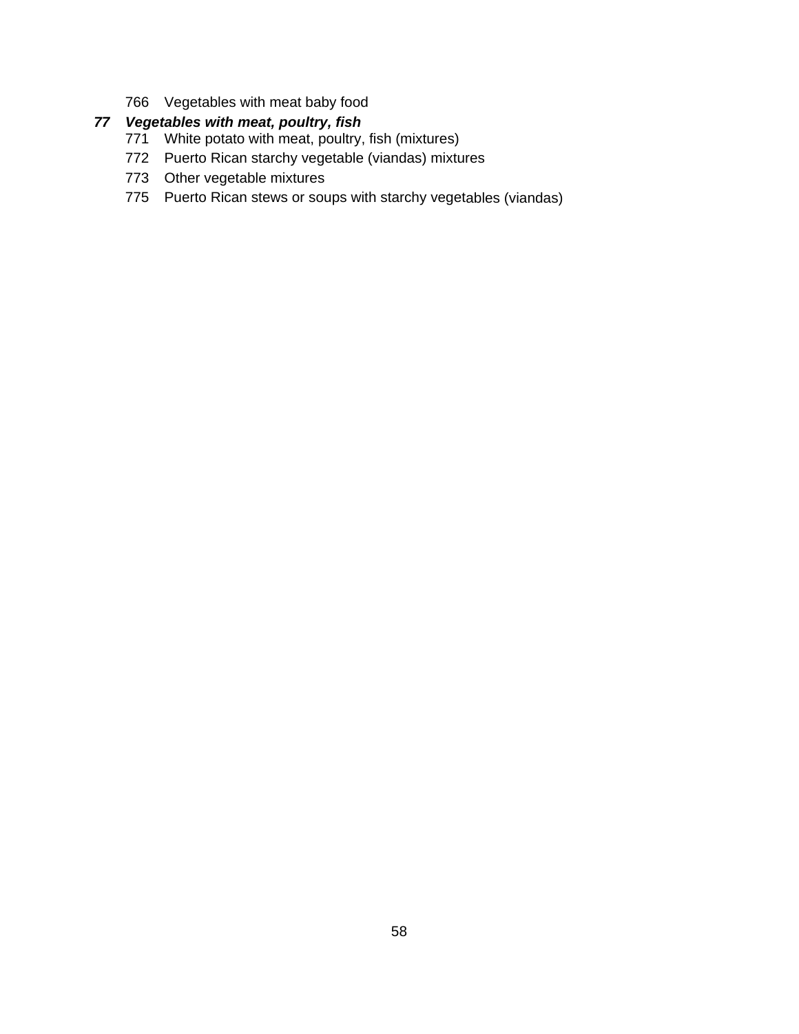766 Vegetables with meat baby food

***77 Vegetables with meat, poultry, fish***

771 White potato with meat, poultry, fish (mixtures)

772 Puerto Rican starchy vegetable (viandas) mixtures

773 Other vegetable mixtures

775 Puerto Rican stews or soups with starchy vegetables (viandas)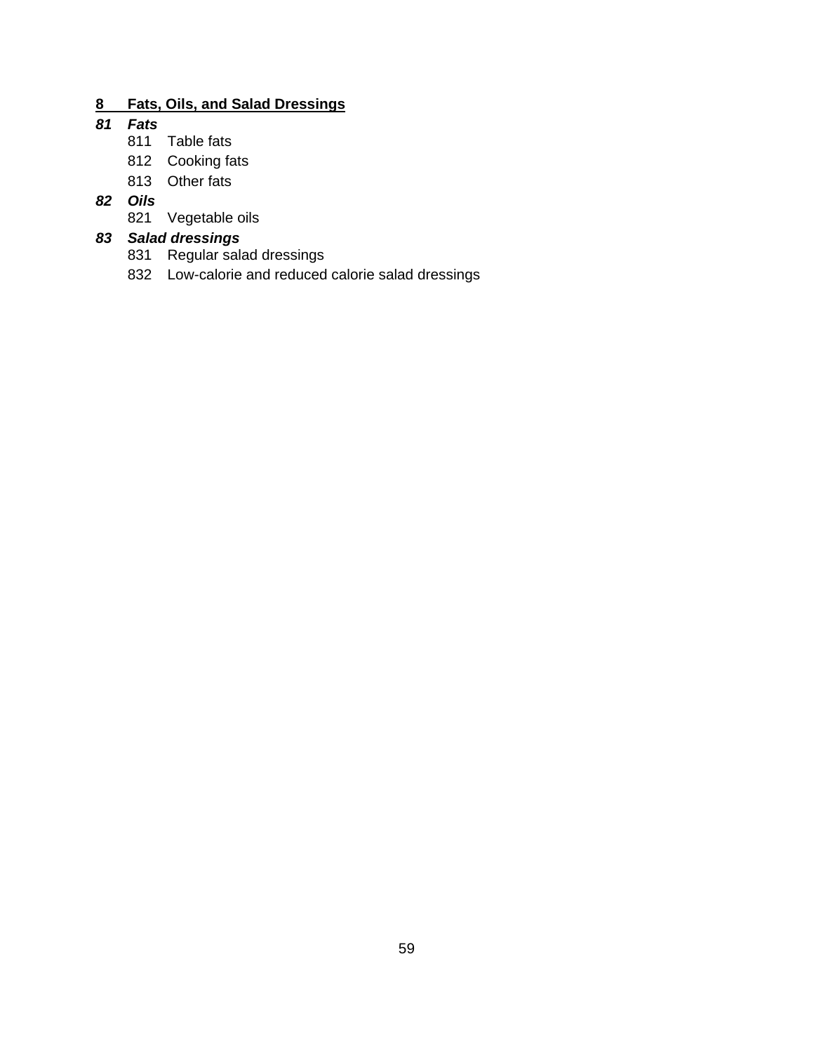## <u>8 Fats, Oils, and Salad Dressings</u>

### *81 Fats*

- 811 Table fats
- 812 Cooking fats
- 813 Other fats

### *82 Oils*

- 821 Vegetable oils

### *83 Salad dressings*

- 831 Regular salad dressings
- 832 Low-calorie and reduced calorie salad dressings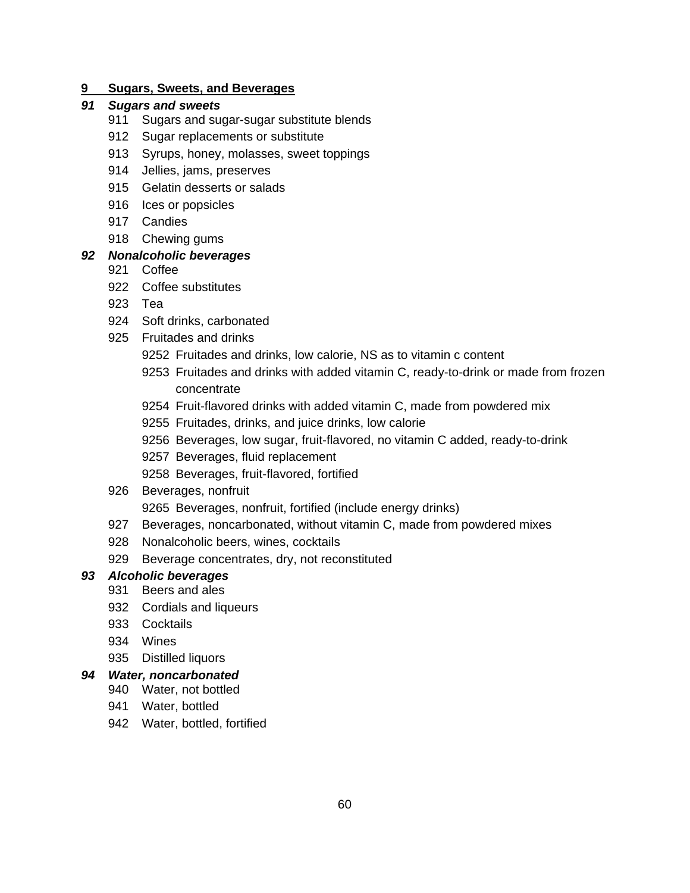## 9 Sugars, Sweets, and Beverages

### *91 Sugars and sweets*

- 911 Sugars and sugar-sugar substitute blends
- 912 Sugar replacements or substitute
- 913 Syrups, honey, molasses, sweet toppings
- 914 Jellies, jams, preserves
- 915 Gelatin desserts or salads
- 916 Ices or popsicles
- 917 Candies
- 918 Chewing gums

### *92 Nonalcoholic beverages*

- 921 Coffee
- 922 Coffee substitutes
- 923 Tea
- 924 Soft drinks, carbonated
- 925 Fruitades and drinks
    - 9252 Fruitades and drinks, low calorie, NS as to vitamin c content
    - 9253 Fruitades and drinks with added vitamin C, ready-to-drink or made from frozen concentrate
    - 9254 Fruit-flavored drinks with added vitamin C, made from powdered mix
    - 9255 Fruitades, drinks, and juice drinks, low calorie
    - 9256 Beverages, low sugar, fruit-flavored, no vitamin C added, ready-to-drink
    - 9257 Beverages, fluid replacement
    - 9258 Beverages, fruit-flavored, fortified
- 926 Beverages, nonfruit
    - 9265 Beverages, nonfruit, fortified (include energy drinks)
- 927 Beverages, noncarbonated, without vitamin C, made from powdered mixes
- 928 Nonalcoholic beers, wines, cocktails
- 929 Beverage concentrates, dry, not reconstituted

### *93 Alcoholic beverages*

- 931 Beers and ales
- 932 Cordials and liqueurs
- 933 Cocktails
- 934 Wines
- 935 Distilled liquors

### *94 Water, noncarbonated*

- 940 Water, not bottled
- 941 Water, bottled
- 942 Water, bottled, fortified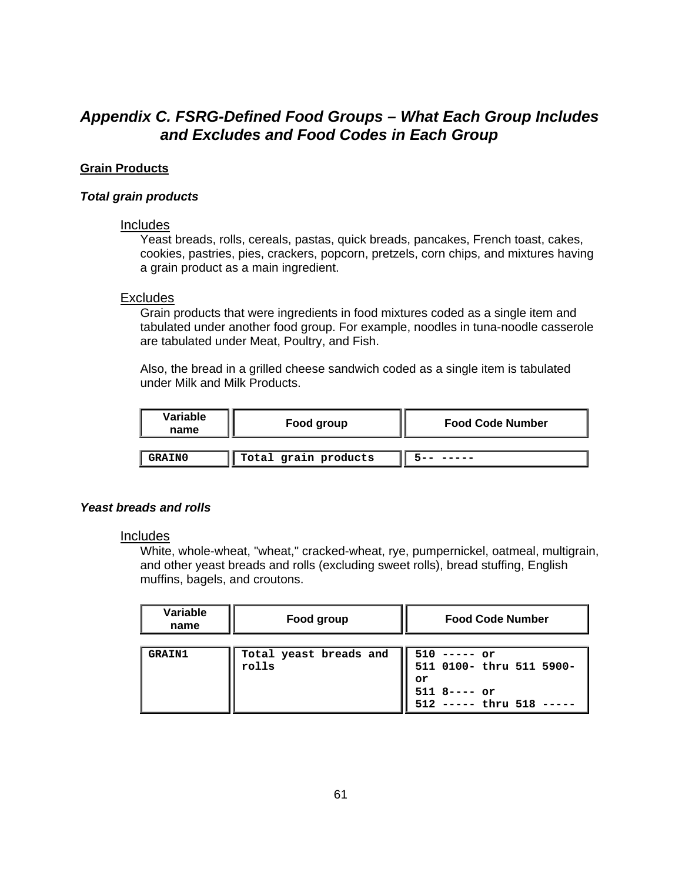# *Appendix C. FSRG-Defined Food Groups – What Each Group Includes and Excludes and Food Codes in Each Group*

## Grain Products

### *Total grain products*

Includes

Yeast breads, rolls, cereals, pastas, quick breads, pancakes, French toast, cakes, cookies, pastries, pies, crackers, popcorn, pretzels, corn chips, and mixtures having a grain product as a main ingredient.

Excludes

Grain products that were ingredients in food mixtures coded as a single item and tabulated under another food group. For example, noodles in tuna-noodle casserole are tabulated under Meat, Poultry, and Fish.

Also, the bread in a grilled cheese sandwich coded as a single item is tabulated under Milk and Milk Products.

| Variable name | Food group | Food Code Number |
|---|---|---|
| GRAIN0 | Total grain products | 5-- ----- |

### *Yeast breads and rolls*

Includes

White, whole-wheat, "wheat," cracked-wheat, rye, pumpernickel, oatmeal, multigrain, and other yeast breads and rolls (excluding sweet rolls), bread stuffing, English muffins, bagels, and croutons.

| Variable name | Food group | Food Code Number |
|---|---|---|
| GRAIN1 | Total yeast breads and rolls | 510 ----- or<br>511 0100- thru 511 5900- or<br>511 8---- or<br>512 ----- thru 518 ----- |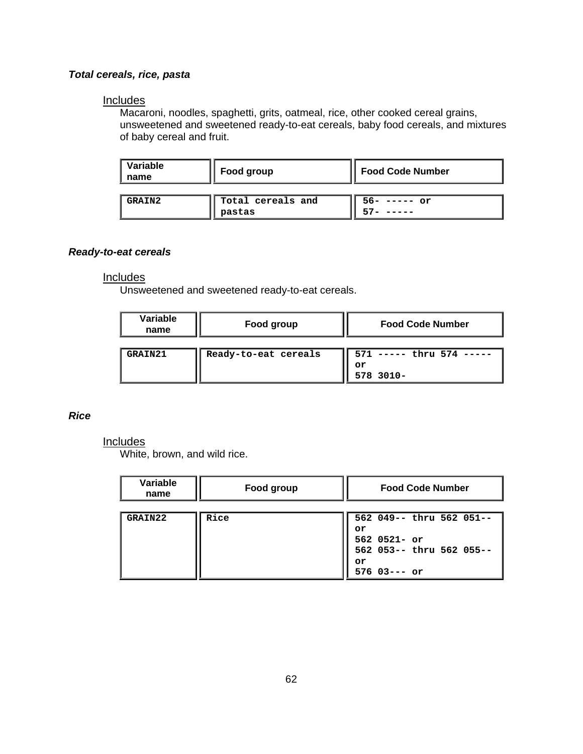***Total cereals, rice, pasta***

Includes

Macaroni, noodles, spaghetti, grits, oatmeal, rice, other cooked cereal grains, unsweetened and sweetened ready-to-eat cereals, baby food cereals, and mixtures of baby cereal and fruit.

| Variable name | Food group | Food Code Number |
|---|---|---|
| GRAIN2 | Total cereals and pastas | 56- ----- or<br>57- ----- |

***Ready-to-eat cereals***

Includes

Unsweetened and sweetened ready-to-eat cereals.

| Variable name | Food group | Food Code Number |
|---|---|---|
| GRAIN21 | Ready-to-eat cereals | 571 ----- thru 574 -----<br>or<br>578 3010- |

***Rice***

Includes

White, brown, and wild rice.

| Variable name | Food group | Food Code Number |
|---|---|---|
| GRAIN22 | Rice | 562 049-- thru 562 051--<br>or<br>562 0521- or<br>562 053-- thru 562 055--<br>or<br>576 03--- or |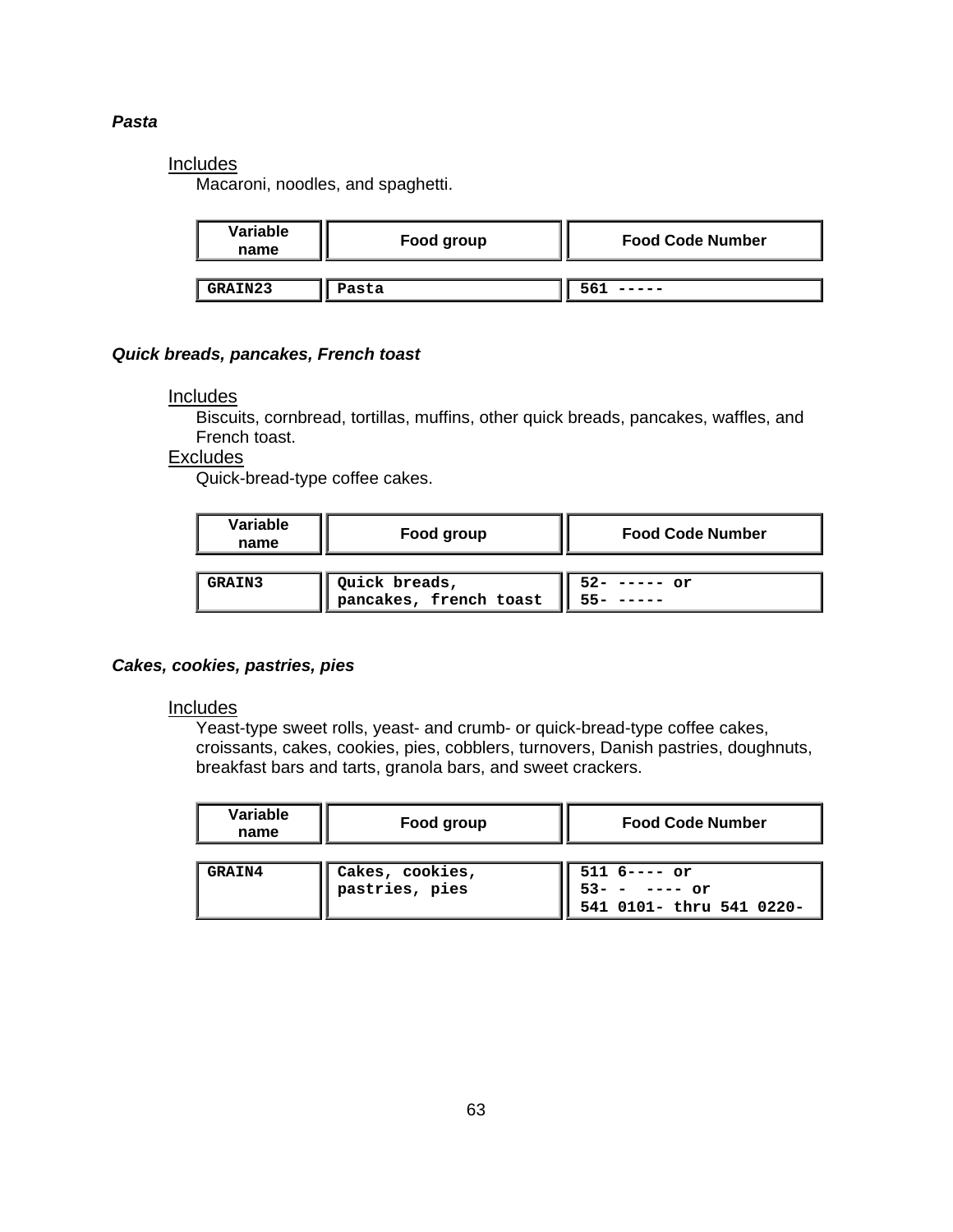***Pasta***

Includes
Macaroni, noodles, and spaghetti.

| Variable name | Food group | Food Code Number |
|---|---|---|
| GRAIN23 | Pasta | 561 ----- |

***Quick breads, pancakes, French toast***

Includes
Biscuits, cornbread, tortillas, muffins, other quick breads, pancakes, waffles, and French toast.

Excludes
Quick-bread-type coffee cakes.

| Variable name | Food group | Food Code Number |
|---|---|---|
| GRAIN3 | Quick breads, pancakes, french toast | 52- ----- or 55- ----- |

***Cakes, cookies, pastries, pies***

Includes
Yeast-type sweet rolls, yeast- and crumb- or quick-bread-type coffee cakes, croissants, cakes, cookies, pies, cobblers, turnovers, Danish pastries, doughnuts, breakfast bars and tarts, granola bars, and sweet crackers.

| Variable name | Food group | Food Code Number |
|---|---|---|
| GRAIN4 | Cakes, cookies, pastries, pies | 511 6---- or 53- - ---- or 541 0101- thru 541 0220- |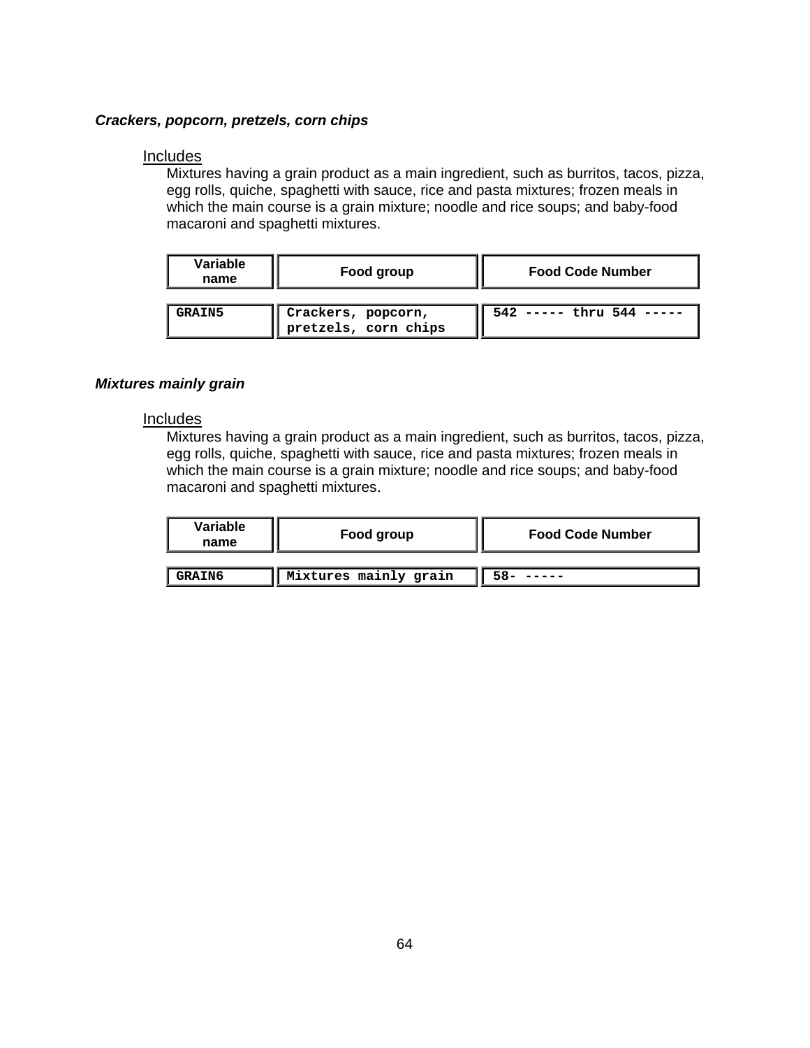### ***Crackers, popcorn, pretzels, corn chips***

Includes

Mixtures having a grain product as a main ingredient, such as burritos, tacos, pizza, egg rolls, quiche, spaghetti with sauce, rice and pasta mixtures; frozen meals in which the main course is a grain mixture; noodle and rice soups; and baby-food macaroni and spaghetti mixtures.

| Variable name | Food group | Food Code Number |
|---|---|---|
| GRAIN5 | Crackers, popcorn, pretzels, corn chips | 542 ----- thru 544 ----- |

### ***Mixtures mainly grain***

Includes

Mixtures having a grain product as a main ingredient, such as burritos, tacos, pizza, egg rolls, quiche, spaghetti with sauce, rice and pasta mixtures; frozen meals in which the main course is a grain mixture; noodle and rice soups; and baby-food macaroni and spaghetti mixtures.

| Variable name | Food group | Food Code Number |
|---|---|---|
| GRAIN6 | Mixtures mainly grain | 58- ----- |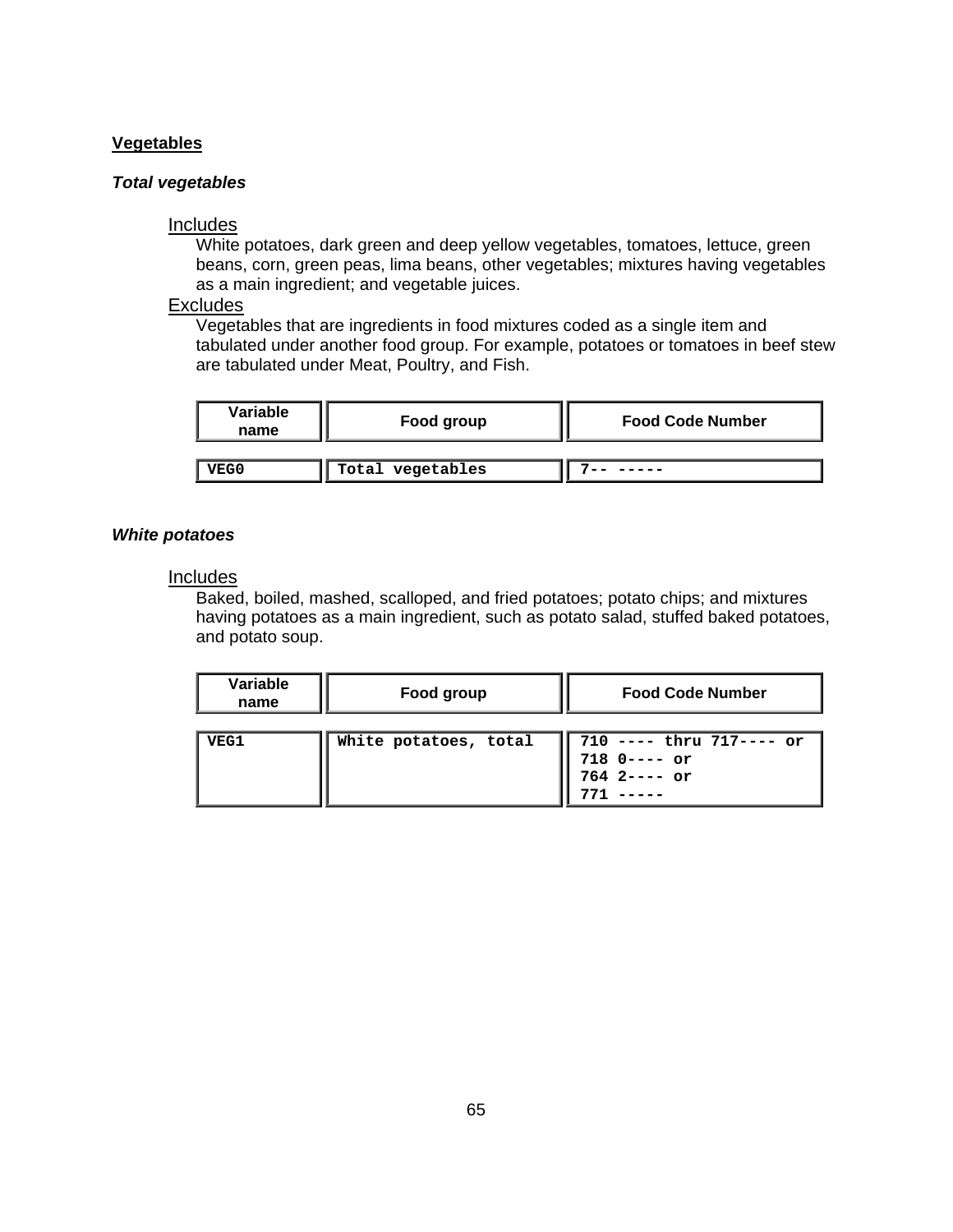## Vegetables

### *Total vegetables*

Includes

White potatoes, dark green and deep yellow vegetables, tomatoes, lettuce, green beans, corn, green peas, lima beans, other vegetables; mixtures having vegetables as a main ingredient; and vegetable juices.

Excludes

Vegetables that are ingredients in food mixtures coded as a single item and tabulated under another food group. For example, potatoes or tomatoes in beef stew are tabulated under Meat, Poultry, and Fish.

| Variable name | Food group | Food Code Number |
|---|---|---|
| VEG0 | Total vegetables | 7-- ----- |

### *White potatoes*

Includes

Baked, boiled, mashed, scalloped, and fried potatoes; potato chips; and mixtures having potatoes as a main ingredient, such as potato salad, stuffed baked potatoes, and potato soup.

| Variable name | Food group | Food Code Number |
|---|---|---|
| VEG1 | White potatoes, total | 710 ---- thru 717---- or 718 0---- or 764 2---- or 771 ----- |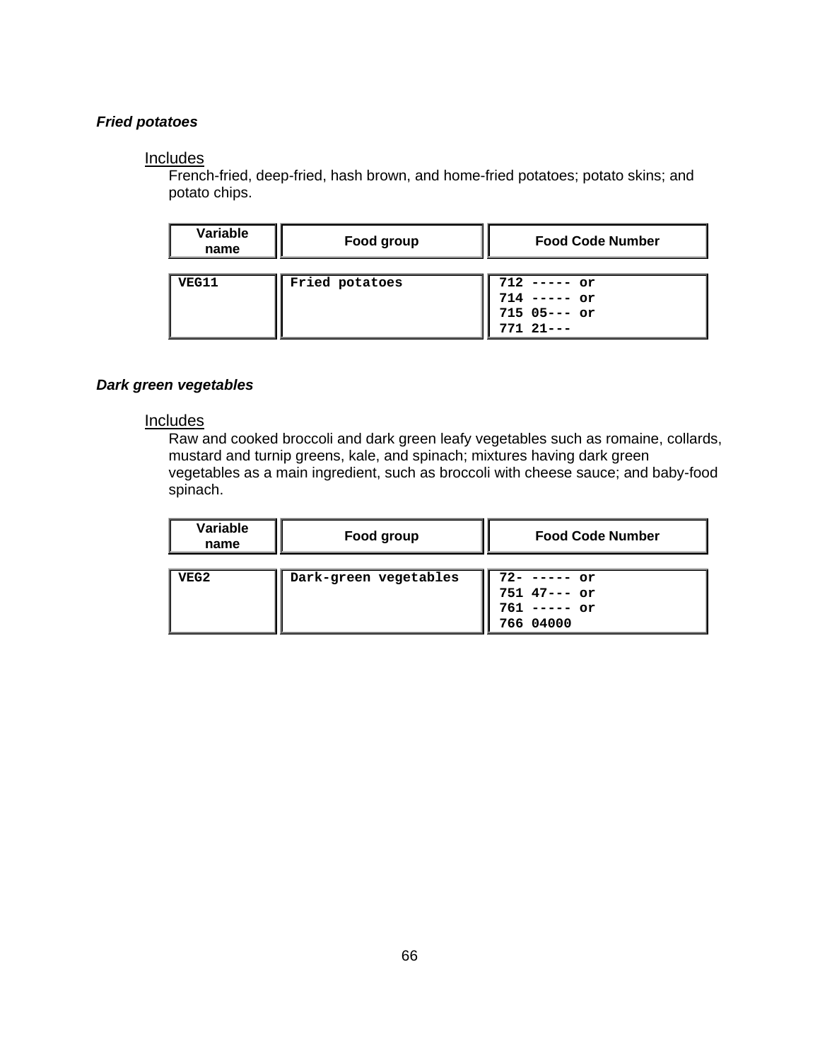***Fried potatoes***

Includes

French-fried, deep-fried, hash brown, and home-fried potatoes; potato skins; and potato chips.

| Variable name | Food group | Food Code Number |
|---|---|---|
| VEG11 | Fried potatoes | 712 ----- or<br>714 ----- or<br>715 05--- or<br>771 21--- |

***Dark green vegetables***

Includes

Raw and cooked broccoli and dark green leafy vegetables such as romaine, collards, mustard and turnip greens, kale, and spinach; mixtures having dark green vegetables as a main ingredient, such as broccoli with cheese sauce; and baby-food spinach.

| Variable name | Food group | Food Code Number |
|---|---|---|
| VEG2 | Dark-green vegetables | 72- ----- or<br>751 47--- or<br>761 ----- or<br>766 04000 |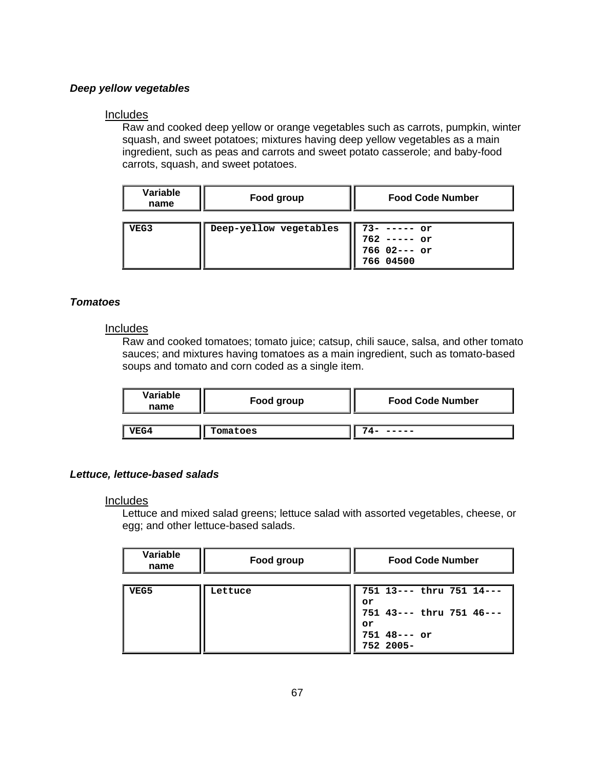### *Deep yellow vegetables*

Includes

Raw and cooked deep yellow or orange vegetables such as carrots, pumpkin, winter squash, and sweet potatoes; mixtures having deep yellow vegetables as a main ingredient, such as peas and carrots and sweet potato casserole; and baby-food carrots, squash, and sweet potatoes.

| Variable name | Food group | Food Code Number |
|---|---|---|
| VEG3 | Deep-yellow vegetables | 73- ----- or<br>762 ----- or<br>766 02--- or<br>766 04500 |

### *Tomatoes*

Includes

Raw and cooked tomatoes; tomato juice; catsup, chili sauce, salsa, and other tomato sauces; and mixtures having tomatoes as a main ingredient, such as tomato-based soups and tomato and corn coded as a single item.

| Variable name | Food group | Food Code Number |
|---|---|---|
| VEG4 | Tomatoes | 74- ----- |

### *Lettuce, lettuce-based salads*

Includes

Lettuce and mixed salad greens; lettuce salad with assorted vegetables, cheese, or egg; and other lettuce-based salads.

| Variable name | Food group | Food Code Number |
|---|---|---|
| VEG5 | Lettuce | 751 13--- thru 751 14--- or<br>751 43--- thru 751 46--- or<br>751 48--- or<br>752 2005- |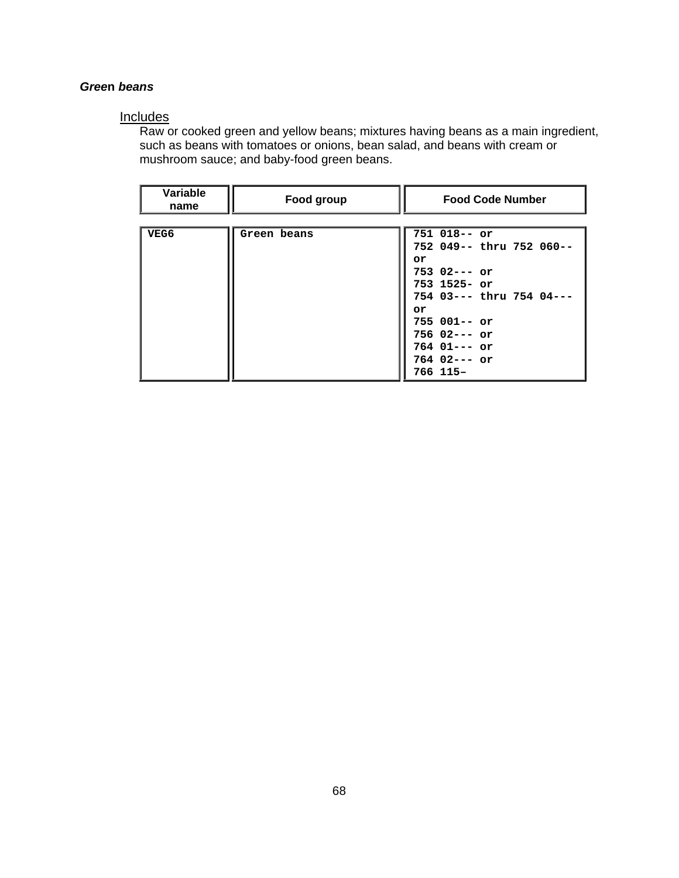### *Green beans*

Includes

Raw or cooked green and yellow beans; mixtures having beans as a main ingredient, such as beans with tomatoes or onions, bean salad, and beans with cream or mushroom sauce; and baby-food green beans.

| Variable name | Food group | Food Code Number |
|---|---|---|
| VEG6 | Green beans | 751 018-- or<br>752 049-- thru 752 060-- or<br>753 02--- or<br>753 1525- or<br>754 03--- thru 754 04--- or<br>755 001-- or<br>756 02--- or<br>764 01--- or<br>764 02--- or<br>766 115– |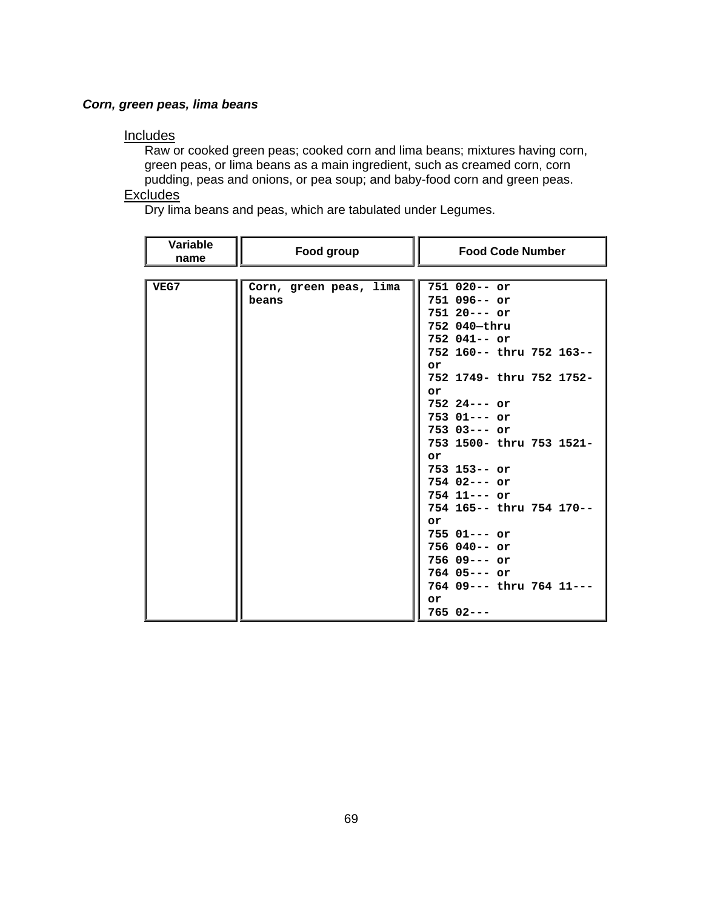***Corn, green peas, lima beans***

Includes

Raw or cooked green peas; cooked corn and lima beans; mixtures having corn, green peas, or lima beans as a main ingredient, such as creamed corn, corn pudding, peas and onions, or pea soup; and baby-food corn and green peas.

Excludes

Dry lima beans and peas, which are tabulated under Legumes.

| Variable name | Food group | Food Code Number |
|---|---|---|
| VEG7 | Corn, green peas, lima beans | 751 020-- or<br>751 096-- or<br>751 20--- or<br>752 040—thru<br>752 041-- or<br>752 160-- thru 752 163-- or<br>752 1749- thru 752 1752- or<br>752 24--- or<br>753 01--- or<br>753 03--- or<br>753 1500- thru 753 1521- or<br>753 153-- or<br>754 02--- or<br>754 11--- or<br>754 165-- thru 754 170-- or<br>755 01--- or<br>756 040-- or<br>756 09--- or<br>764 05--- or<br>764 09--- thru 764 11--- or<br>765 02--- |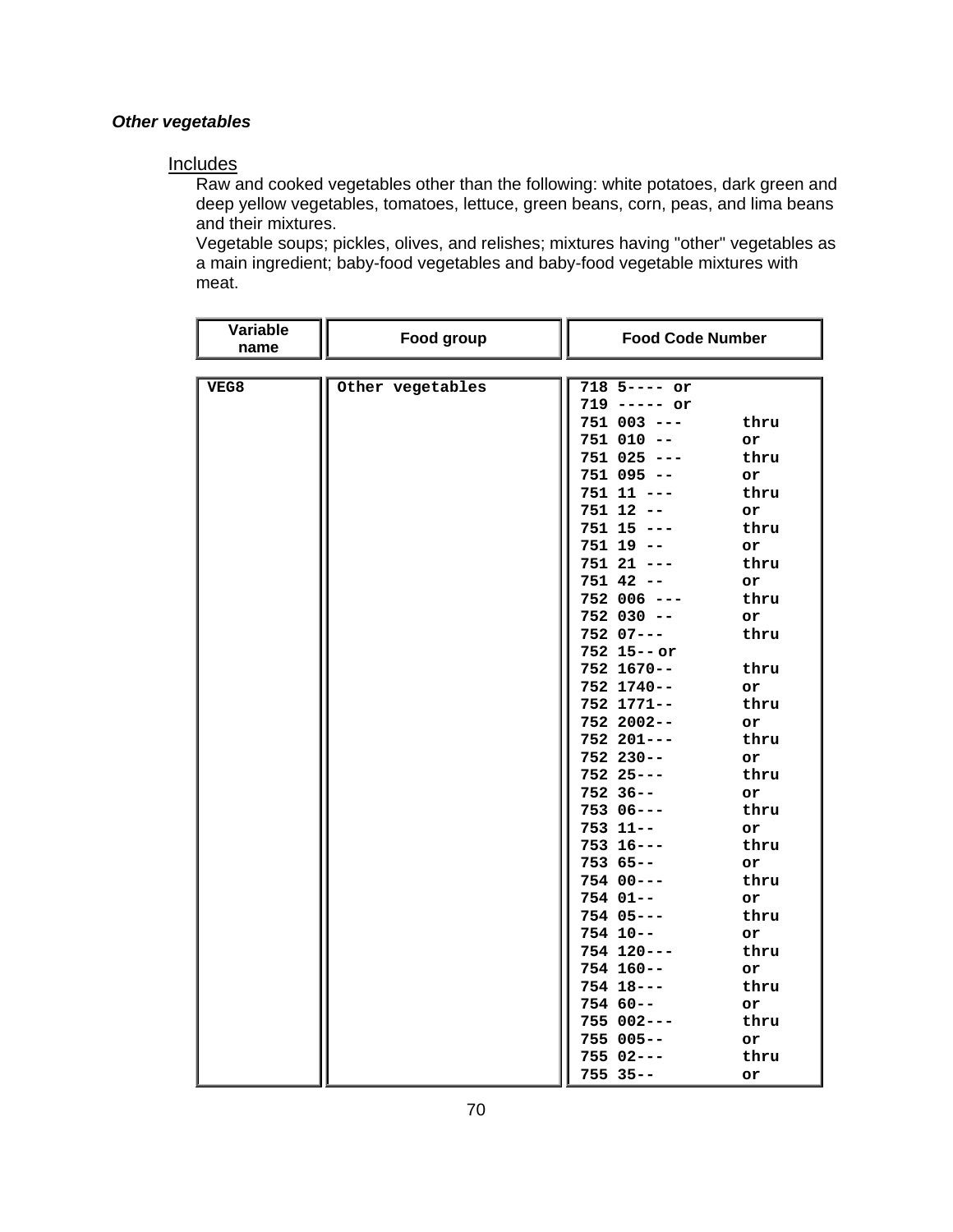***Other vegetables***

Includes

Raw and cooked vegetables other than the following: white potatoes, dark green and deep yellow vegetables, tomatoes, lettuce, green beans, corn, peas, and lima beans and their mixtures.

Vegetable soups; pickles, olives, and relishes; mixtures having "other" vegetables as a main ingredient; baby-food vegetables and baby-food vegetable mixtures with meat.

| Variable name | Food group | Food Code Number |
|---|---|---|
| **VEG8** | Other vegetables | 718 5---- or<br>719 ----- or<br>751 003 --- thru<br>751 010 -- or<br>751 025 --- thru<br>751 095 -- or<br>751 11 --- thru<br>751 12 -- or<br>751 15 --- thru<br>751 19 -- or<br>751 21 --- thru<br>751 42 -- or<br>752 006 --- thru<br>752 030 -- or<br>752 07--- thru<br>752 15-- or<br>752 1670-- thru<br>752 1740-- or<br>752 1771-- thru<br>752 2002-- or<br>752 201--- thru<br>752 230-- or<br>752 25--- thru<br>752 36-- or<br>753 06--- thru<br>753 11-- or<br>753 16--- thru<br>753 65-- or<br>754 00--- thru<br>754 01-- or<br>754 05--- thru<br>754 10-- or<br>754 120--- thru<br>754 160-- or<br>754 18--- thru<br>754 60-- or<br>755 002--- thru<br>755 005-- or<br>755 02--- thru<br>755 35-- or |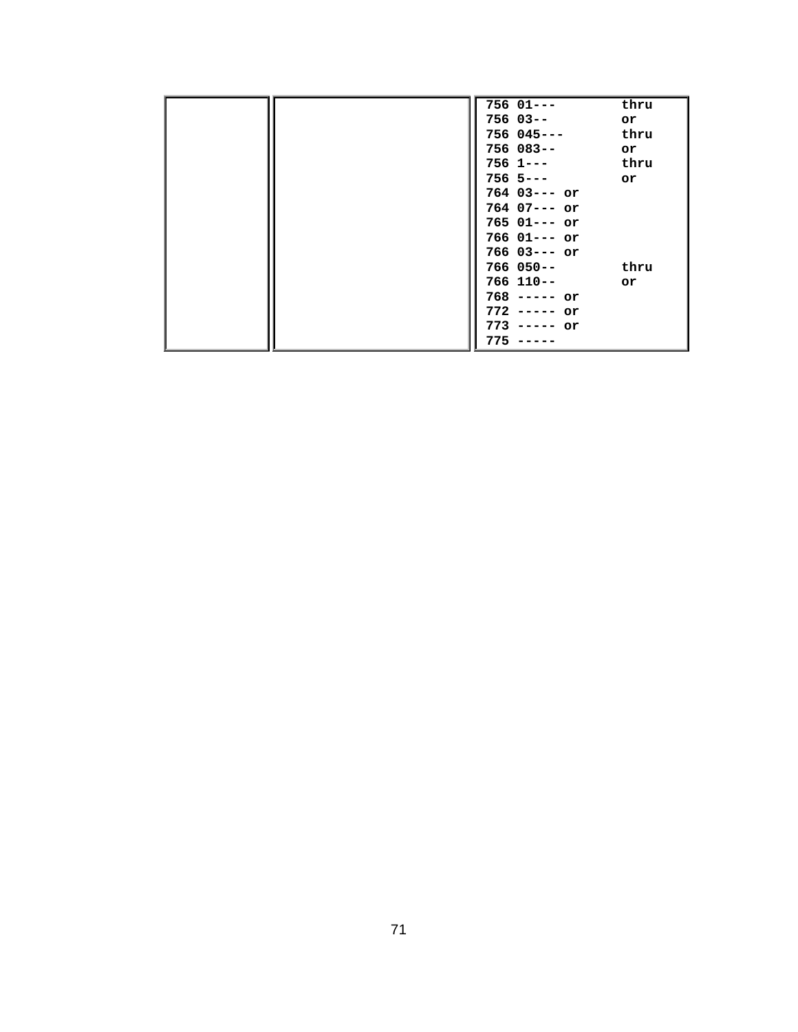| | | |
|---|---|---|
| | | 756 01--- thru<br>756 03-- or<br>756 045--- thru<br>756 083-- or<br>756 1--- thru<br>756 5--- or<br>764 03--- or<br>764 07--- or<br>765 01--- or<br>766 01--- or<br>766 03--- or<br>766 050-- thru<br>766 110-- or<br>768 ----- or<br>772 ----- or<br>773 ----- or<br>775 ----- |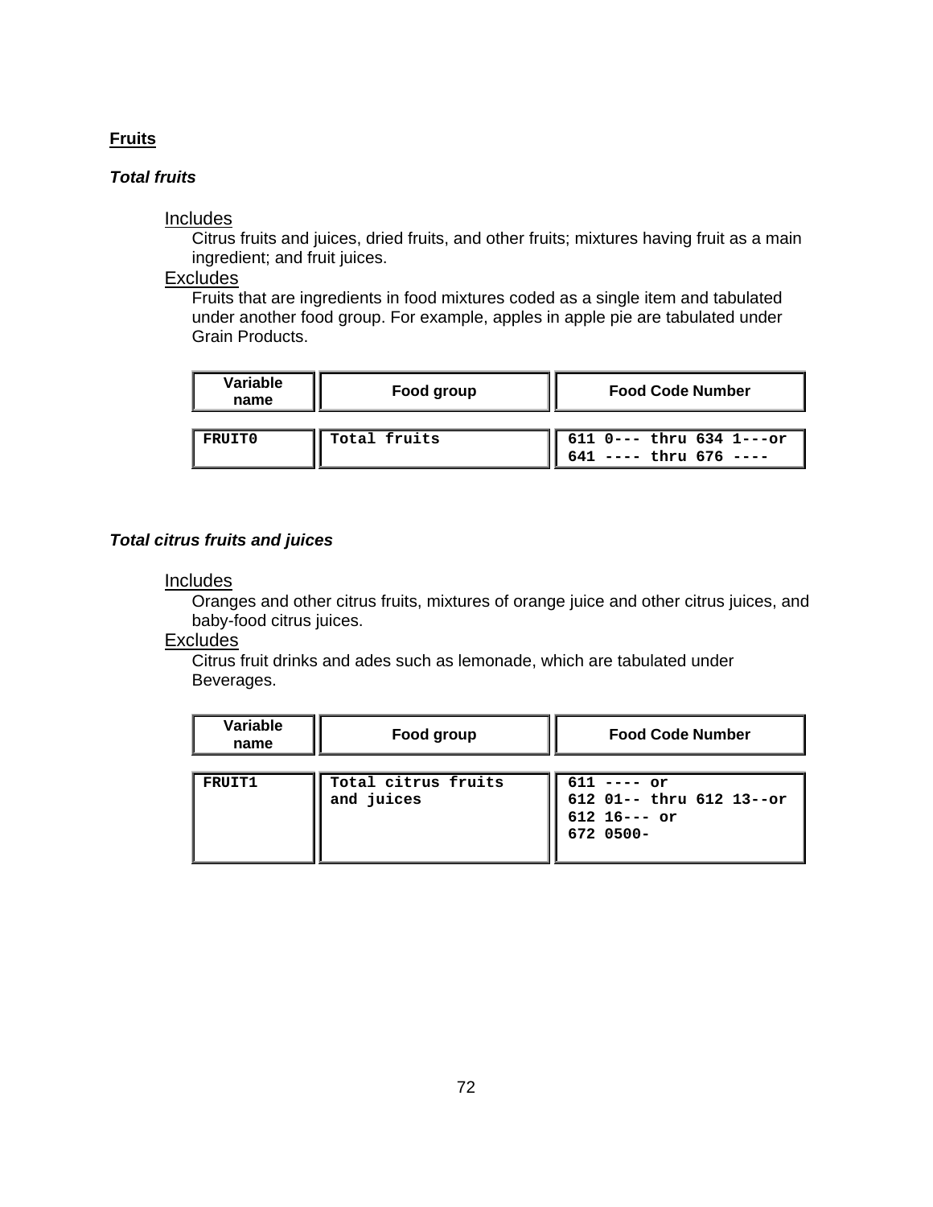## **Fruits**

### ***Total fruits***

Includes

Citrus fruits and juices, dried fruits, and other fruits; mixtures having fruit as a main ingredient; and fruit juices.

Excludes

Fruits that are ingredients in food mixtures coded as a single item and tabulated under another food group. For example, apples in apple pie are tabulated under Grain Products.

| Variable name | Food group | Food Code Number |
|---|---|---|
| FRUIT0 | Total fruits | 611 0--- thru 634 1---or<br>641 ---- thru 676 ---- |

### ***Total citrus fruits and juices***

Includes

Oranges and other citrus fruits, mixtures of orange juice and other citrus juices, and baby-food citrus juices.

Excludes

Citrus fruit drinks and ades such as lemonade, which are tabulated under Beverages.

| Variable name | Food group | Food Code Number |
|---|---|---|
| FRUIT1 | Total citrus fruits and juices | 611 ---- or<br>612 01-- thru 612 13--or<br>612 16--- or<br>672 0500- |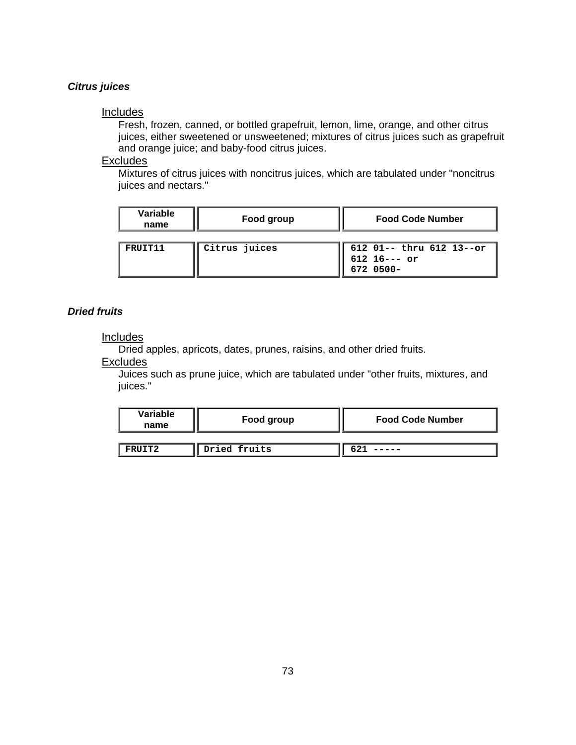### *Citrus juices*

<u>Includes</u>

Fresh, frozen, canned, or bottled grapefruit, lemon, lime, orange, and other citrus juices, either sweetened or unsweetened; mixtures of citrus juices such as grapefruit and orange juice; and baby-food citrus juices.

<u>Excludes</u>

Mixtures of citrus juices with noncitrus juices, which are tabulated under "noncitrus juices and nectars."

| Variable name | Food group | Food Code Number |
|---|---|---|
| FRUIT11 | Citrus juices | 612 01-- thru 612 13--or 612 16--- or 672 0500- |

### *Dried fruits*

<u>Includes</u>

Dried apples, apricots, dates, prunes, raisins, and other dried fruits.

<u>Excludes</u>

Juices such as prune juice, which are tabulated under "other fruits, mixtures, and juices."

| Variable name | Food group | Food Code Number |
|---|---|---|
| FRUIT2 | Dried fruits | 621 ----- |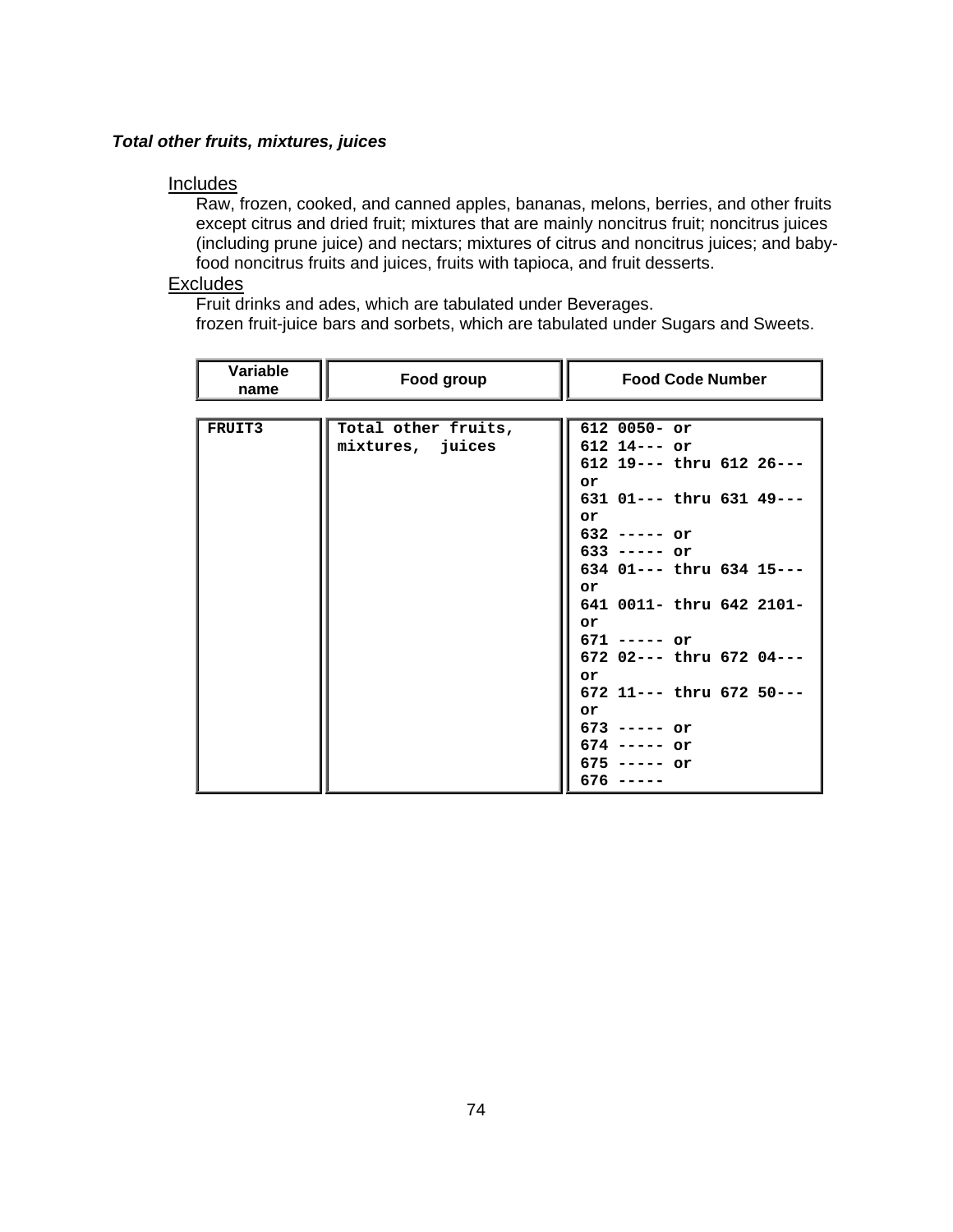***Total other fruits, mixtures, juices***

Includes

Raw, frozen, cooked, and canned apples, bananas, melons, berries, and other fruits except citrus and dried fruit; mixtures that are mainly noncitrus fruit; noncitrus juices (including prune juice) and nectars; mixtures of citrus and noncitrus juices; and baby-food noncitrus fruits and juices, fruits with tapioca, and fruit desserts.

Excludes

Fruit drinks and ades, which are tabulated under Beverages.
frozen fruit-juice bars and sorbets, which are tabulated under Sugars and Sweets.

| Variable name | Food group | Food Code Number |
|---|---|---|
| FRUIT3 | Total other fruits, mixtures, juices | 612 0050- or<br>612 14--- or<br>612 19--- thru 612 26--- or<br>631 01--- thru 631 49--- or<br>632 ----- or<br>633 ----- or<br>634 01--- thru 634 15--- or<br>641 0011- thru 642 2101- or<br>671 ----- or<br>672 02--- thru 672 04--- or<br>672 11--- thru 672 50--- or<br>673 ----- or<br>674 ----- or<br>675 ----- or<br>676 ----- |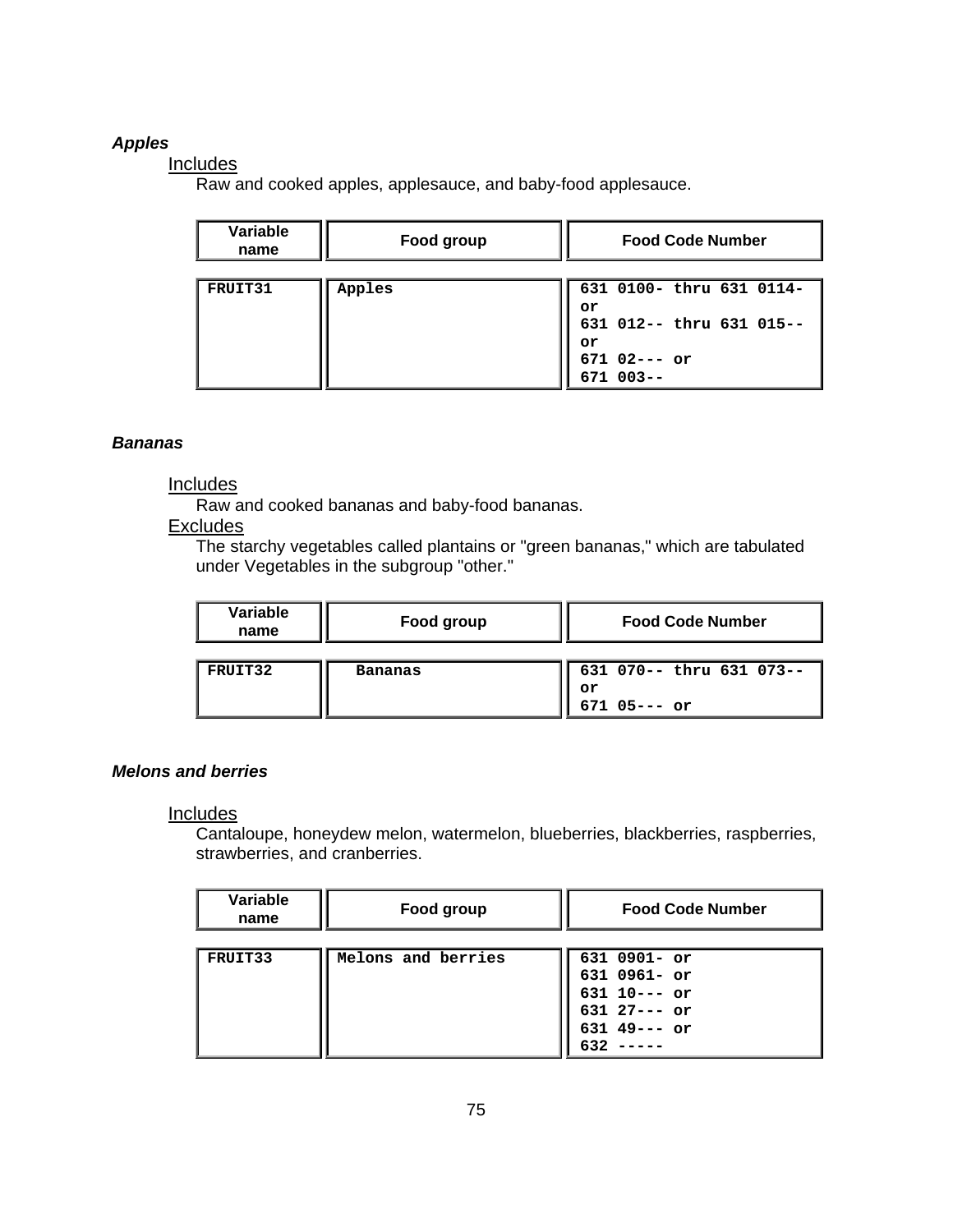### *Apples*

Includes

Raw and cooked apples, applesauce, and baby-food applesauce.

| Variable name | Food group | Food Code Number |
|---|---|---|
| FRUIT31 | Apples | 631 0100- thru 631 0114- or<br>631 012-- thru 631 015-- or<br>671 02--- or<br>671 003-- |

### *Bananas*

Includes

Raw and cooked bananas and baby-food bananas.

Excludes

The starchy vegetables called plantains or "green bananas," which are tabulated under Vegetables in the subgroup "other."

| Variable name | Food group | Food Code Number |
|---|---|---|
| FRUIT32 | Bananas | 631 070-- thru 631 073-- or<br>671 05--- or |

### *Melons and berries*

Includes

Cantaloupe, honeydew melon, watermelon, blueberries, blackberries, raspberries, strawberries, and cranberries.

| Variable name | Food group | Food Code Number |
|---|---|---|
| FRUIT33 | Melons and berries | 631 0901- or<br>631 0961- or<br>631 10--- or<br>631 27--- or<br>631 49--- or<br>632 ----- |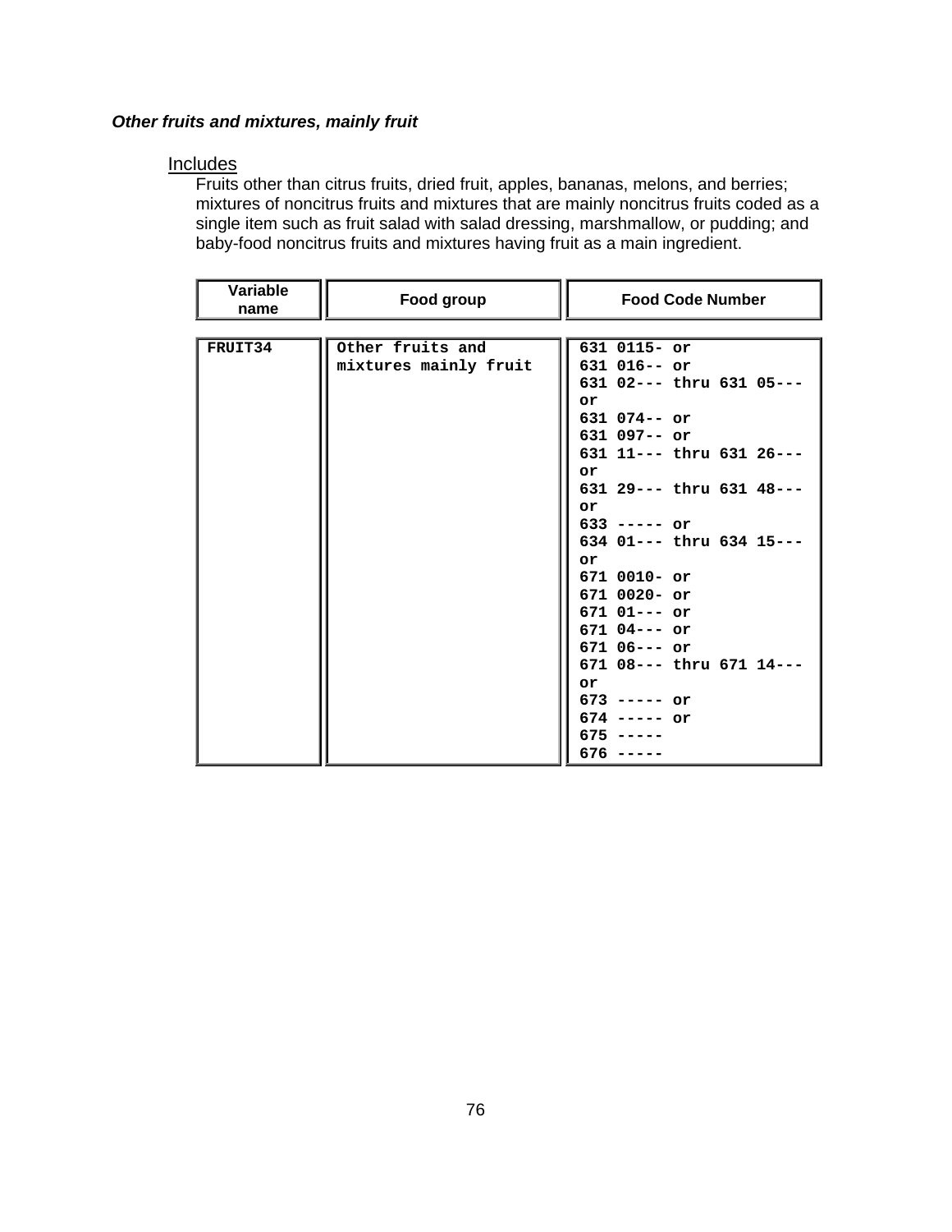### *Other fruits and mixtures, mainly fruit*

Includes

Fruits other than citrus fruits, dried fruit, apples, bananas, melons, and berries; mixtures of noncitrus fruits and mixtures that are mainly noncitrus fruits coded as a single item such as fruit salad with salad dressing, marshmallow, or pudding; and baby-food noncitrus fruits and mixtures having fruit as a main ingredient.

| Variable name | Food group | Food Code Number |
|---|---|---|
| FRUIT34 | Other fruits and mixtures mainly fruit | 631 0115- or<br>631 016-- or<br>631 02--- thru 631 05--- or<br>631 074-- or<br>631 097-- or<br>631 11--- thru 631 26--- or<br>631 29--- thru 631 48--- or<br>633 ----- or<br>634 01--- thru 634 15--- or<br>671 0010- or<br>671 0020- or<br>671 01--- or<br>671 04--- or<br>671 06--- or<br>671 08--- thru 671 14--- or<br>673 ----- or<br>674 ----- or<br>675 -----<br>676 ----- |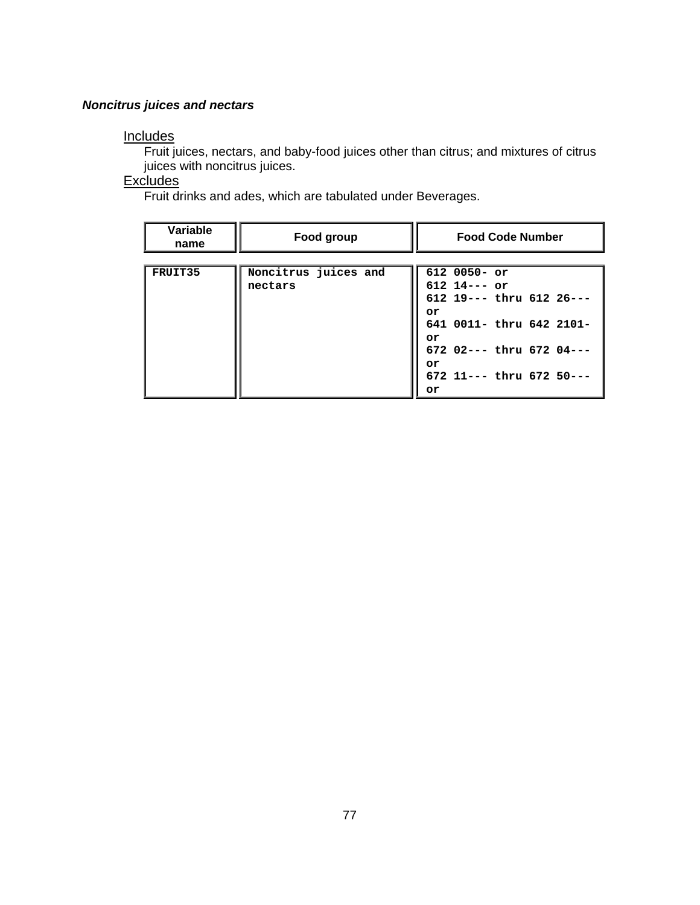### ***Noncitrus juices and nectars***

Includes

Fruit juices, nectars, and baby-food juices other than citrus; and mixtures of citrus juices with noncitrus juices.

Excludes

Fruit drinks and ades, which are tabulated under Beverages.

| Variable name | Food group | Food Code Number |
|---|---|---|
| FRUIT35 | Noncitrus juices and nectars | 612 0050- or<br>612 14--- or<br>612 19--- thru 612 26--- or<br>641 0011- thru 642 2101- or<br>672 02--- thru 672 04--- or<br>672 11--- thru 672 50--- or |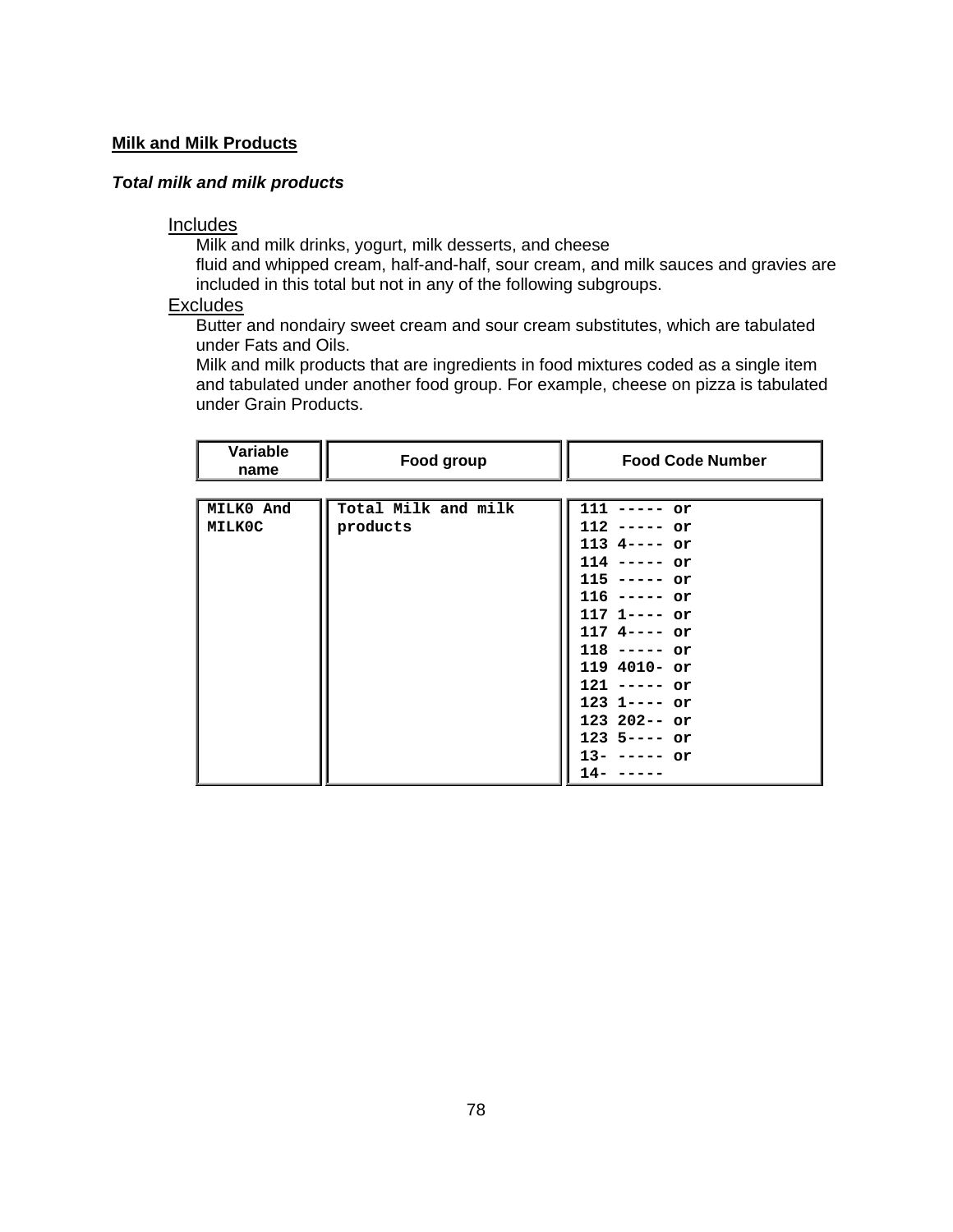**Milk and Milk Products**

***Total milk and milk products***

Includes

Milk and milk drinks, yogurt, milk desserts, and cheese
fluid and whipped cream, half-and-half, sour cream, and milk sauces and gravies are included in this total but not in any of the following subgroups.

Excludes

Butter and nondairy sweet cream and sour cream substitutes, which are tabulated under Fats and Oils.
Milk and milk products that are ingredients in food mixtures coded as a single item and tabulated under another food group. For example, cheese on pizza is tabulated under Grain Products.

| Variable name | Food group | Food Code Number |
|---|---|---|
| MILK0 And MILK0C | Total Milk and milk products | 111 ----- or<br>112 ----- or<br>113 4---- or<br>114 ----- or<br>115 ----- or<br>116 ----- or<br>117 1---- or<br>117 4---- or<br>118 ----- or<br>119 4010- or<br>121 ----- or<br>123 1---- or<br>123 202-- or<br>123 5---- or<br>13- ----- or<br>14- ----- |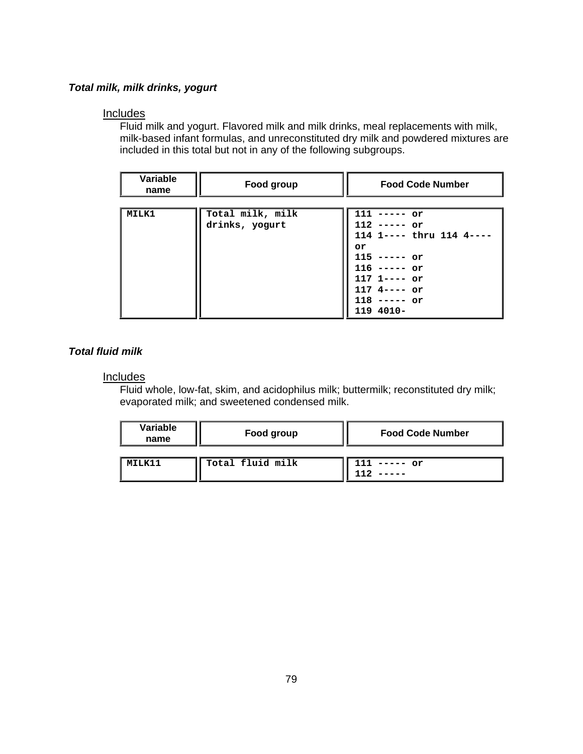***Total milk, milk drinks, yogurt***

Includes

Fluid milk and yogurt. Flavored milk and milk drinks, meal replacements with milk, milk-based infant formulas, and unreconstituted dry milk and powdered mixtures are included in this total but not in any of the following subgroups.

| Variable name | Food group | Food Code Number |
|---|---|---|
| MILK1 | Total milk, milk drinks, yogurt | 111 ----- or<br>112 ----- or<br>114 1---- thru 114 4---- or<br>115 ----- or<br>116 ----- or<br>117 1---- or<br>117 4---- or<br>118 ----- or<br>119 4010- |

***Total fluid milk***

Includes

Fluid whole, low-fat, skim, and acidophilus milk; buttermilk; reconstituted dry milk; evaporated milk; and sweetened condensed milk.

| Variable name | Food group | Food Code Number |
|---|---|---|
| MILK11 | Total fluid milk | 111 ----- or<br>112 ----- |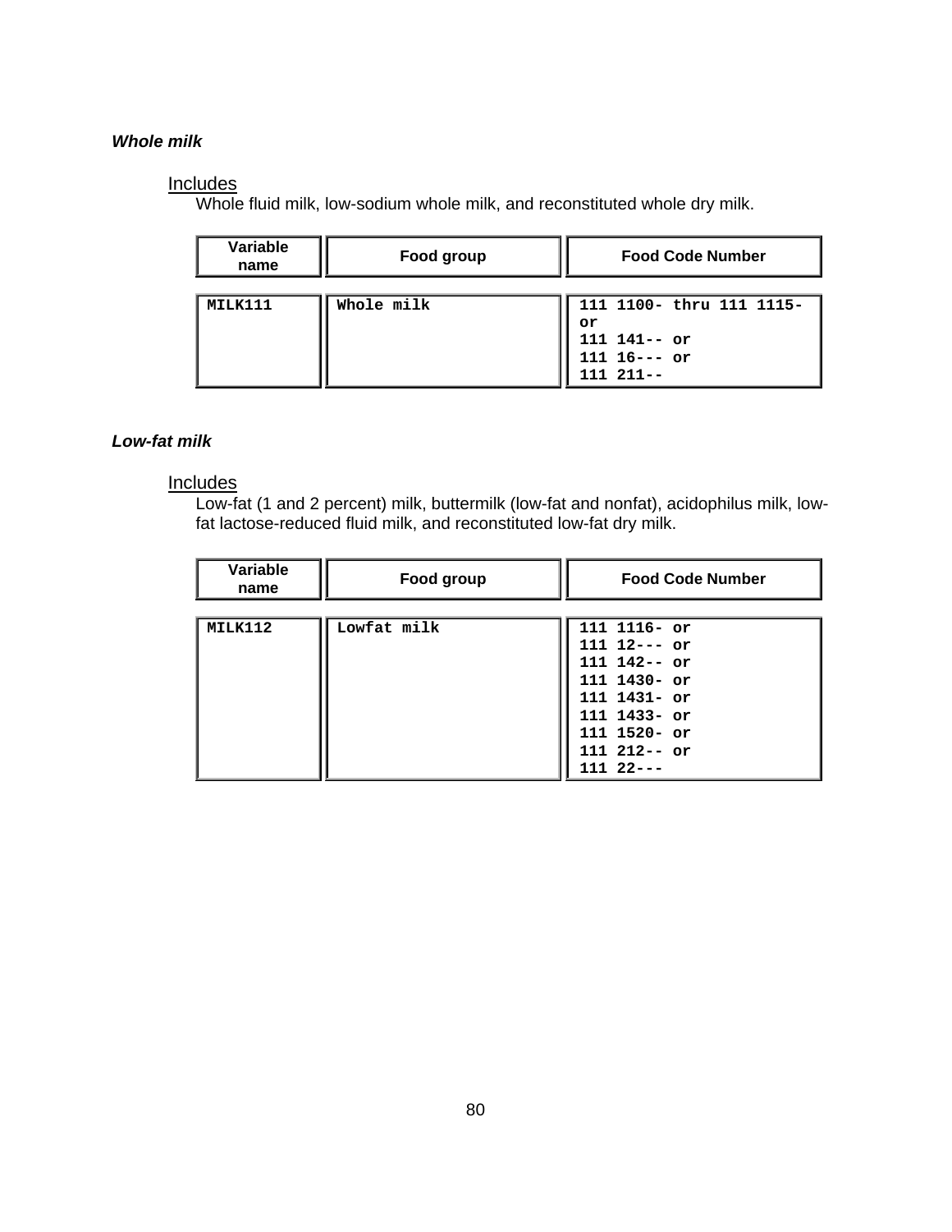### *Whole milk*

<u>Includes</u>

Whole fluid milk, low-sodium whole milk, and reconstituted whole dry milk.

| Variable name | Food group | Food Code Number |
|---|---|---|
| MILK111 | Whole milk | 111 1100- thru 111 1115- or<br>111 141-- or<br>111 16--- or<br>111 211-- |

### *Low-fat milk*

<u>Includes</u>

Low-fat (1 and 2 percent) milk, buttermilk (low-fat and nonfat), acidophilus milk, low-fat lactose-reduced fluid milk, and reconstituted low-fat dry milk.

| Variable name | Food group | Food Code Number |
|---|---|---|
| MILK112 | Lowfat milk | 111 1116- or<br>111 12--- or<br>111 142-- or<br>111 1430- or<br>111 1431- or<br>111 1433- or<br>111 1520- or<br>111 212-- or<br>111 22--- |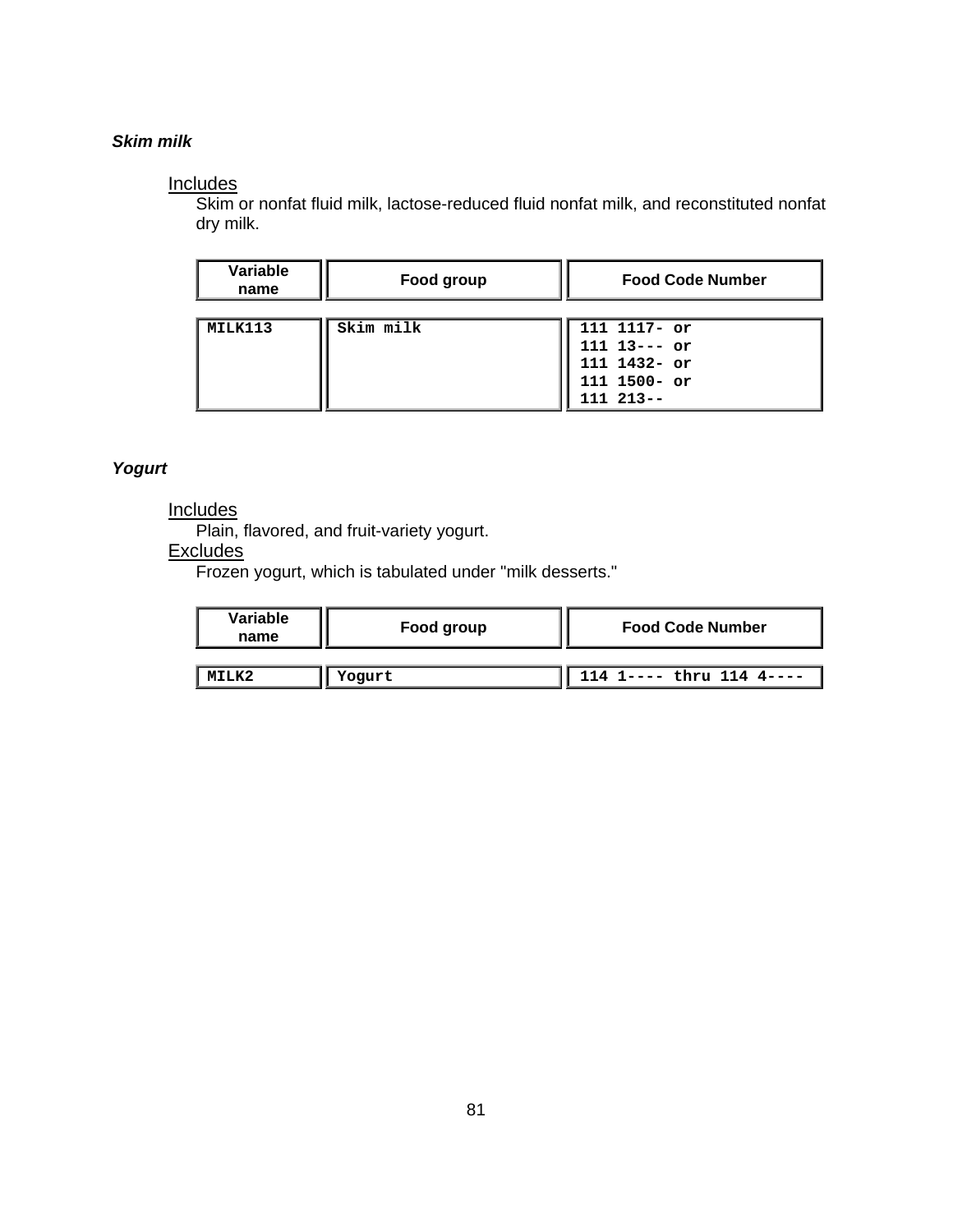### *Skim milk*

Includes

Skim or nonfat fluid milk, lactose-reduced fluid nonfat milk, and reconstituted nonfat dry milk.

| Variable name | Food group | Food Code Number |
| --- | --- | --- |
| MILK113 | Skim milk | 111 1117- or<br>111 13--- or<br>111 1432- or<br>111 1500- or<br>111 213-- |

### *Yogurt*

Includes

Plain, flavored, and fruit-variety yogurt.

Excludes

Frozen yogurt, which is tabulated under "milk desserts."

| Variable name | Food group | Food Code Number |
| --- | --- | --- |
| MILK2 | Yogurt | 114 1---- thru 114 4---- |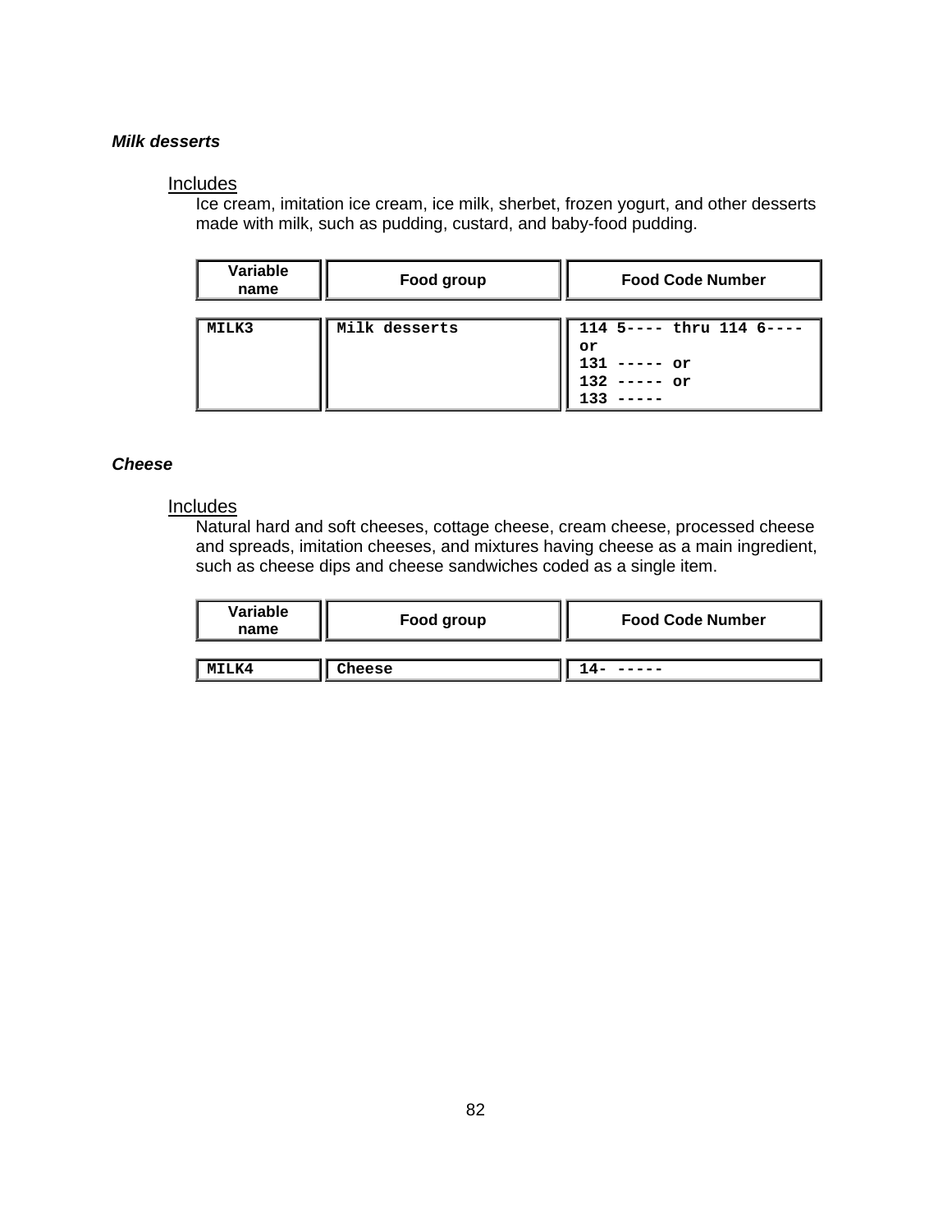### ***Milk desserts***

Includes

Ice cream, imitation ice cream, ice milk, sherbet, frozen yogurt, and other desserts made with milk, such as pudding, custard, and baby-food pudding.

| Variable name | Food group | Food Code Number |
|---|---|---|
| MILK3 | Milk desserts | 114 5---- thru 114 6---- or<br>131 ----- or<br>132 ----- or<br>133 ----- |

### ***Cheese***

Includes

Natural hard and soft cheeses, cottage cheese, cream cheese, processed cheese and spreads, imitation cheeses, and mixtures having cheese as a main ingredient, such as cheese dips and cheese sandwiches coded as a single item.

| Variable name | Food group | Food Code Number |
|---|---|---|
| MILK4 | Cheese | 14- ----- |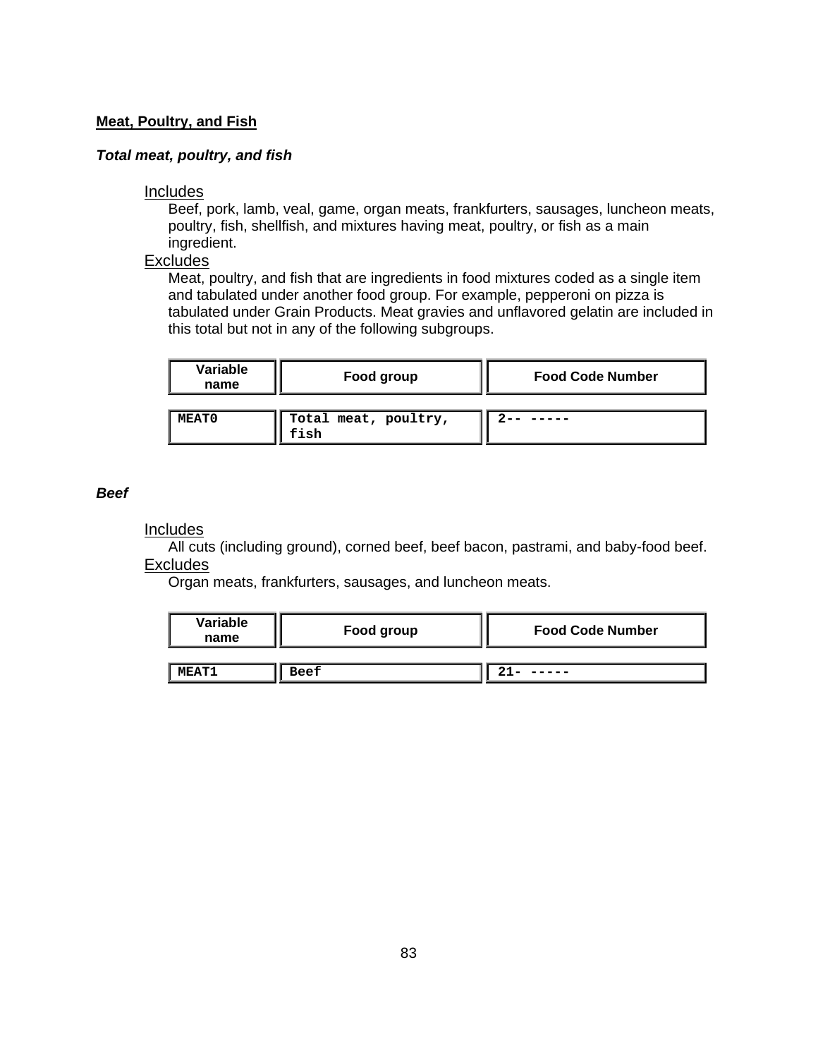## Meat, Poultry, and Fish

### *Total meat, poultry, and fish*

Includes

Beef, pork, lamb, veal, game, organ meats, frankfurters, sausages, luncheon meats, poultry, fish, shellfish, and mixtures having meat, poultry, or fish as a main ingredient.

Excludes

Meat, poultry, and fish that are ingredients in food mixtures coded as a single item and tabulated under another food group. For example, pepperoni on pizza is tabulated under Grain Products. Meat gravies and unflavored gelatin are included in this total but not in any of the following subgroups.

| Variable name | Food group | Food Code Number |
| --- | --- | --- |
| **MEAT0** | **Total meat, poultry, fish** | **2-- -----** |

### *Beef*

Includes

All cuts (including ground), corned beef, beef bacon, pastrami, and baby-food beef.

Excludes

Organ meats, frankfurters, sausages, and luncheon meats.

| Variable name | Food group | Food Code Number |
| --- | --- | --- |
| **MEAT1** | **Beef** | **21- -----** |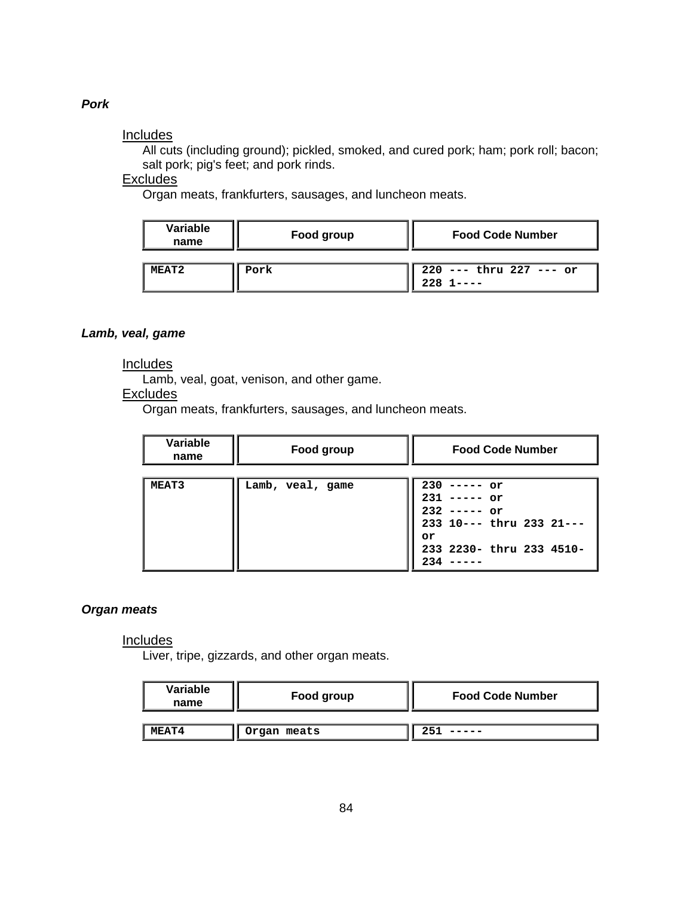### *Pork*

Includes

All cuts (including ground); pickled, smoked, and cured pork; ham; pork roll; bacon; salt pork; pig's feet; and pork rinds.

Excludes

Organ meats, frankfurters, sausages, and luncheon meats.

| Variable name | Food group | Food Code Number |
|---|---|---|
| MEAT2 | Pork | 220 --- thru 227 --- or<br>228 1---- |

### *Lamb, veal, game*

Includes

Lamb, veal, goat, venison, and other game.

Excludes

Organ meats, frankfurters, sausages, and luncheon meats.

| Variable name | Food group | Food Code Number |
|---|---|---|
| MEAT3 | Lamb, veal, game | 230 ----- or<br>231 ----- or<br>232 ----- or<br>233 10--- thru 233 21--- or<br>233 2230- thru 233 4510-<br>234 ----- |

### *Organ meats*

Includes

Liver, tripe, gizzards, and other organ meats.

| Variable name | Food group | Food Code Number |
|---|---|---|
| MEAT4 | Organ meats | 251 ----- |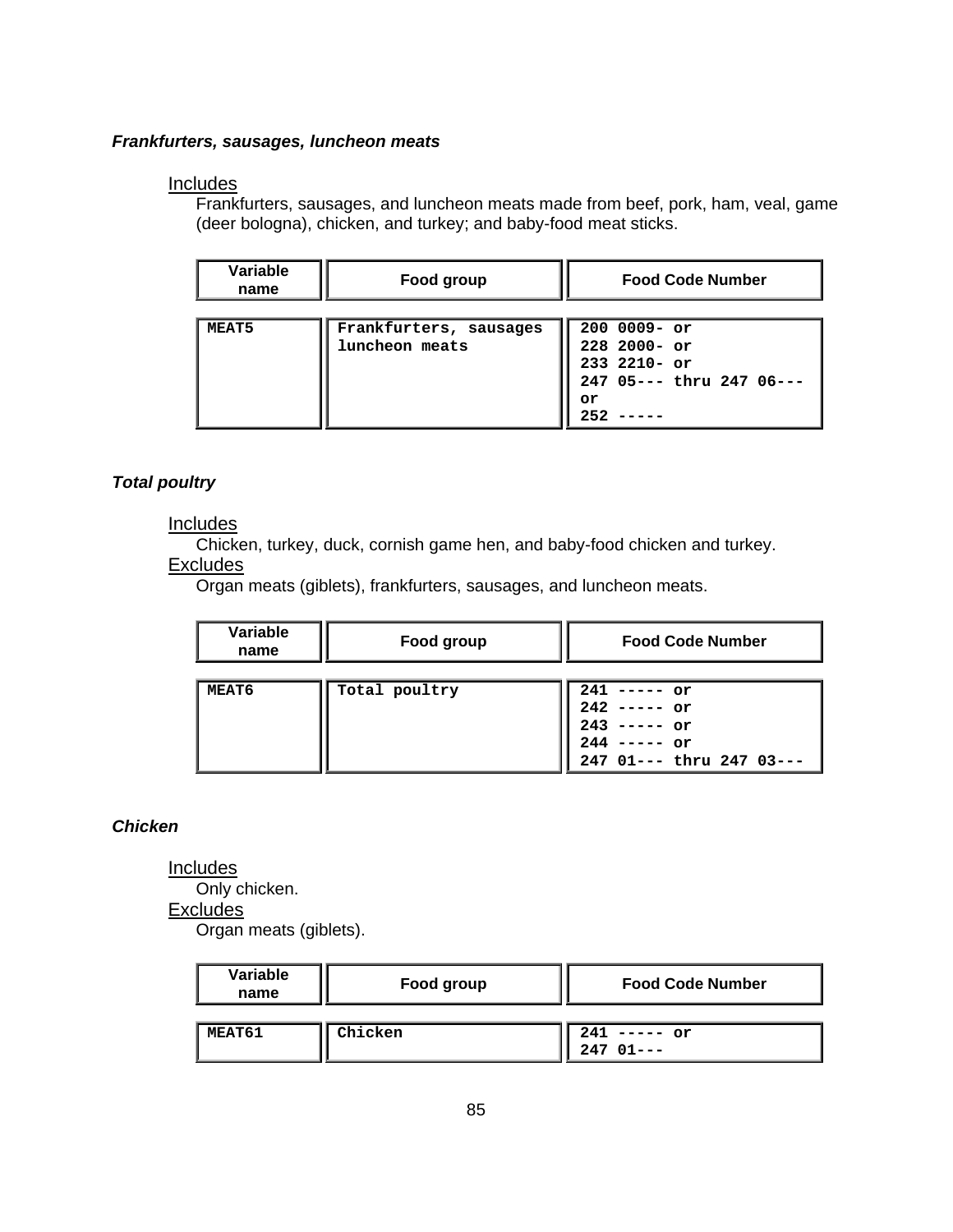### *Frankfurters, sausages, luncheon meats*

Includes

Frankfurters, sausages, and luncheon meats made from beef, pork, ham, veal, game (deer bologna), chicken, and turkey; and baby-food meat sticks.

| Variable name | Food group | Food Code Number |
|---|---|---|
| MEAT5 | Frankfurters, sausages luncheon meats | 200 0009- or<br>228 2000- or<br>233 2210- or<br>247 05--- thru 247 06--- or<br>252 ----- |

### *Total poultry*

Includes

Chicken, turkey, duck, cornish game hen, and baby-food chicken and turkey.

Excludes

Organ meats (giblets), frankfurters, sausages, and luncheon meats.

| Variable name | Food group | Food Code Number |
|---|---|---|
| MEAT6 | Total poultry | 241 ----- or<br>242 ----- or<br>243 ----- or<br>244 ----- or<br>247 01--- thru 247 03--- |

### *Chicken*

Includes

Only chicken.

Excludes

Organ meats (giblets).

| Variable name | Food group | Food Code Number |
|---|---|---|
| MEAT61 | Chicken | 241 ----- or<br>247 01--- |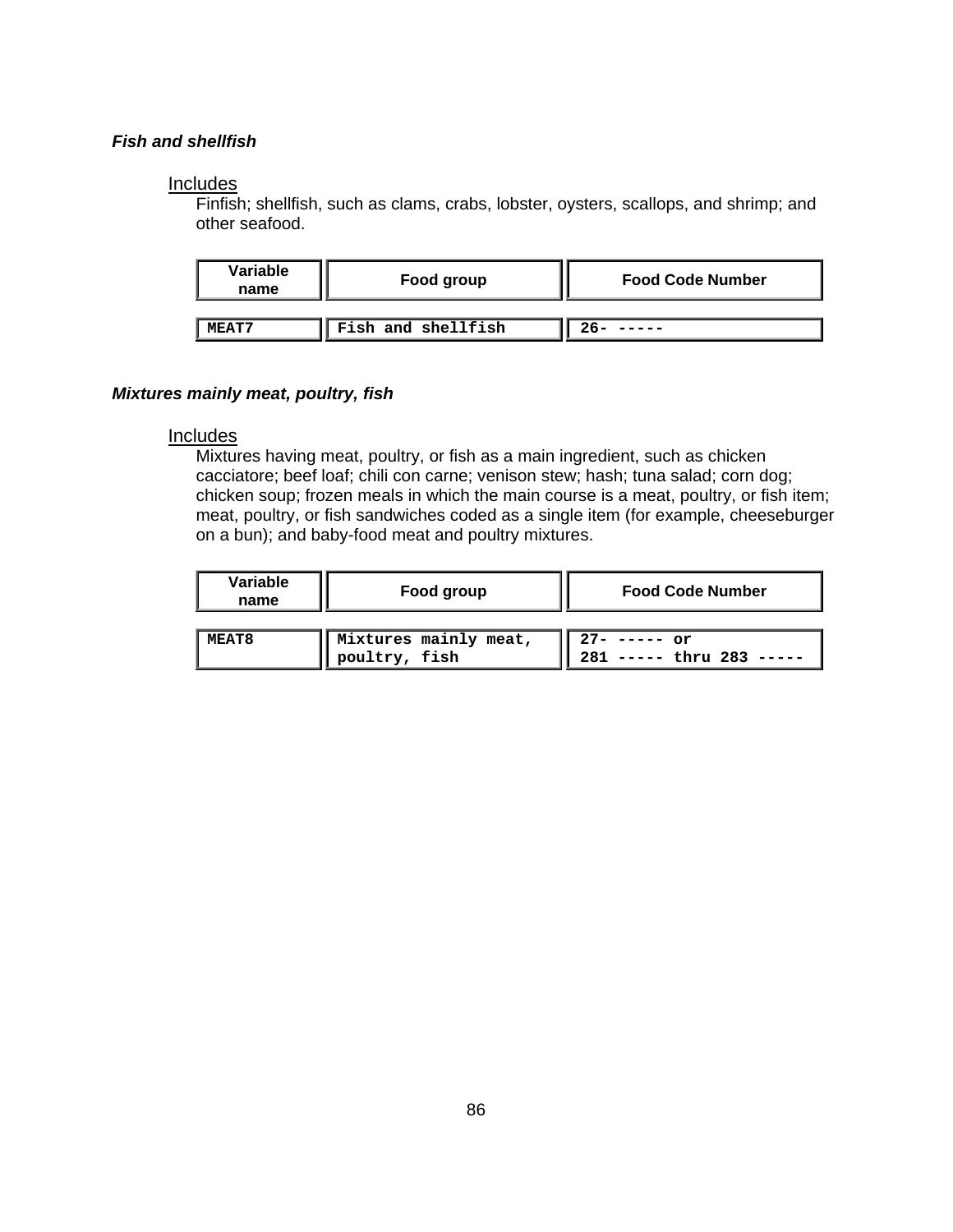***Fish and shellfish***

Includes

Finfish; shellfish, such as clams, crabs, lobster, oysters, scallops, and shrimp; and other seafood.

| Variable name | Food group | Food Code Number |
|---|---|---|
| MEAT7 | Fish and shellfish | 26- ----- |

***Mixtures mainly meat, poultry, fish***

Includes

Mixtures having meat, poultry, or fish as a main ingredient, such as chicken cacciatore; beef loaf; chili con carne; venison stew; hash; tuna salad; corn dog; chicken soup; frozen meals in which the main course is a meat, poultry, or fish item; meat, poultry, or fish sandwiches coded as a single item (for example, cheeseburger on a bun); and baby-food meat and poultry mixtures.

| Variable name | Food group | Food Code Number |
|---|---|---|
| MEAT8 | Mixtures mainly meat, poultry, fish | 27- ----- or<br>281 ----- thru 283 ----- |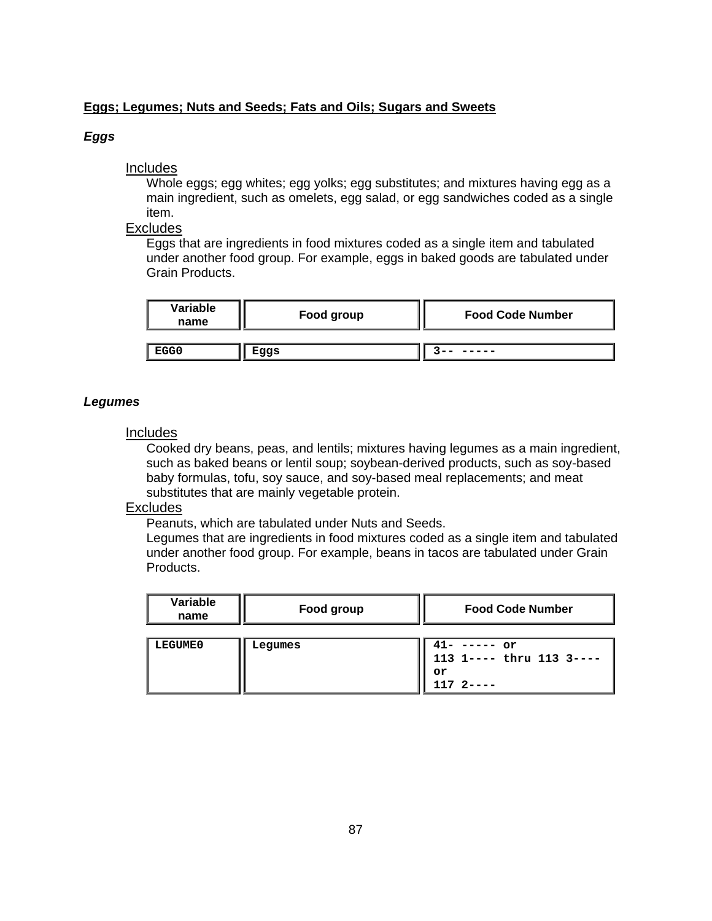**Eggs; Legumes; Nuts and Seeds; Fats and Oils; Sugars and Sweets**

***Eggs***

Includes

Whole eggs; egg whites; egg yolks; egg substitutes; and mixtures having egg as a main ingredient, such as omelets, egg salad, or egg sandwiches coded as a single item.

Excludes

Eggs that are ingredients in food mixtures coded as a single item and tabulated under another food group. For example, eggs in baked goods are tabulated under Grain Products.

| Variable name | Food group | Food Code Number |
|---|---|---|
| EGG0 | Eggs | 3-- ----- |

***Legumes***

Includes

Cooked dry beans, peas, and lentils; mixtures having legumes as a main ingredient, such as baked beans or lentil soup; soybean-derived products, such as soy-based baby formulas, tofu, soy sauce, and soy-based meal replacements; and meat substitutes that are mainly vegetable protein.

Excludes

Peanuts, which are tabulated under Nuts and Seeds.

Legumes that are ingredients in food mixtures coded as a single item and tabulated under another food group. For example, beans in tacos are tabulated under Grain Products.

| Variable name | Food group | Food Code Number |
|---|---|---|
| LEGUME0 | Legumes | 41- ----- or 113 1---- thru 113 3---- or 117 2---- |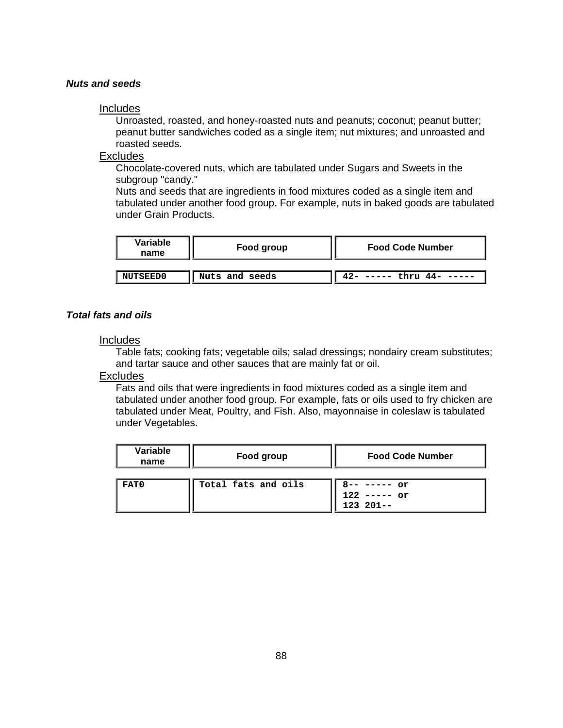***Nuts and seeds***

Includes

Unroasted, roasted, and honey-roasted nuts and peanuts; coconut; peanut butter; peanut butter sandwiches coded as a single item; nut mixtures; and unroasted and roasted seeds.

Excludes

Chocolate-covered nuts, which are tabulated under Sugars and Sweets in the subgroup "candy."

Nuts and seeds that are ingredients in food mixtures coded as a single item and tabulated under another food group. For example, nuts in baked goods are tabulated under Grain Products.

| Variable name | Food group | Food Code Number |
|---|---|---|
| NUTSEED0 | Nuts and seeds | 42- ----- thru 44- ----- |

***Total fats and oils***

Includes

Table fats; cooking fats; vegetable oils; salad dressings; nondairy cream substitutes; and tartar sauce and other sauces that are mainly fat or oil.

Excludes

Fats and oils that were ingredients in food mixtures coded as a single item and tabulated under another food group. For example, fats or oils used to fry chicken are tabulated under Meat, Poultry, and Fish. Also, mayonnaise in coleslaw is tabulated under Vegetables.

| Variable name | Food group | Food Code Number |
|---|---|---|
| FAT0 | Total fats and oils | 8-- ----- or<br>122 ----- or<br>123 201-- |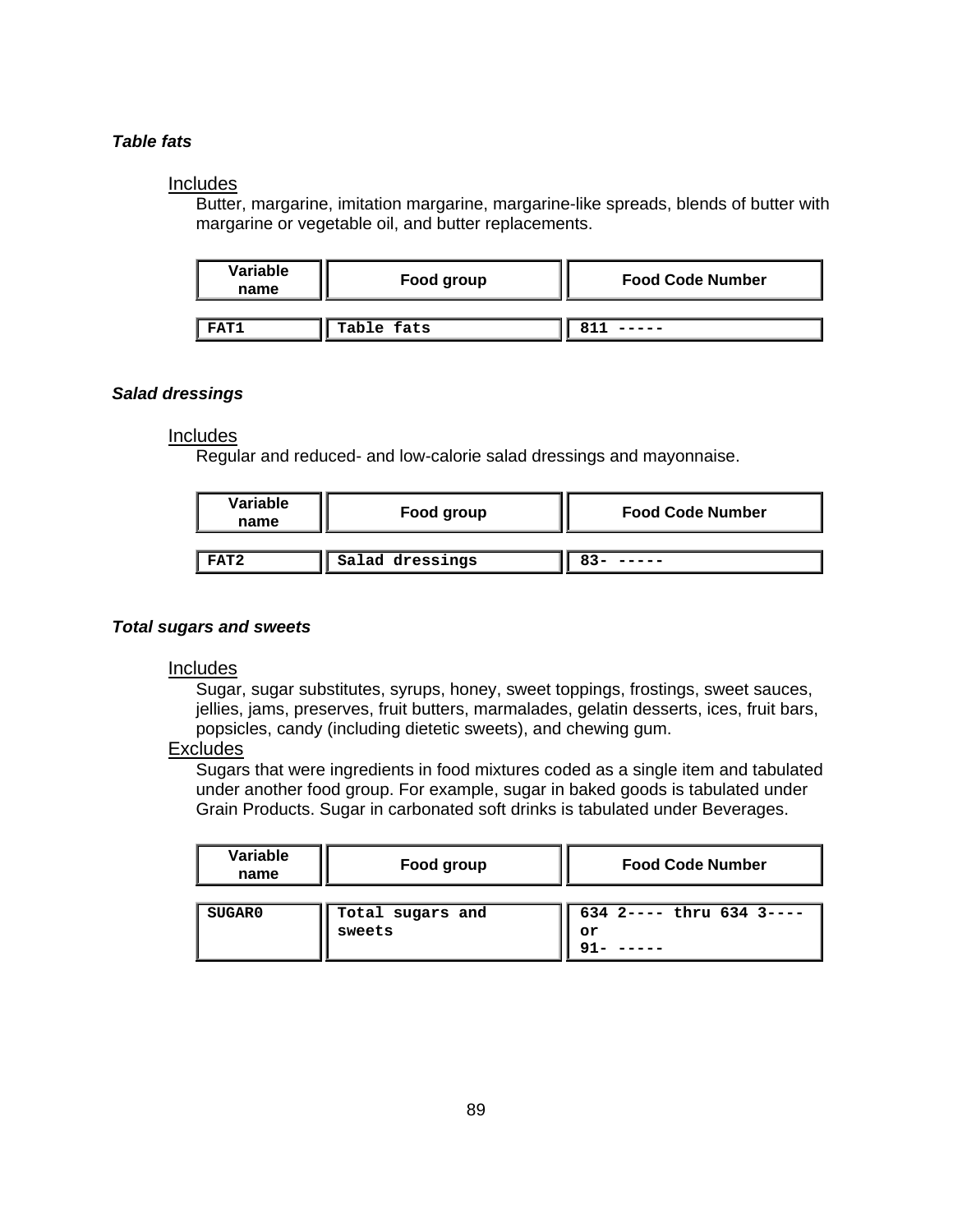***Table fats***

Includes

Butter, margarine, imitation margarine, margarine-like spreads, blends of butter with margarine or vegetable oil, and butter replacements.

| Variable name | Food group | Food Code Number |
|---|---|---|
| FAT1 | Table fats | 811 ----- |

***Salad dressings***

Includes

Regular and reduced- and low-calorie salad dressings and mayonnaise.

| Variable name | Food group | Food Code Number |
|---|---|---|
| FAT2 | Salad dressings | 83- ----- |

***Total sugars and sweets***

Includes

Sugar, sugar substitutes, syrups, honey, sweet toppings, frostings, sweet sauces, jellies, jams, preserves, fruit butters, marmalades, gelatin desserts, ices, fruit bars, popsicles, candy (including dietetic sweets), and chewing gum.

Excludes

Sugars that were ingredients in food mixtures coded as a single item and tabulated under another food group. For example, sugar in baked goods is tabulated under Grain Products. Sugar in carbonated soft drinks is tabulated under Beverages.

| Variable name | Food group | Food Code Number |
|---|---|---|
| SUGAR0 | Total sugars and sweets | 634 2---- thru 634 3---- or 91- ----- |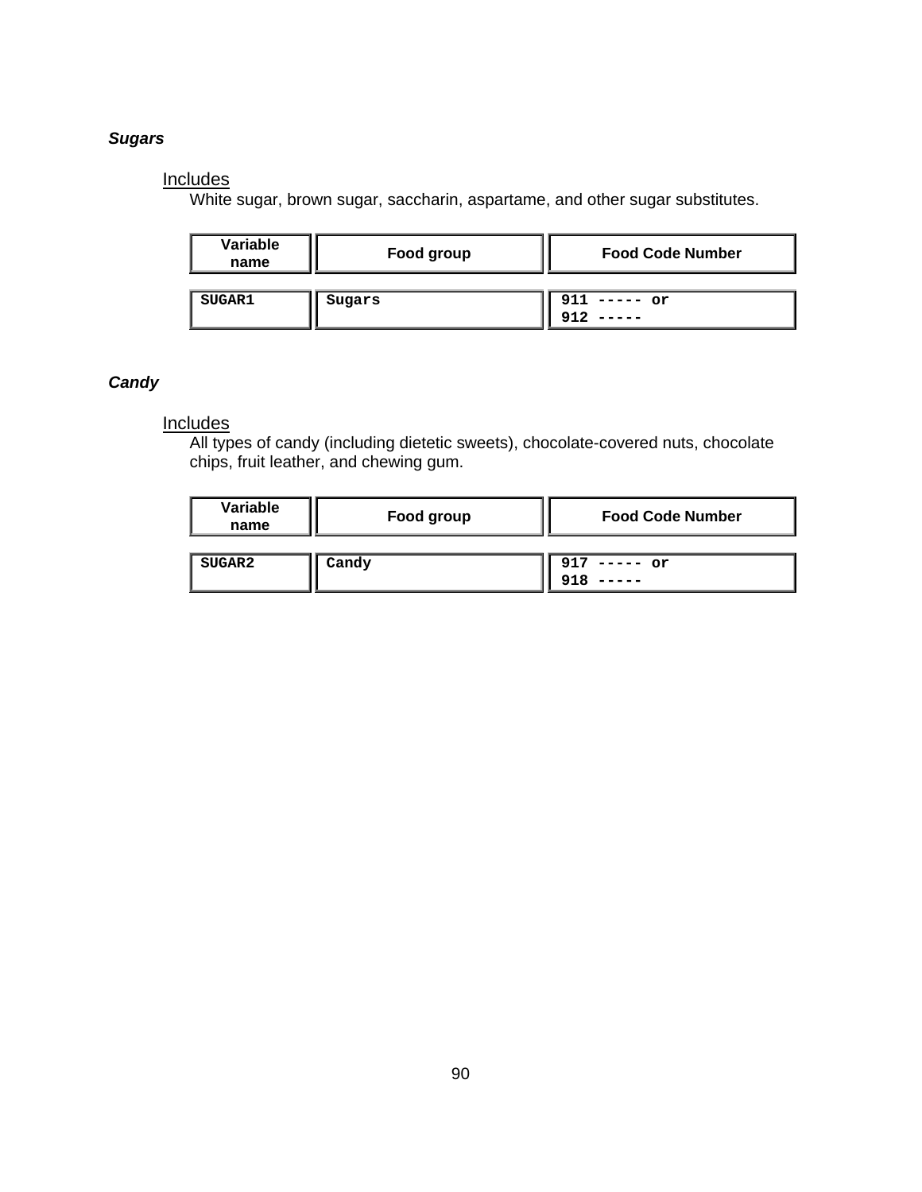### *Sugars*

Includes

White sugar, brown sugar, saccharin, aspartame, and other sugar substitutes.

| Variable name | Food group | Food Code Number |
|---|---|---|
| SUGAR1 | Sugars | 911 ----- or 912 ----- |

### *Candy*

Includes

All types of candy (including dietetic sweets), chocolate-covered nuts, chocolate chips, fruit leather, and chewing gum.

| Variable name | Food group | Food Code Number |
|---|---|---|
| SUGAR2 | Candy | 917 ----- or 918 ----- |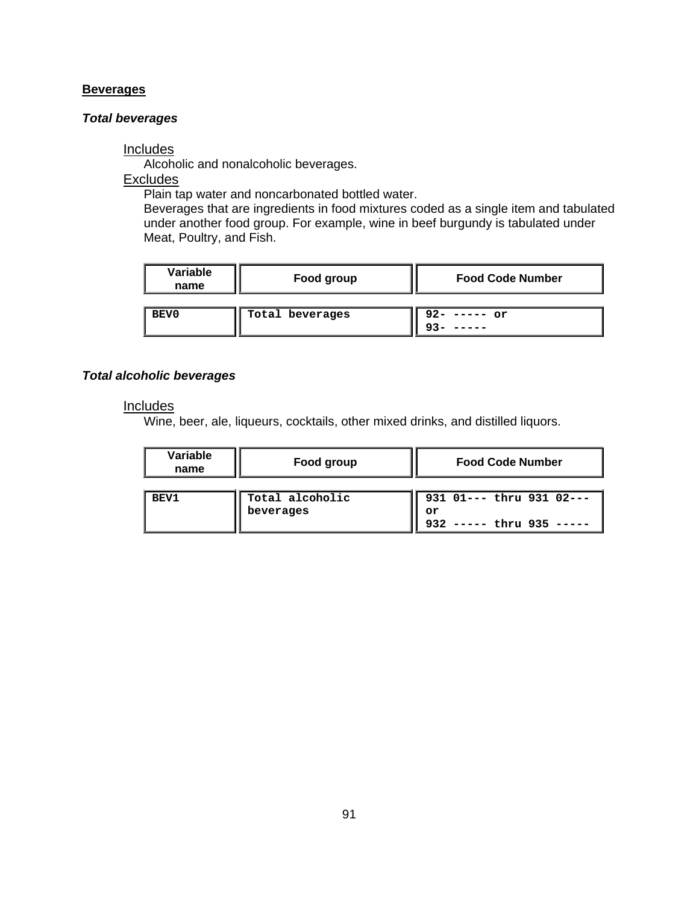## **Beverages**

### ***Total beverages***

Includes

Alcoholic and nonalcoholic beverages.

Excludes

Plain tap water and noncarbonated bottled water.

Beverages that are ingredients in food mixtures coded as a single item and tabulated under another food group. For example, wine in beef burgundy is tabulated under Meat, Poultry, and Fish.

| Variable name | Food group | Food Code Number |
|---|---|---|
| BEV0 | Total beverages | 92- ----- or<br>93- ----- |

### ***Total alcoholic beverages***

Includes

Wine, beer, ale, liqueurs, cocktails, other mixed drinks, and distilled liquors.

| Variable name | Food group | Food Code Number |
|---|---|---|
| BEV1 | Total alcoholic beverages | 931 01--- thru 931 02--- or<br>932 ----- thru 935 ----- |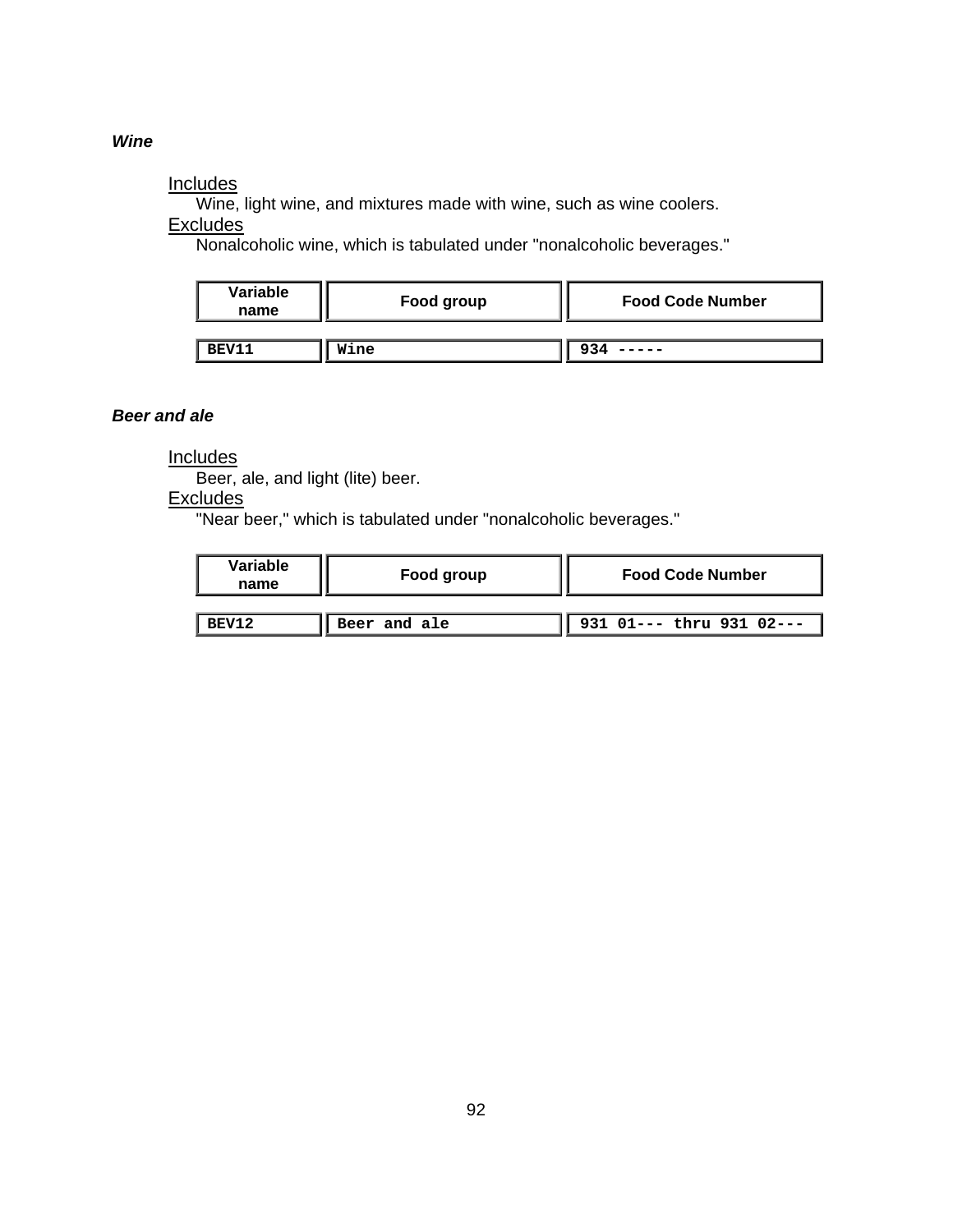***Wine***

Includes

Wine, light wine, and mixtures made with wine, such as wine coolers.

Excludes

Nonalcoholic wine, which is tabulated under "nonalcoholic beverages."

| Variable name | Food group | Food Code Number |
|---|---|---|
| BEV11 | Wine | 934 ----- |

***Beer and ale***

Includes

Beer, ale, and light (lite) beer.

Excludes

"Near beer," which is tabulated under "nonalcoholic beverages."

| Variable name | Food group | Food Code Number |
|---|---|---|
| BEV12 | Beer and ale | 931 01--- thru 931 02--- |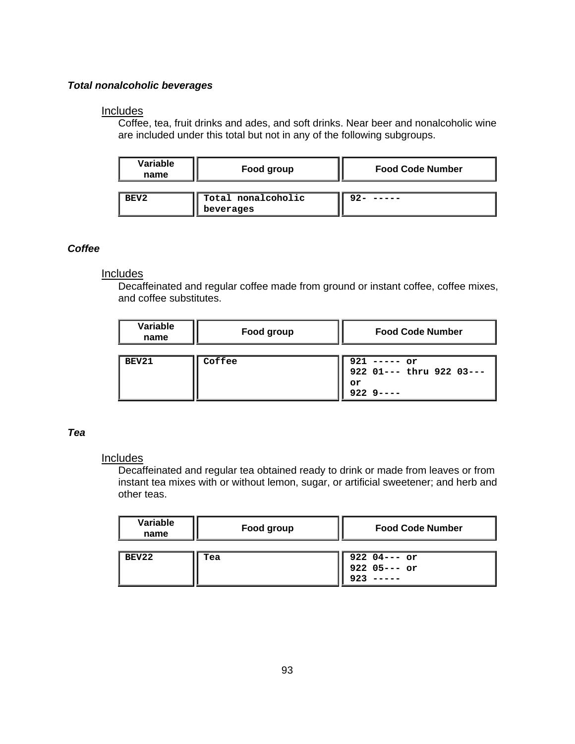### *Total nonalcoholic beverages*

Includes

Coffee, tea, fruit drinks and ades, and soft drinks. Near beer and nonalcoholic wine are included under this total but not in any of the following subgroups.

| Variable name | Food group | Food Code Number |
|---|---|---|
| BEV2 | Total nonalcoholic beverages | 92- ----- |

### *Coffee*

Includes

Decaffeinated and regular coffee made from ground or instant coffee, coffee mixes, and coffee substitutes.

| Variable name | Food group | Food Code Number |
|---|---|---|
| BEV21 | Coffee | 921 ----- or<br>922 01--- thru 922 03--- or<br>922 9---- |

### *Tea*

Includes

Decaffeinated and regular tea obtained ready to drink or made from leaves or from instant tea mixes with or without lemon, sugar, or artificial sweetener; and herb and other teas.

| Variable name | Food group | Food Code Number |
|---|---|---|
| BEV22 | Tea | 922 04--- or<br>922 05--- or<br>923 ----- |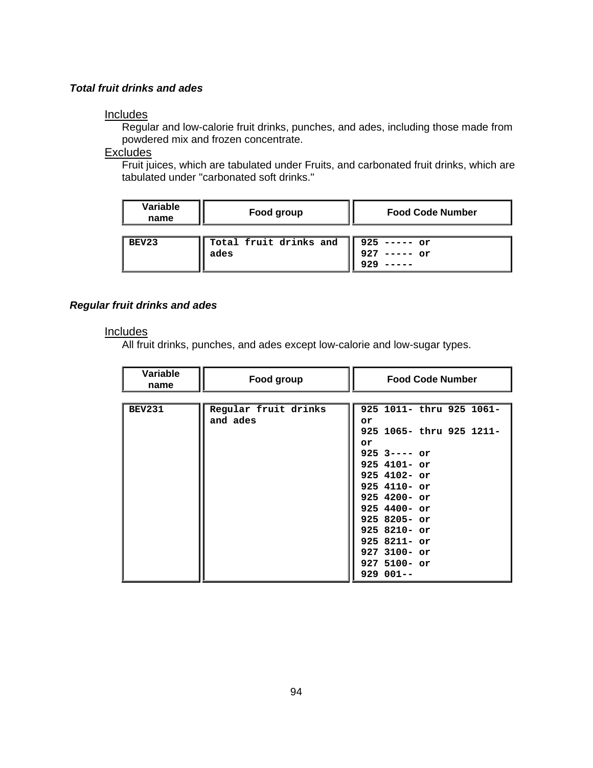### *Total fruit drinks and ades*

Includes

Regular and low-calorie fruit drinks, punches, and ades, including those made from powdered mix and frozen concentrate.

Excludes

Fruit juices, which are tabulated under Fruits, and carbonated fruit drinks, which are tabulated under "carbonated soft drinks."

| Variable name | Food group | Food Code Number |
|---|---|---|
| **BEV23** | **Total fruit drinks and ades** | **925 ----- or<br>927 ----- or<br>929 -----** |

### *Regular fruit drinks and ades*

Includes

All fruit drinks, punches, and ades except low-calorie and low-sugar types.

| Variable name | Food group | Food Code Number |
|---|---|---|
| **BEV231** | **Regular fruit drinks and ades** | **925 1011- thru 925 1061- or<br>925 1065- thru 925 1211- or<br>925 3---- or<br>925 4101- or<br>925 4102- or<br>925 4110- or<br>925 4200- or<br>925 4400- or<br>925 8205- or<br>925 8210- or<br>925 8211- or<br>927 3100- or<br>927 5100- or<br>929 001--** |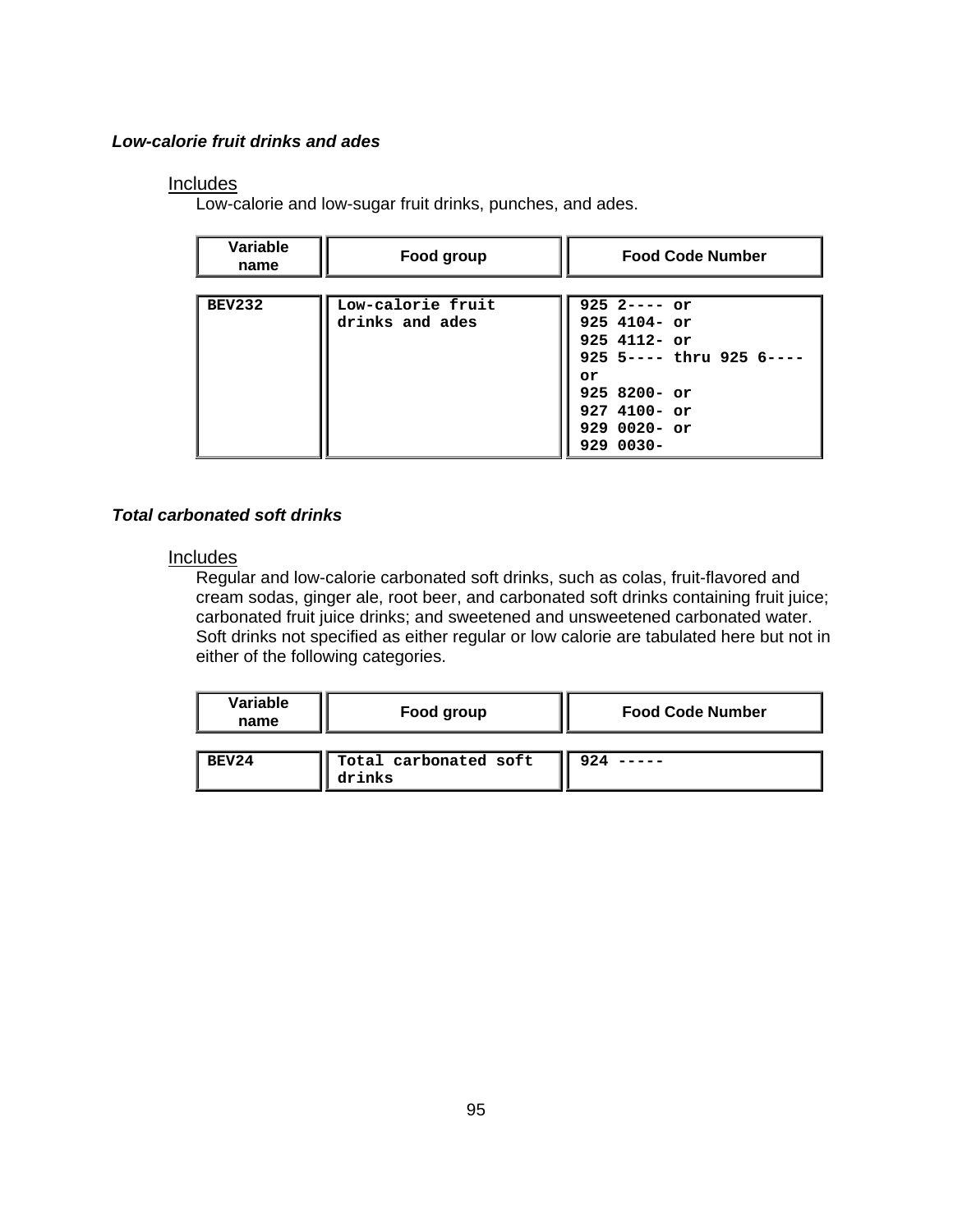### *Low-calorie fruit drinks and ades*

Includes

Low-calorie and low-sugar fruit drinks, punches, and ades.

| Variable name | Food group | Food Code Number |
|---|---|---|
| BEV232 | Low-calorie fruit drinks and ades | 925 2---- or<br>925 4104- or<br>925 4112- or<br>925 5---- thru 925 6---- or<br>925 8200- or<br>927 4100- or<br>929 0020- or<br>929 0030- |

### *Total carbonated soft drinks*

Includes

Regular and low-calorie carbonated soft drinks, such as colas, fruit-flavored and cream sodas, ginger ale, root beer, and carbonated soft drinks containing fruit juice; carbonated fruit juice drinks; and sweetened and unsweetened carbonated water. Soft drinks not specified as either regular or low calorie are tabulated here but not in either of the following categories.

| Variable name | Food group | Food Code Number |
|---|---|---|
| BEV24 | Total carbonated soft drinks | 924 ----- |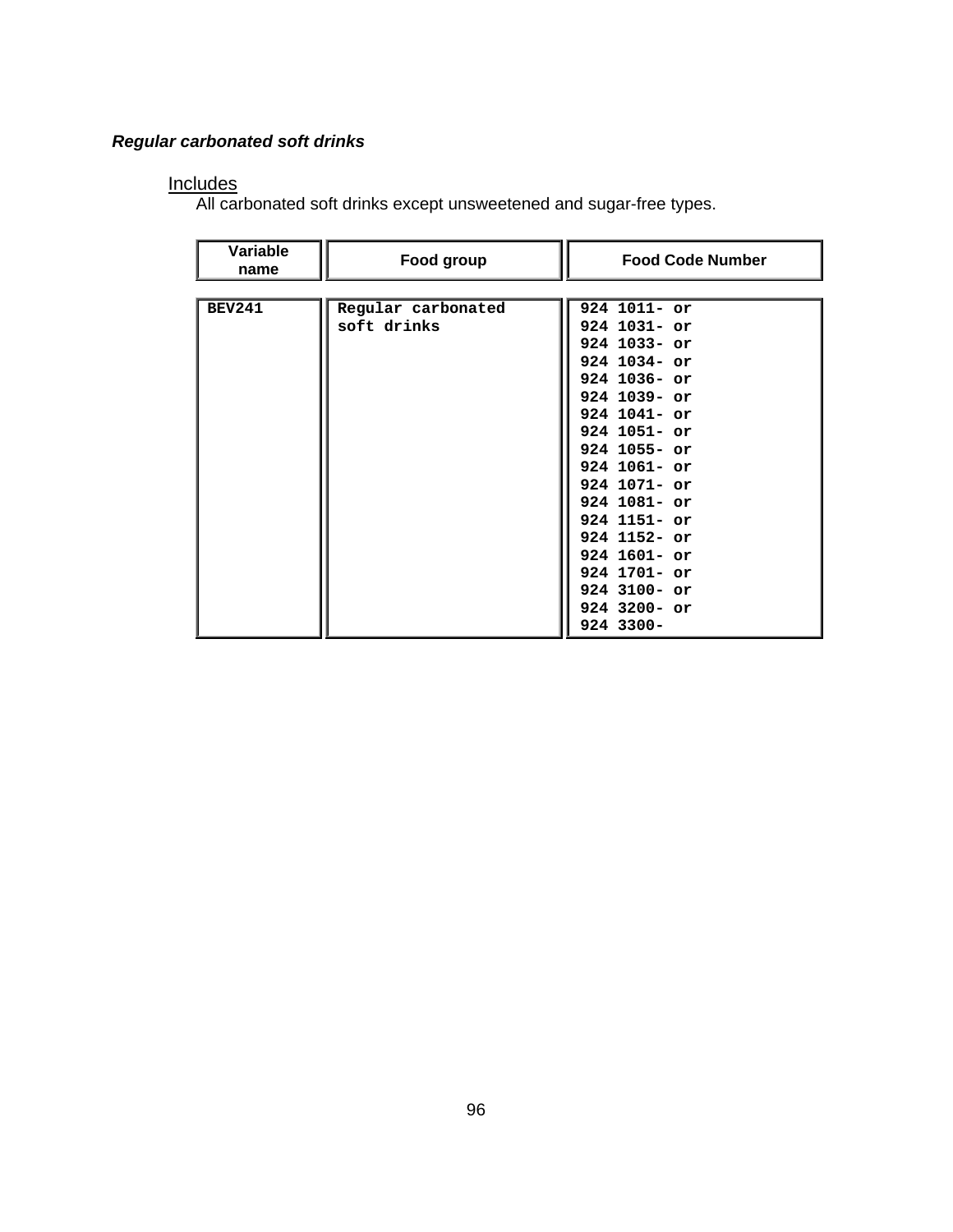***Regular carbonated soft drinks***

Includes

All carbonated soft drinks except unsweetened and sugar-free types.

| Variable name | Food group | Food Code Number |
|---|---|---|
| **BEV241** | Regular carbonated soft drinks | 924 1011- or<br>924 1031- or<br>924 1033- or<br>924 1034- or<br>924 1036- or<br>924 1039- or<br>924 1041- or<br>924 1051- or<br>924 1055- or<br>924 1061- or<br>924 1071- or<br>924 1081- or<br>924 1151- or<br>924 1152- or<br>924 1601- or<br>924 1701- or<br>924 3100- or<br>924 3200- or<br>924 3300- |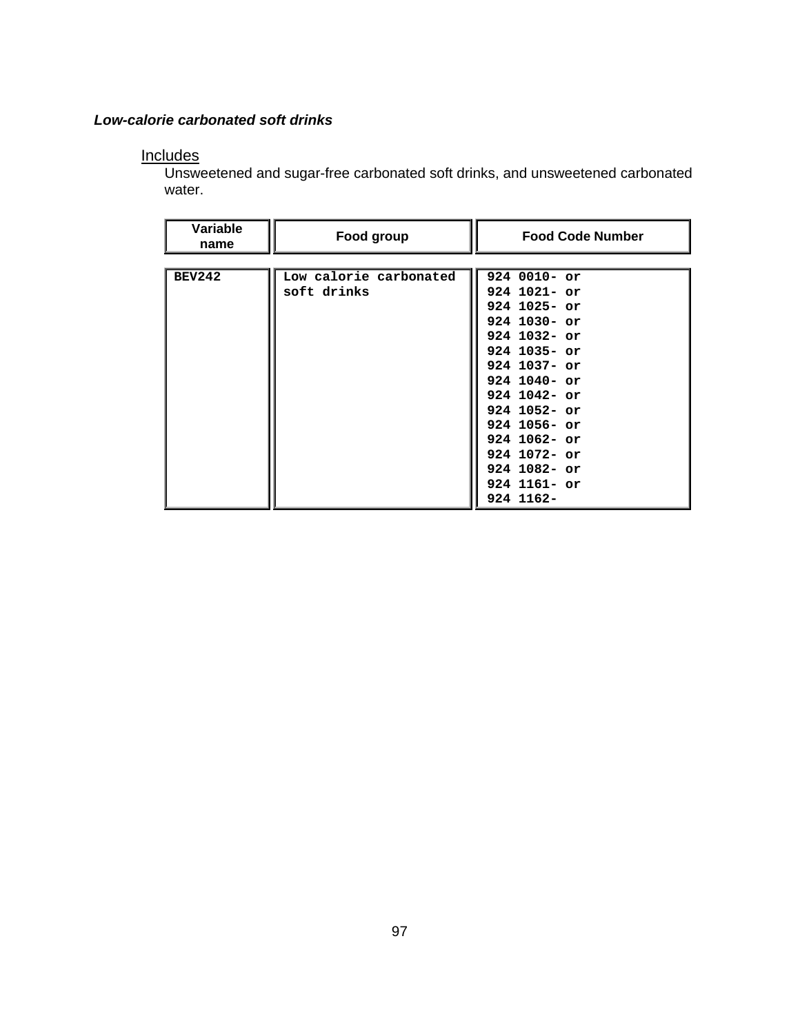***Low-calorie carbonated soft drinks***

Includes

Unsweetened and sugar-free carbonated soft drinks, and unsweetened carbonated water.

| Variable name | Food group | Food Code Number |
|---|---|---|
| **BEV242** | Low calorie carbonated soft drinks | 924 0010- or<br>924 1021- or<br>924 1025- or<br>924 1030- or<br>924 1032- or<br>924 1035- or<br>924 1037- or<br>924 1040- or<br>924 1042- or<br>924 1052- or<br>924 1056- or<br>924 1062- or<br>924 1072- or<br>924 1082- or<br>924 1161- or<br>924 1162- |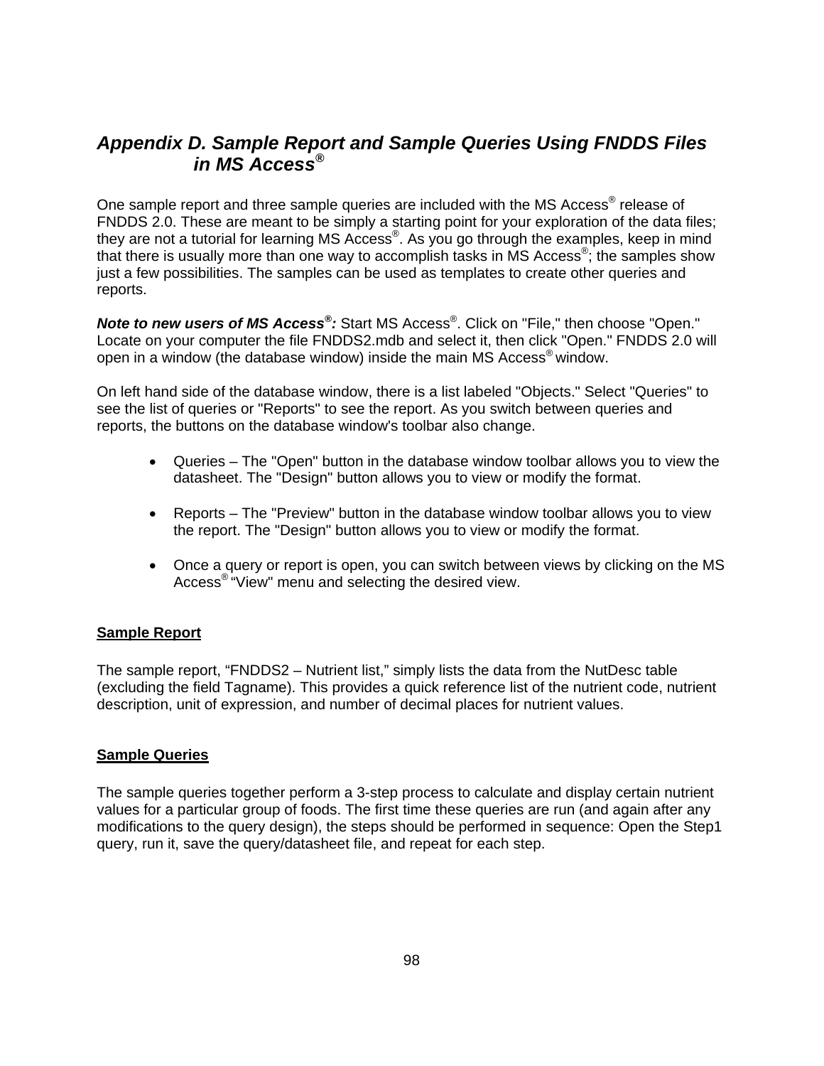## *Appendix D. Sample Report and Sample Queries Using FNDDS Files in MS Access®*

One sample report and three sample queries are included with the MS Access® release of FNDDS 2.0. These are meant to be simply a starting point for your exploration of the data files; they are not a tutorial for learning MS Access®. As you go through the examples, keep in mind that there is usually more than one way to accomplish tasks in MS Access®; the samples show just a few possibilities. The samples can be used as templates to create other queries and reports.

***Note to new users of MS Access®:*** Start MS Access®. Click on "File," then choose "Open." Locate on your computer the file FNDDS2.mdb and select it, then click "Open." FNDDS 2.0 will open in a window (the database window) inside the main MS Access® window.

On left hand side of the database window, there is a list labeled "Objects." Select "Queries" to see the list of queries or "Reports" to see the report. As you switch between queries and reports, the buttons on the database window's toolbar also change.

- Queries – The "Open" button in the database window toolbar allows you to view the datasheet. The "Design" button allows you to view or modify the format.
- Reports – The "Preview" button in the database window toolbar allows you to view the report. The "Design" button allows you to view or modify the format.
- Once a query or report is open, you can switch between views by clicking on the MS Access® "View" menu and selecting the desired view.

### Sample Report

The sample report, "FNDDS2 – Nutrient list," simply lists the data from the NutDesc table (excluding the field Tagname). This provides a quick reference list of the nutrient code, nutrient description, unit of expression, and number of decimal places for nutrient values.

### Sample Queries

The sample queries together perform a 3-step process to calculate and display certain nutrient values for a particular group of foods. The first time these queries are run (and again after any modifications to the query design), the steps should be performed in sequence: Open the Step1 query, run it, save the query/datasheet file, and repeat for each step.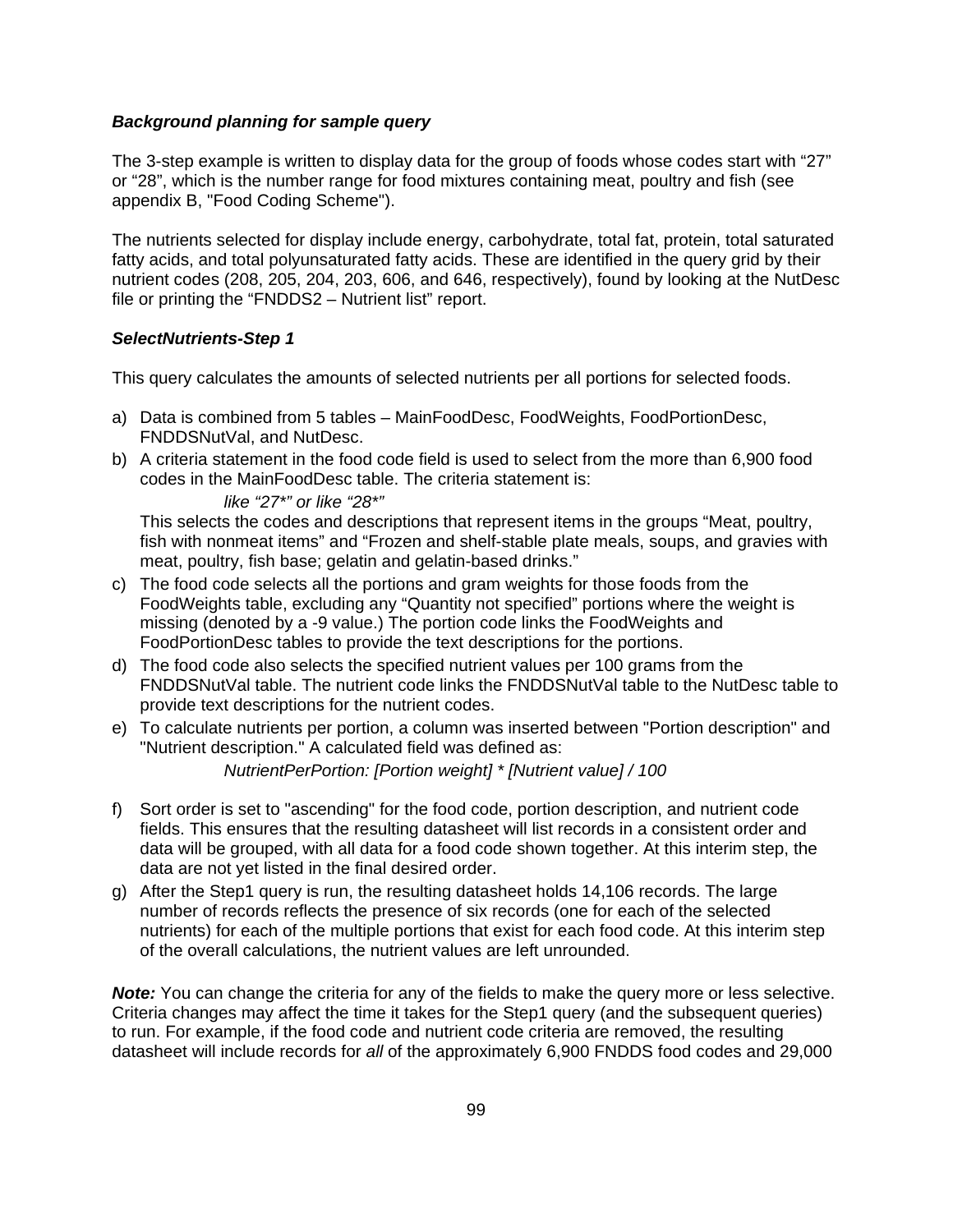***Background planning for sample query***

The 3-step example is written to display data for the group of foods whose codes start with "27" or "28", which is the number range for food mixtures containing meat, poultry and fish (see appendix B, "Food Coding Scheme").

The nutrients selected for display include energy, carbohydrate, total fat, protein, total saturated fatty acids, and total polyunsaturated fatty acids. These are identified in the query grid by their nutrient codes (208, 205, 204, 203, 606, and 646, respectively), found by looking at the NutDesc file or printing the "FNDDS2 – Nutrient list" report.

***SelectNutrients-Step 1***

This query calculates the amounts of selected nutrients per all portions for selected foods.

a) Data is combined from 5 tables – MainFoodDesc, FoodWeights, FoodPortionDesc, FNDDSNutVal, and NutDesc.
b) A criteria statement in the food code field is used to select from the more than 6,900 food codes in the MainFoodDesc table. The criteria statement is:

   *like "27*" or like "28*"*

   This selects the codes and descriptions that represent items in the groups "Meat, poultry, fish with nonmeat items" and "Frozen and shelf-stable plate meals, soups, and gravies with meat, poultry, fish base; gelatin and gelatin-based drinks."
c) The food code selects all the portions and gram weights for those foods from the FoodWeights table, excluding any "Quantity not specified" portions where the weight is missing (denoted by a -9 value.) The portion code links the FoodWeights and FoodPortionDesc tables to provide the text descriptions for the portions.
d) The food code also selects the specified nutrient values per 100 grams from the FNDDSNutVal table. The nutrient code links the FNDDSNutVal table to the NutDesc table to provide text descriptions for the nutrient codes.
e) To calculate nutrients per portion, a column was inserted between "Portion description" and "Nutrient description." A calculated field was defined as:

   *NutrientPerPortion: [Portion weight] * [Nutrient value] / 100*

f) Sort order is set to "ascending" for the food code, portion description, and nutrient code fields. This ensures that the resulting datasheet will list records in a consistent order and data will be grouped, with all data for a food code shown together. At this interim step, the data are not yet listed in the final desired order.
g) After the Step1 query is run, the resulting datasheet holds 14,106 records. The large number of records reflects the presence of six records (one for each of the selected nutrients) for each of the multiple portions that exist for each food code. At this interim step of the overall calculations, the nutrient values are left unrounded.

***Note:*** You can change the criteria for any of the fields to make the query more or less selective. Criteria changes may affect the time it takes for the Step1 query (and the subsequent queries) to run. For example, if the food code and nutrient code criteria are removed, the resulting datasheet will include records for *all* of the approximately 6,900 FNDDS food codes and 29,000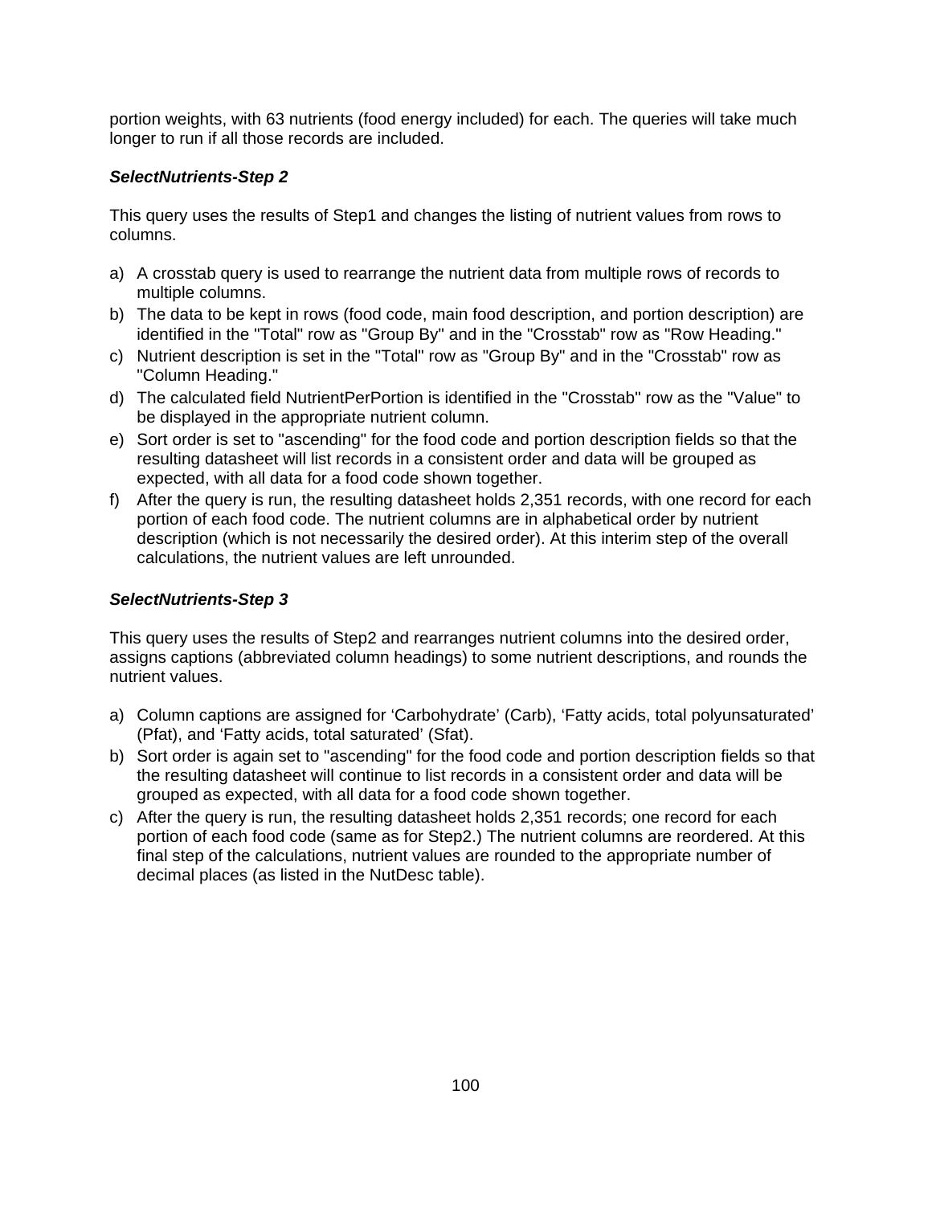portion weights, with 63 nutrients (food energy included) for each. The queries will take much longer to run if all those records are included.

***SelectNutrients-Step 2***

This query uses the results of Step1 and changes the listing of nutrient values from rows to columns.

a) A crosstab query is used to rearrange the nutrient data from multiple rows of records to multiple columns.
b) The data to be kept in rows (food code, main food description, and portion description) are identified in the "Total" row as "Group By" and in the "Crosstab" row as "Row Heading."
c) Nutrient description is set in the "Total" row as "Group By" and in the "Crosstab" row as "Column Heading."
d) The calculated field NutrientPerPortion is identified in the "Crosstab" row as the "Value" to be displayed in the appropriate nutrient column.
e) Sort order is set to "ascending" for the food code and portion description fields so that the resulting datasheet will list records in a consistent order and data will be grouped as expected, with all data for a food code shown together.
f) After the query is run, the resulting datasheet holds 2,351 records, with one record for each portion of each food code. The nutrient columns are in alphabetical order by nutrient description (which is not necessarily the desired order). At this interim step of the overall calculations, the nutrient values are left unrounded.

***SelectNutrients-Step 3***

This query uses the results of Step2 and rearranges nutrient columns into the desired order, assigns captions (abbreviated column headings) to some nutrient descriptions, and rounds the nutrient values.

a) Column captions are assigned for ‘Carbohydrate’ (Carb), ‘Fatty acids, total polyunsaturated’ (Pfat), and ‘Fatty acids, total saturated’ (Sfat).
b) Sort order is again set to "ascending" for the food code and portion description fields so that the resulting datasheet will continue to list records in a consistent order and data will be grouped as expected, with all data for a food code shown together.
c) After the query is run, the resulting datasheet holds 2,351 records; one record for each portion of each food code (same as for Step2.) The nutrient columns are reordered. At this final step of the calculations, nutrient values are rounded to the appropriate number of decimal places (as listed in the NutDesc table).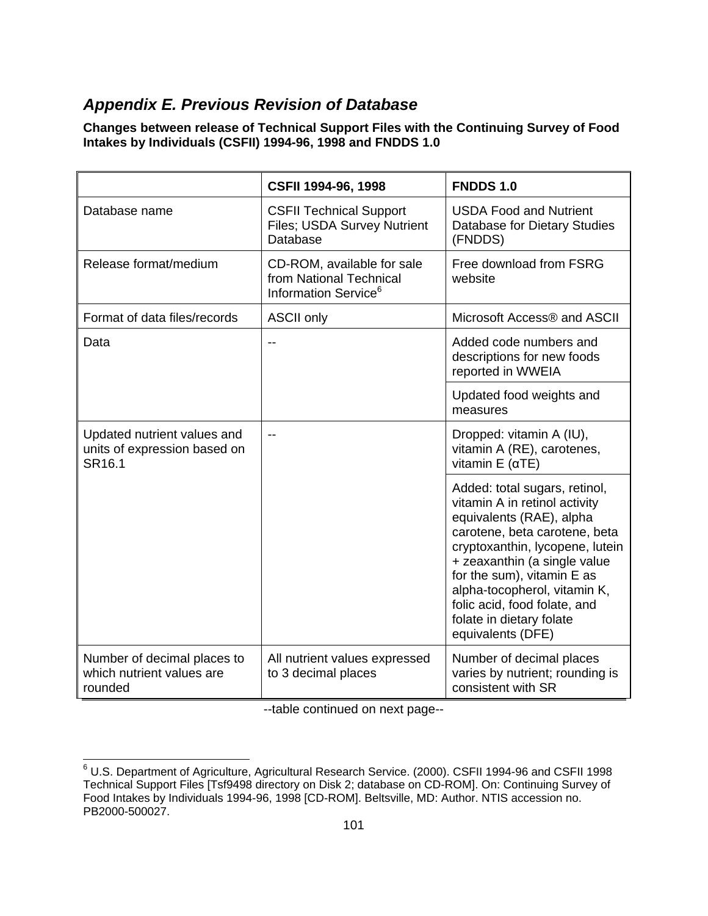## *Appendix E. Previous Revision of Database*

**Changes between release of Technical Support Files with the Continuing Survey of Food Intakes by Individuals (CSFII) 1994-96, 1998 and FNDDS 1.0**

| | CSFII 1994-96, 1998 | FNDDS 1.0 |
|---|---|---|
| Database name | CSFII Technical Support Files; USDA Survey Nutrient Database | USDA Food and Nutrient Database for Dietary Studies (FNDDS) |
| Release format/medium | CD-ROM, available for sale from National Technical Information Service[6] | Free download from FSRG website |
| Format of data files/records | ASCII only | Microsoft Access® and ASCII |
| Data | -- | Added code numbers and descriptions for new foods reported in WWEIA |
| | | Updated food weights and measures |
| Updated nutrient values and units of expression based on SR16.1 | -- | Dropped: vitamin A (IU), vitamin A (RE), carotenes, vitamin E (αTE) |
| | | Added: total sugars, retinol, vitamin A in retinol activity equivalents (RAE), alpha carotene, beta carotene, beta cryptoxanthin, lycopene, lutein + zeaxanthin (a single value for the sum), vitamin E as alpha-tocopherol, vitamin K, folic acid, food folate, and folate in dietary folate equivalents (DFE) |
| Number of decimal places to which nutrient values are rounded | All nutrient values expressed to 3 decimal places | Number of decimal places varies by nutrient; rounding is consistent with SR |

--table continued on next page--

[6] U.S. Department of Agriculture, Agricultural Research Service. (2000). CSFII 1994-96 and CSFII 1998 Technical Support Files [Tsf9498 directory on Disk 2; database on CD-ROM]. On: Continuing Survey of Food Intakes by Individuals 1994-96, 1998 [CD-ROM]. Beltsville, MD: Author. NTIS accession no. PB2000-500027.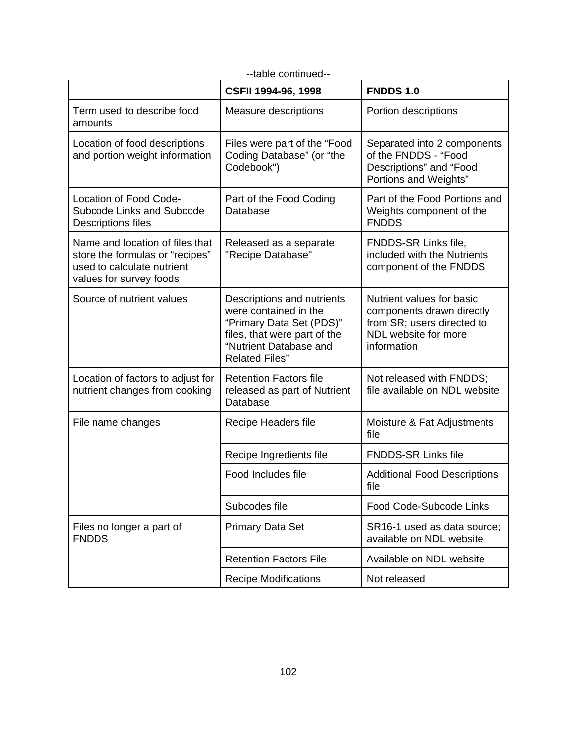--table continued--

| | CSFII 1994-96, 1998 | FNDDS 1.0 |
|---|---|---|
| Term used to describe food amounts | Measure descriptions | Portion descriptions |
| Location of food descriptions and portion weight information | Files were part of the “Food Coding Database” (or “the Codebook") | Separated into 2 components of the FNDDS - “Food Descriptions” and “Food Portions and Weights” |
| Location of Food Code-Subcode Links and Subcode Descriptions files | Part of the Food Coding Database | Part of the Food Portions and Weights component of the FNDDS |
| Name and location of files that store the formulas or “recipes” used to calculate nutrient values for survey foods | Released as a separate "Recipe Database" | FNDDS-SR Links file, included with the Nutrients component of the FNDDS |
| Source of nutrient values | Descriptions and nutrients were contained in the “Primary Data Set (PDS)” files, that were part of the “Nutrient Database and Related Files” | Nutrient values for basic components drawn directly from SR; users directed to NDL website for more information |
| Location of factors to adjust for nutrient changes from cooking | Retention Factors file released as part of Nutrient Database | Not released with FNDDS; file available on NDL website |
| File name changes | Recipe Headers file | Moisture & Fat Adjustments file |
| | Recipe Ingredients file | FNDDS-SR Links file |
| | Food Includes file | Additional Food Descriptions file |
| | Subcodes file | Food Code-Subcode Links |
| Files no longer a part of FNDDS | Primary Data Set | SR16-1 used as data source; available on NDL website |
| | Retention Factors File | Available on NDL website |
| | Recipe Modifications | Not released |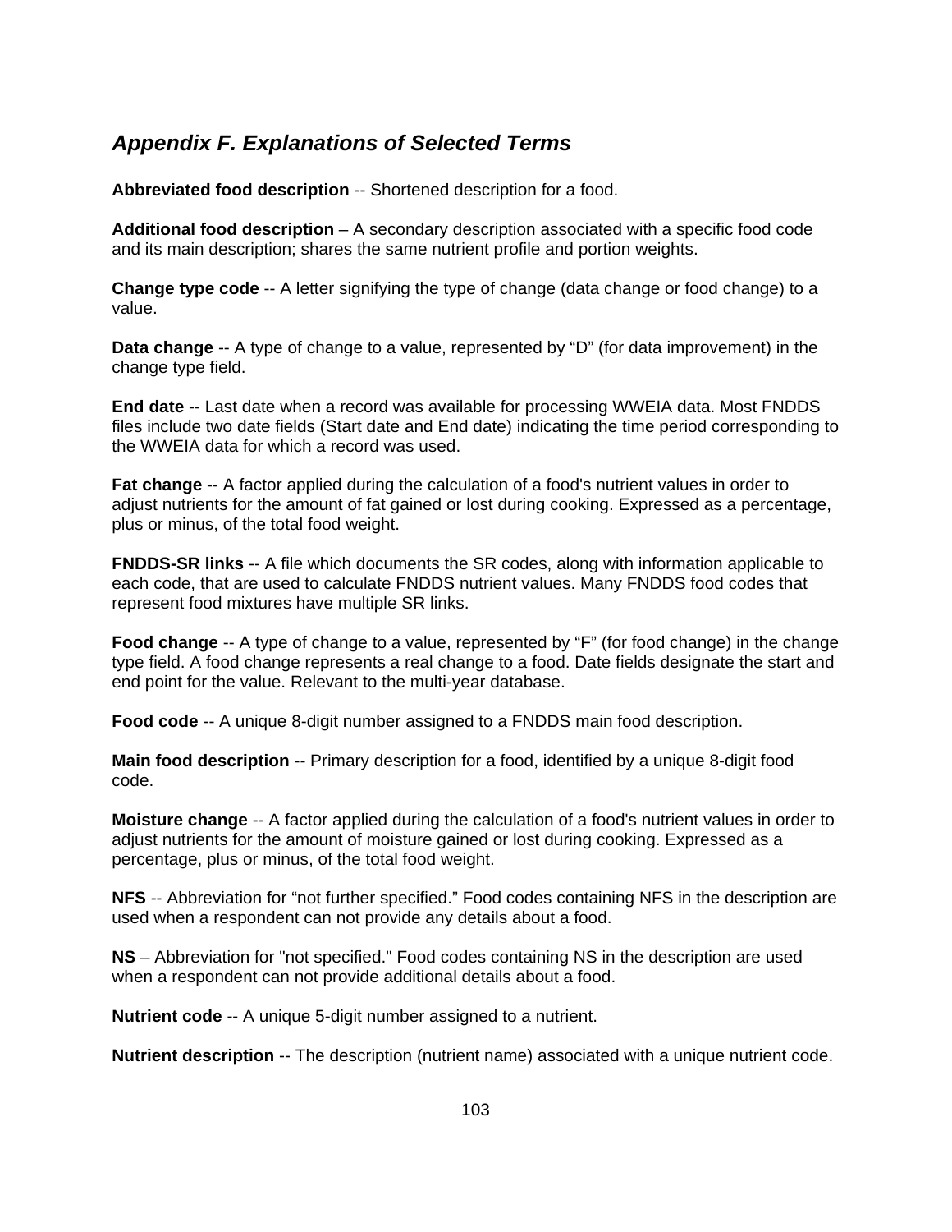## *Appendix F. Explanations of Selected Terms*

**Abbreviated food description** -- Shortened description for a food.

**Additional food description** – A secondary description associated with a specific food code and its main description; shares the same nutrient profile and portion weights.

**Change type code** -- A letter signifying the type of change (data change or food change) to a value.

**Data change** -- A type of change to a value, represented by "D" (for data improvement) in the change type field.

**End date** -- Last date when a record was available for processing WWEIA data. Most FNDDS files include two date fields (Start date and End date) indicating the time period corresponding to the WWEIA data for which a record was used.

**Fat change** -- A factor applied during the calculation of a food's nutrient values in order to adjust nutrients for the amount of fat gained or lost during cooking. Expressed as a percentage, plus or minus, of the total food weight.

**FNDDS-SR links** -- A file which documents the SR codes, along with information applicable to each code, that are used to calculate FNDDS nutrient values. Many FNDDS food codes that represent food mixtures have multiple SR links.

**Food change** -- A type of change to a value, represented by "F" (for food change) in the change type field. A food change represents a real change to a food. Date fields designate the start and end point for the value. Relevant to the multi-year database.

**Food code** -- A unique 8-digit number assigned to a FNDDS main food description.

**Main food description** -- Primary description for a food, identified by a unique 8-digit food code.

**Moisture change** -- A factor applied during the calculation of a food's nutrient values in order to adjust nutrients for the amount of moisture gained or lost during cooking. Expressed as a percentage, plus or minus, of the total food weight.

**NFS** -- Abbreviation for "not further specified." Food codes containing NFS in the description are used when a respondent can not provide any details about a food.

**NS** – Abbreviation for "not specified." Food codes containing NS in the description are used when a respondent can not provide additional details about a food.

**Nutrient code** -- A unique 5-digit number assigned to a nutrient.

**Nutrient description** -- The description (nutrient name) associated with a unique nutrient code.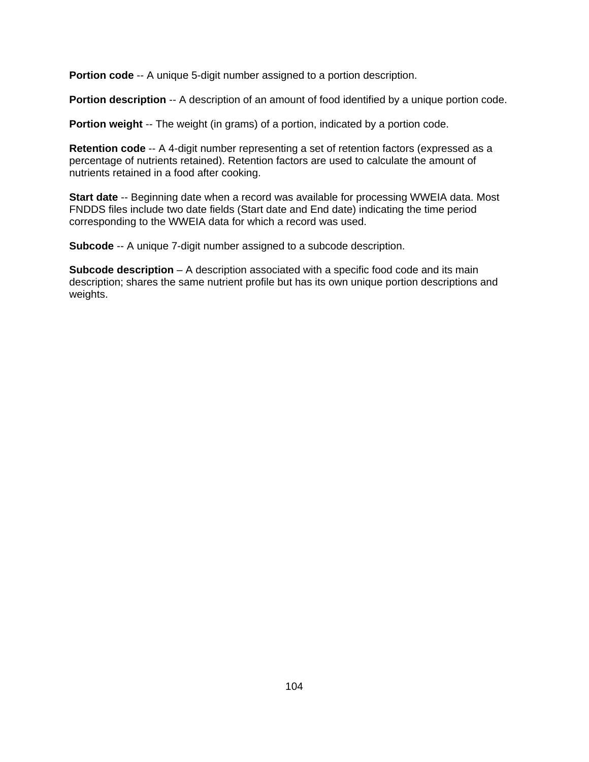**Portion code** -- A unique 5-digit number assigned to a portion description.

**Portion description** -- A description of an amount of food identified by a unique portion code.

**Portion weight** -- The weight (in grams) of a portion, indicated by a portion code.

**Retention code** -- A 4-digit number representing a set of retention factors (expressed as a percentage of nutrients retained). Retention factors are used to calculate the amount of nutrients retained in a food after cooking.

**Start date** -- Beginning date when a record was available for processing WWEIA data. Most FNDDS files include two date fields (Start date and End date) indicating the time period corresponding to the WWEIA data for which a record was used.

**Subcode** -- A unique 7-digit number assigned to a subcode description.

**Subcode description** – A description associated with a specific food code and its main description; shares the same nutrient profile but has its own unique portion descriptions and weights.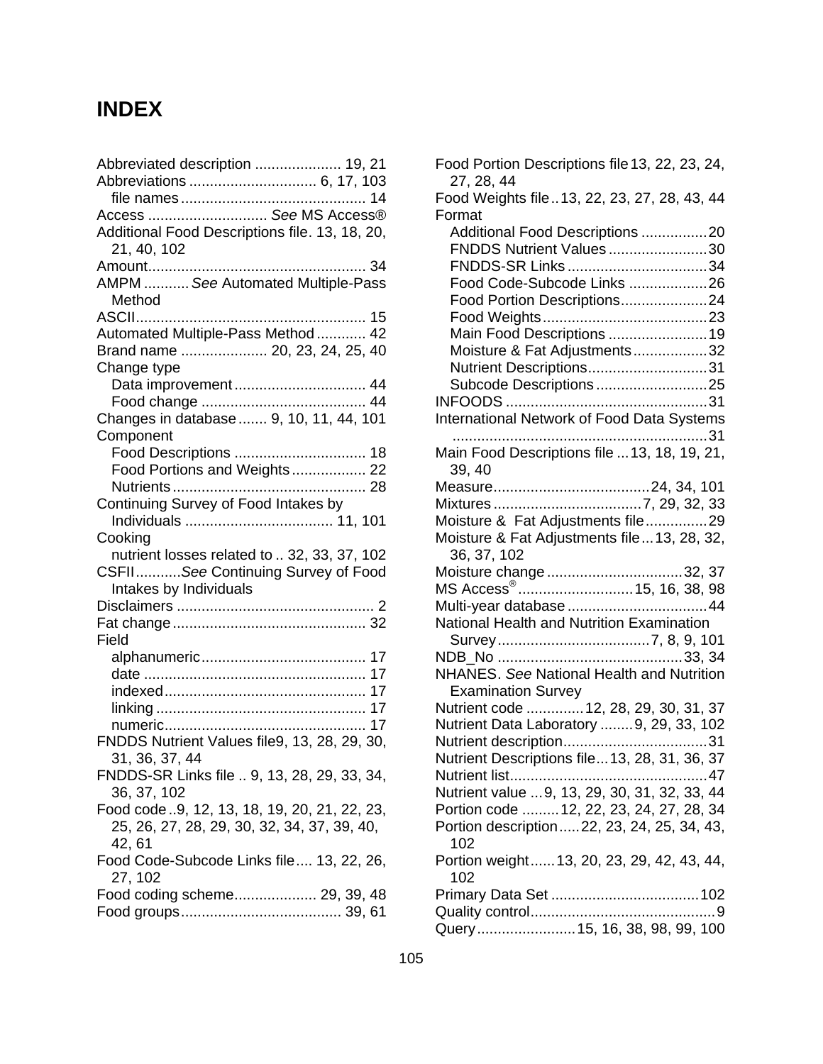# INDEX

Abbreviated description ..................... 19, 21
Abbreviations ............................... 6, 17, 103
  file names ............................................. 14
Access ............................. *See* MS Access®
Additional Food Descriptions file. 13, 18, 20, 21, 40, 102
Amount..................................................... 34
AMPM ........... *See* Automated Multiple-Pass Method
ASCII....................................................... 15
Automated Multiple-Pass Method ............ 42
Brand name ..................... 20, 23, 24, 25, 40
Change type
  Data improvement ................................ 44
  Food change ........................................ 44
Changes in database ....... 9, 10, 11, 44, 101
Component
  Food Descriptions ................................ 18
  Food Portions and Weights .................. 22
  Nutrients ............................................... 28
Continuing Survey of Food Intakes by Individuals .................................... 11, 101
Cooking
  nutrient losses related to .. 32, 33, 37, 102
CSFII ...........*See* Continuing Survey of Food Intakes by Individuals
Disclaimers ................................................ 2
Fat change ............................................... 32
Field
  alphanumeric ........................................ 17
  date ...................................................... 17
  indexed ................................................. 17
  linking ................................................... 17
  numeric ................................................. 17
FNDDS Nutrient Values file9, 13, 28, 29, 30, 31, 36, 37, 44
FNDDS-SR Links file .. 9, 13, 28, 29, 33, 34, 36, 37, 102
Food code ..9, 12, 13, 18, 19, 20, 21, 22, 23, 25, 26, 27, 28, 29, 30, 32, 34, 37, 39, 40, 42, 61
Food Code-Subcode Links file .... 13, 22, 26, 27, 102
Food coding scheme.................... 29, 39, 48
Food groups ....................................... 39, 61
Food Portion Descriptions file 13, 22, 23, 24, 27, 28, 44
Food Weights file .. 13, 22, 23, 27, 28, 43, 44
Format
  Additional Food Descriptions ................ 20
  FNDDS Nutrient Values ........................ 30
  FNDDS-SR Links .................................. 34
  Food Code-Subcode Links ................... 26
  Food Portion Descriptions..................... 24
  Food Weights ........................................ 23
  Main Food Descriptions ........................ 19
  Moisture & Fat Adjustments .................. 32
  Nutrient Descriptions............................. 31
  Subcode Descriptions ........................... 25
INFOODS ................................................. 31
International Network of Food Data Systems .............................................................. 31
Main Food Descriptions file ... 13, 18, 19, 21, 39, 40
Measure...................................... 24, 34, 101
Mixtures .................................... 7, 29, 32, 33
Moisture & Fat Adjustments file ............... 29
Moisture & Fat Adjustments file ... 13, 28, 32, 36, 37, 102
Moisture change ................................. 32, 37
MS Access® ............................ 15, 16, 38, 98
Multi-year database .................................. 44
National Health and Nutrition Examination Survey ..................................... 7, 8, 9, 101
NDB_No ............................................. 33, 34
NHANES. *See* National Health and Nutrition Examination Survey
Nutrient code ............. 12, 28, 29, 30, 31, 37
Nutrient Data Laboratory ........ 9, 29, 33, 102
Nutrient description................................... 31
Nutrient Descriptions file ... 13, 28, 31, 36, 37
Nutrient list................................................ 47
Nutrient value ... 9, 13, 29, 30, 31, 32, 33, 44
Portion code ......... 12, 22, 23, 24, 27, 28, 34
Portion description ..... 22, 23, 24, 25, 34, 43, 102
Portion weight ...... 13, 20, 23, 29, 42, 43, 44, 102
Primary Data Set .................................... 102
Quality control ............................................. 9
Query ........................ 15, 16, 38, 98, 99, 100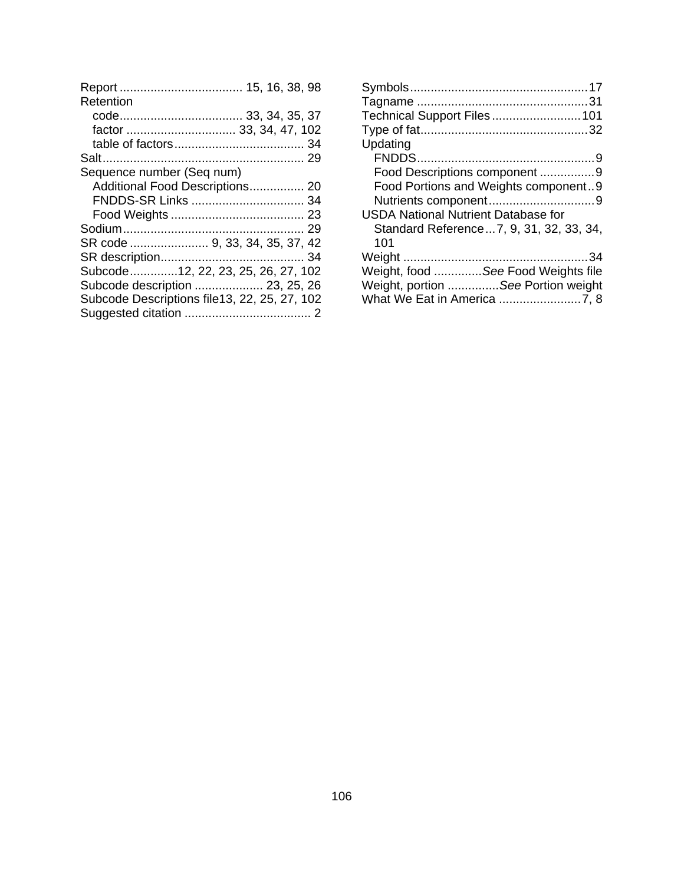Report .................................... 15, 16, 38, 98
Retention
- code.................................... 33, 34, 35, 37
- factor ................................ 33, 34, 47, 102
- table of factors...................................... 34

Salt........................................................... 29
Sequence number (Seq num)
- Additional Food Descriptions................ 20
- FNDDS-SR Links ................................. 34
- Food Weights ....................................... 23

Sodium..................................................... 29
SR code ....................... 9, 33, 34, 35, 37, 42
SR description.......................................... 34
Subcode..............12, 22, 23, 25, 26, 27, 102
Subcode description .................... 23, 25, 26
Subcode Descriptions file13, 22, 25, 27, 102
Suggested citation ..................................... 2
Symbols....................................................17
Tagname ..................................................31
Technical Support Files..........................101
Type of fat.................................................32
Updating
- FNDDS....................................................9
- Food Descriptions component ................9
- Food Portions and Weights component..9
- Nutrients component...............................9

USDA National Nutrient Database for Standard Reference...7, 9, 31, 32, 33, 34, 101
Weight ......................................................34
Weight, food ..............*See* Food Weights file
Weight, portion ...............*See* Portion weight
What We Eat in America ........................7, 8